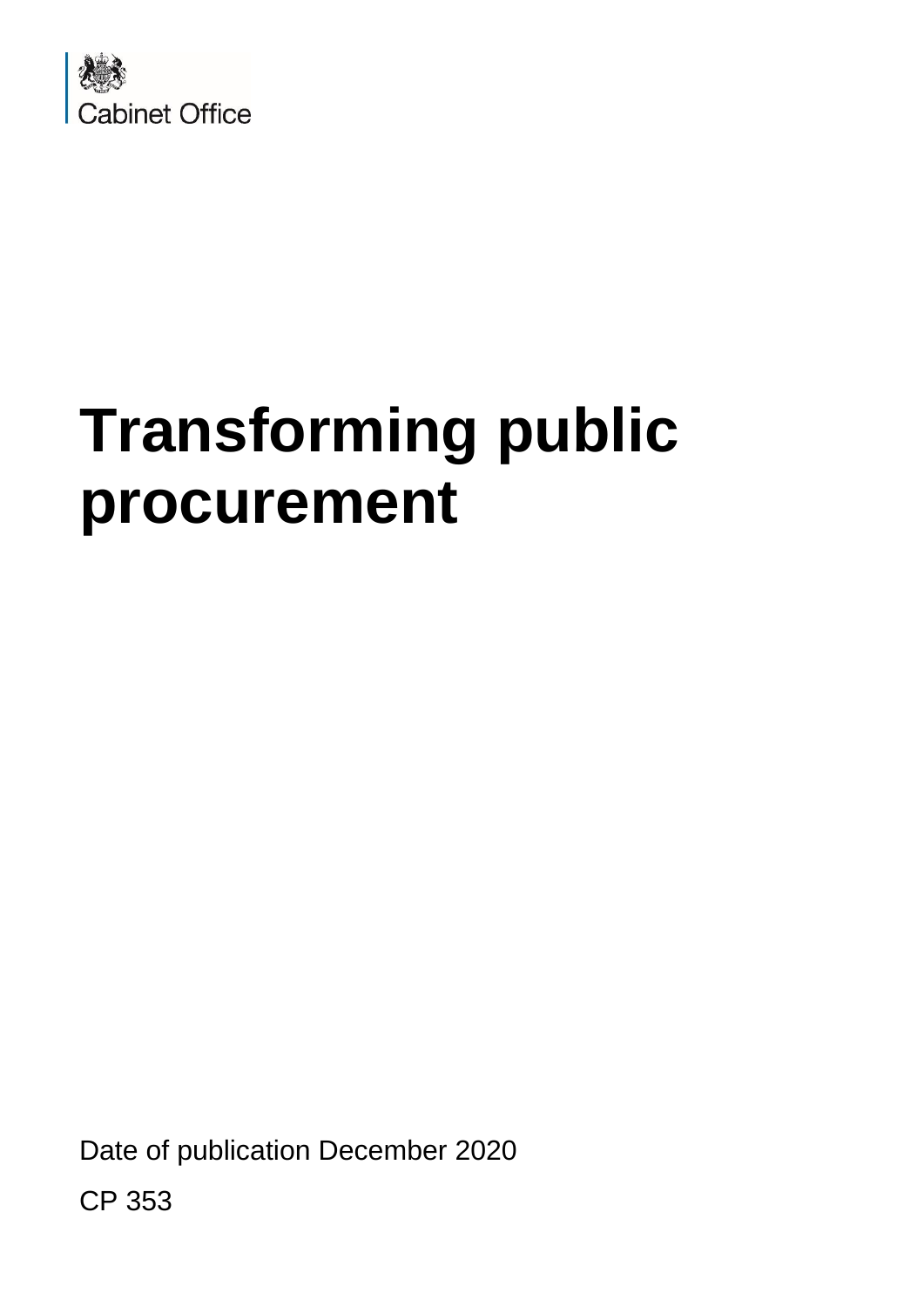Cabinet Office

# Transforming public procurement

Date of publication December 2020

CP 353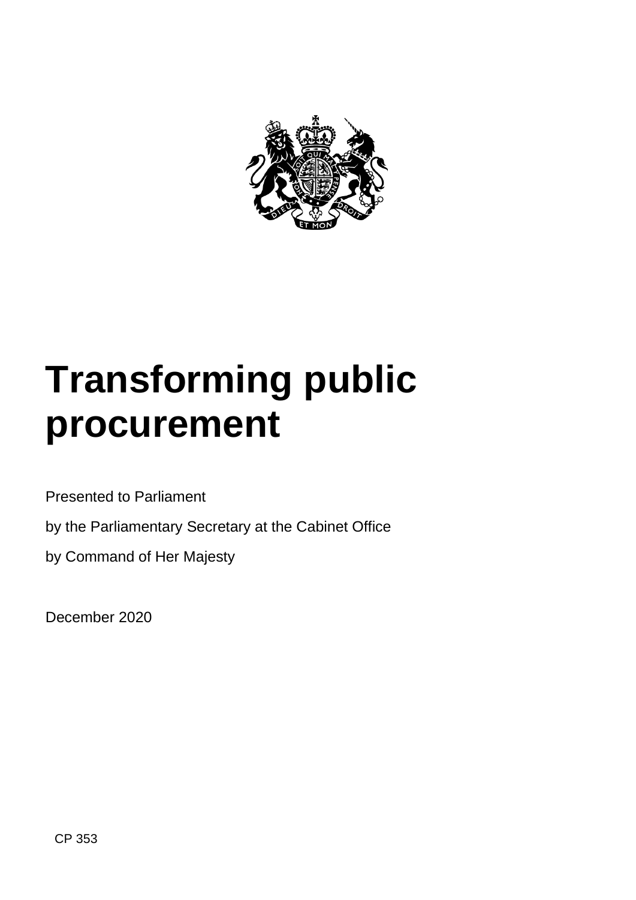# Transforming public procurement

Presented to Parliament

by the Parliamentary Secretary at the Cabinet Office

by Command of Her Majesty

December 2020

CP 353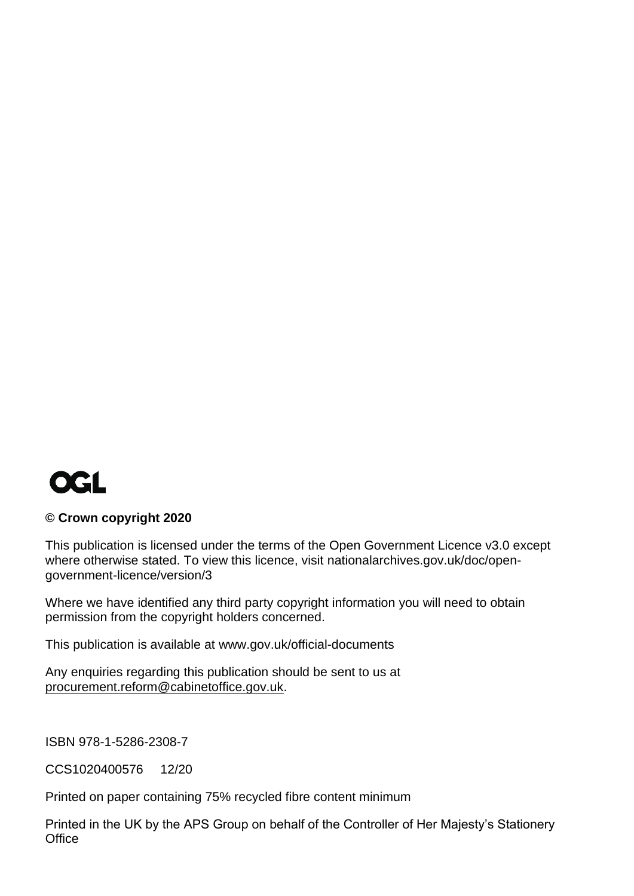OGL

**© Crown copyright 2020**

This publication is licensed under the terms of the Open Government Licence v3.0 except where otherwise stated. To view this licence, visit nationalarchives.gov.uk/doc/open-government-licence/version/3

Where we have identified any third party copyright information you will need to obtain permission from the copyright holders concerned.

This publication is available at www.gov.uk/official-documents

Any enquiries regarding this publication should be sent to us at procurement.reform@cabinetoffice.gov.uk.

ISBN 978-1-5286-2308-7

CCS1020400576 12/20

Printed on paper containing 75% recycled fibre content minimum

Printed in the UK by the APS Group on behalf of the Controller of Her Majesty's Stationery Office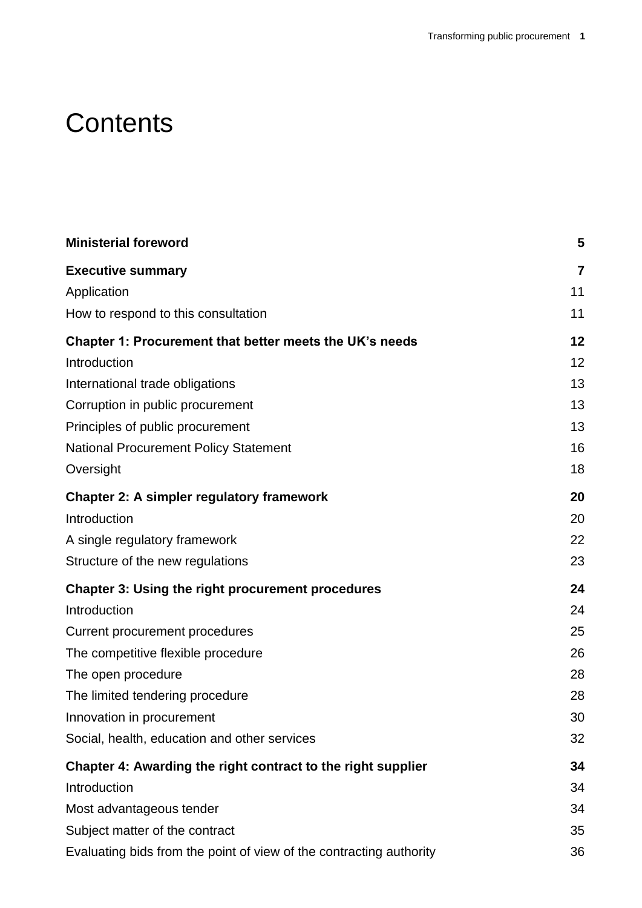# Contents

| | |
|---|---|
| **Ministerial foreword** | **5** |
| **Executive summary** | **7** |
| Application | 11 |
| How to respond to this consultation | 11 |
| **Chapter 1: Procurement that better meets the UK's needs** | **12** |
| Introduction | 12 |
| International trade obligations | 13 |
| Corruption in public procurement | 13 |
| Principles of public procurement | 13 |
| National Procurement Policy Statement | 16 |
| Oversight | 18 |
| **Chapter 2: A simpler regulatory framework** | **20** |
| Introduction | 20 |
| A single regulatory framework | 22 |
| Structure of the new regulations | 23 |
| **Chapter 3: Using the right procurement procedures** | **24** |
| Introduction | 24 |
| Current procurement procedures | 25 |
| The competitive flexible procedure | 26 |
| The open procedure | 28 |
| The limited tendering procedure | 28 |
| Innovation in procurement | 30 |
| Social, health, education and other services | 32 |
| **Chapter 4: Awarding the right contract to the right supplier** | **34** |
| Introduction | 34 |
| Most advantageous tender | 34 |
| Subject matter of the contract | 35 |
| Evaluating bids from the point of view of the contracting authority | 36 |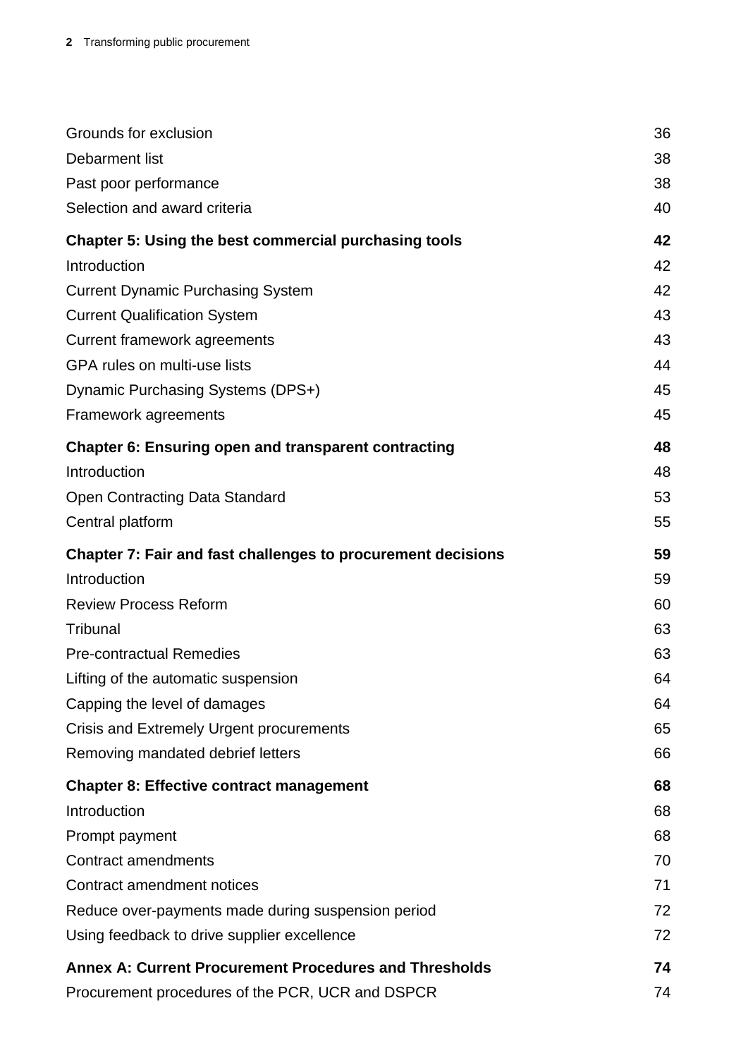| | |
|---|---|
| Grounds for exclusion | 36 |
| Debarment list | 38 |
| Past poor performance | 38 |
| Selection and award criteria | 40 |
| **Chapter 5: Using the best commercial purchasing tools** | **42** |
| Introduction | 42 |
| Current Dynamic Purchasing System | 42 |
| Current Qualification System | 43 |
| Current framework agreements | 43 |
| GPA rules on multi-use lists | 44 |
| Dynamic Purchasing Systems (DPS+) | 45 |
| Framework agreements | 45 |
| **Chapter 6: Ensuring open and transparent contracting** | **48** |
| Introduction | 48 |
| Open Contracting Data Standard | 53 |
| Central platform | 55 |
| **Chapter 7: Fair and fast challenges to procurement decisions** | **59** |
| Introduction | 59 |
| Review Process Reform | 60 |
| Tribunal | 63 |
| Pre-contractual Remedies | 63 |
| Lifting of the automatic suspension | 64 |
| Capping the level of damages | 64 |
| Crisis and Extremely Urgent procurements | 65 |
| Removing mandated debrief letters | 66 |
| **Chapter 8: Effective contract management** | **68** |
| Introduction | 68 |
| Prompt payment | 68 |
| Contract amendments | 70 |
| Contract amendment notices | 71 |
| Reduce over-payments made during suspension period | 72 |
| Using feedback to drive supplier excellence | 72 |
| **Annex A: Current Procurement Procedures and Thresholds** | **74** |
| Procurement procedures of the PCR, UCR and DSPCR | 74 |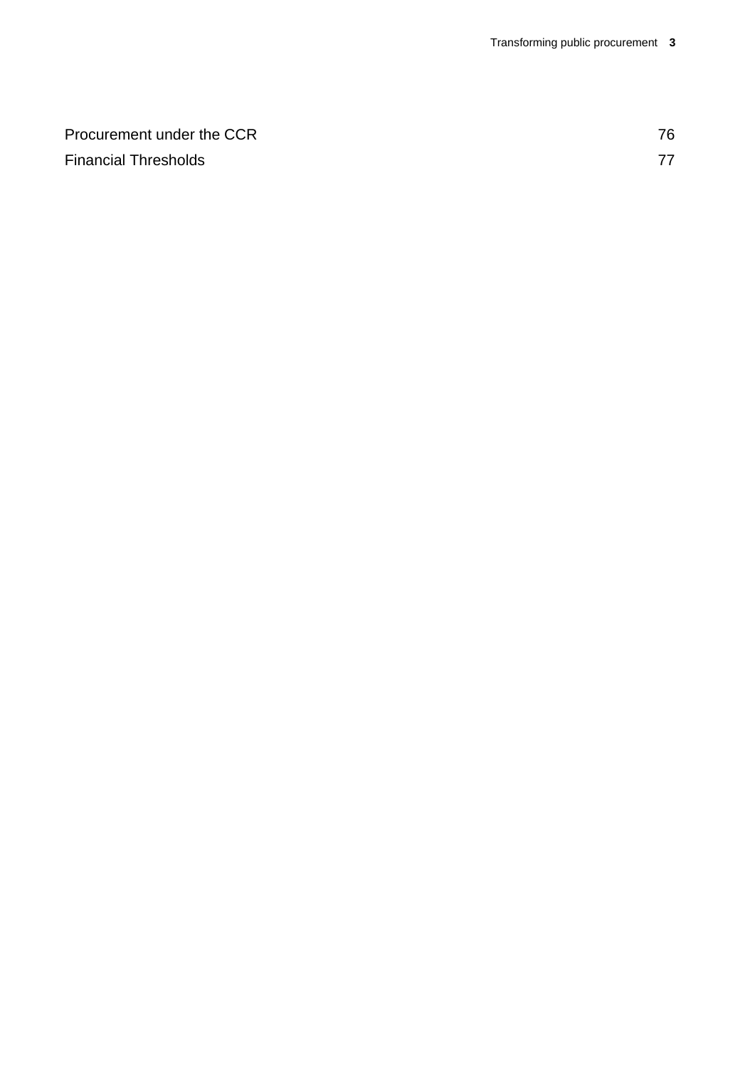Procurement under the CCR 76
Financial Thresholds 77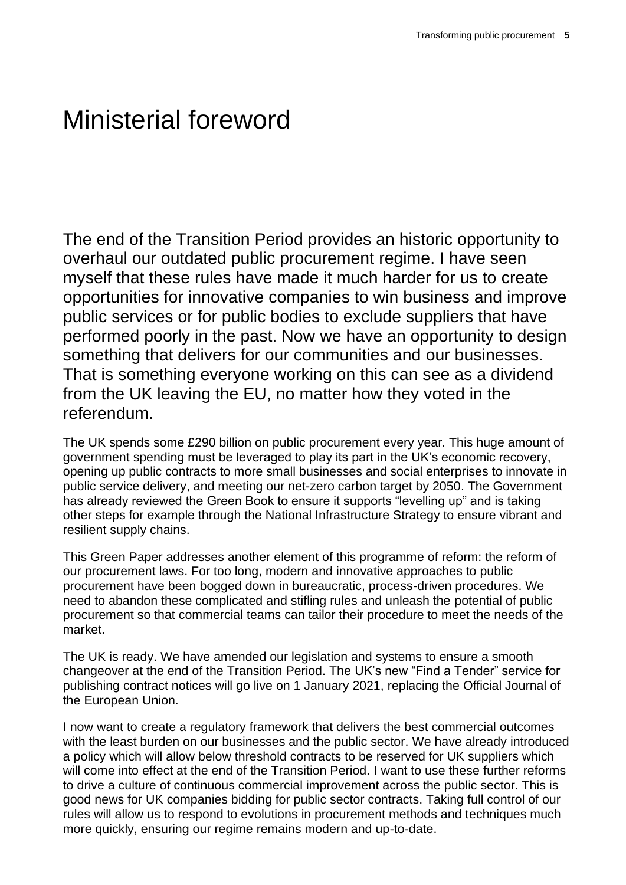# Ministerial foreword

The end of the Transition Period provides an historic opportunity to overhaul our outdated public procurement regime. I have seen myself that these rules have made it much harder for us to create opportunities for innovative companies to win business and improve public services or for public bodies to exclude suppliers that have performed poorly in the past. Now we have an opportunity to design something that delivers for our communities and our businesses. That is something everyone working on this can see as a dividend from the UK leaving the EU, no matter how they voted in the referendum.

The UK spends some £290 billion on public procurement every year. This huge amount of government spending must be leveraged to play its part in the UK's economic recovery, opening up public contracts to more small businesses and social enterprises to innovate in public service delivery, and meeting our net-zero carbon target by 2050. The Government has already reviewed the Green Book to ensure it supports "levelling up" and is taking other steps for example through the National Infrastructure Strategy to ensure vibrant and resilient supply chains.

This Green Paper addresses another element of this programme of reform: the reform of our procurement laws. For too long, modern and innovative approaches to public procurement have been bogged down in bureaucratic, process-driven procedures. We need to abandon these complicated and stifling rules and unleash the potential of public procurement so that commercial teams can tailor their procedure to meet the needs of the market.

The UK is ready. We have amended our legislation and systems to ensure a smooth changeover at the end of the Transition Period. The UK's new "Find a Tender" service for publishing contract notices will go live on 1 January 2021, replacing the Official Journal of the European Union.

I now want to create a regulatory framework that delivers the best commercial outcomes with the least burden on our businesses and the public sector. We have already introduced a policy which will allow below threshold contracts to be reserved for UK suppliers which will come into effect at the end of the Transition Period. I want to use these further reforms to drive a culture of continuous commercial improvement across the public sector. This is good news for UK companies bidding for public sector contracts. Taking full control of our rules will allow us to respond to evolutions in procurement methods and techniques much more quickly, ensuring our regime remains modern and up-to-date.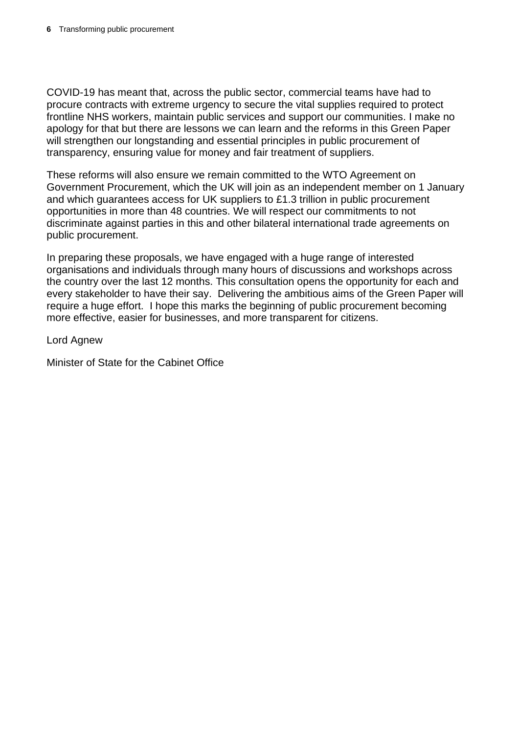COVID-19 has meant that, across the public sector, commercial teams have had to procure contracts with extreme urgency to secure the vital supplies required to protect frontline NHS workers, maintain public services and support our communities. I make no apology for that but there are lessons we can learn and the reforms in this Green Paper will strengthen our longstanding and essential principles in public procurement of transparency, ensuring value for money and fair treatment of suppliers.

These reforms will also ensure we remain committed to the WTO Agreement on Government Procurement, which the UK will join as an independent member on 1 January and which guarantees access for UK suppliers to £1.3 trillion in public procurement opportunities in more than 48 countries. We will respect our commitments to not discriminate against parties in this and other bilateral international trade agreements on public procurement.

In preparing these proposals, we have engaged with a huge range of interested organisations and individuals through many hours of discussions and workshops across the country over the last 12 months. This consultation opens the opportunity for each and every stakeholder to have their say. Delivering the ambitious aims of the Green Paper will require a huge effort. I hope this marks the beginning of public procurement becoming more effective, easier for businesses, and more transparent for citizens.

Lord Agnew

Minister of State for the Cabinet Office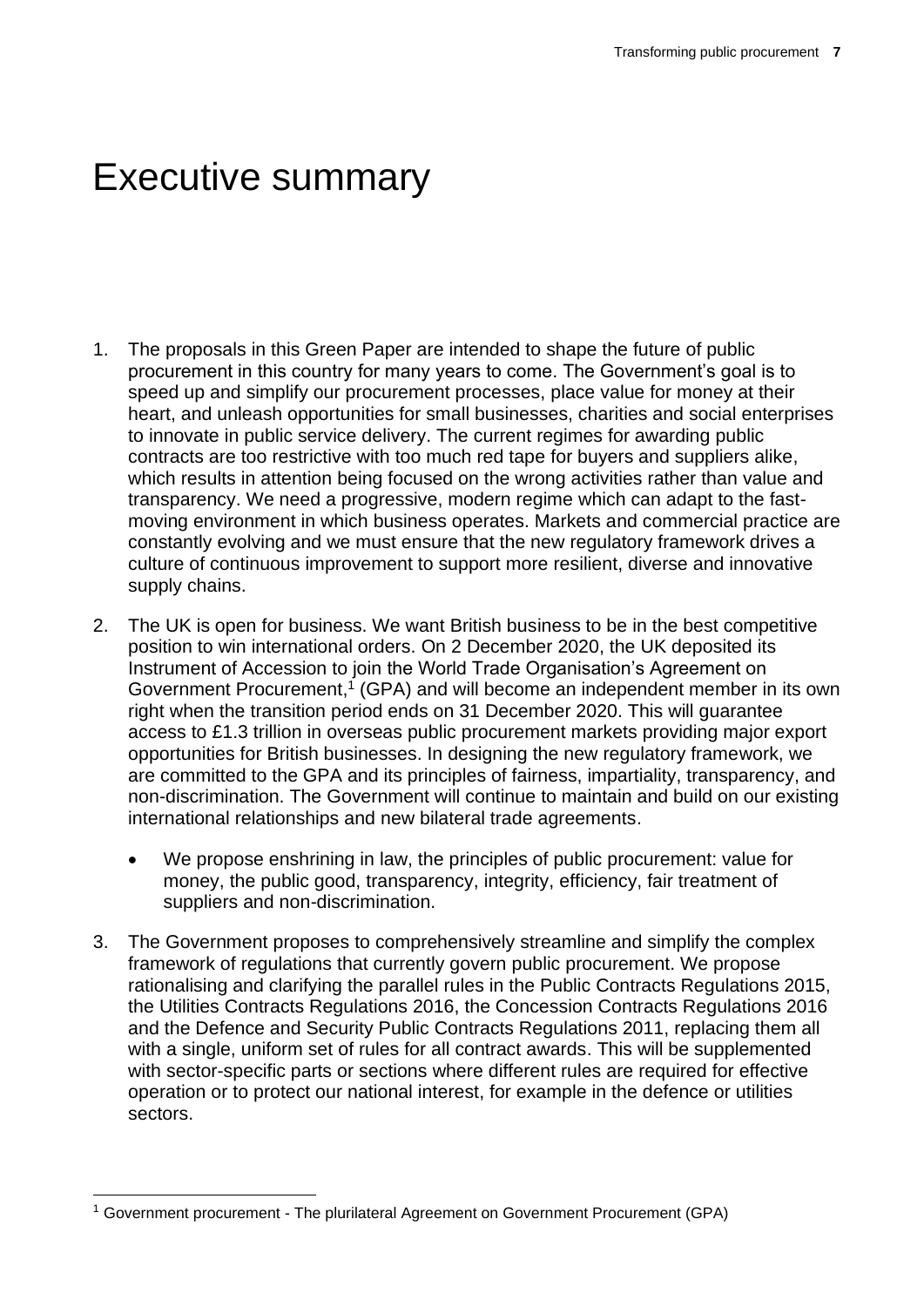# Executive summary

1. The proposals in this Green Paper are intended to shape the future of public procurement in this country for many years to come. The Government's goal is to speed up and simplify our procurement processes, place value for money at their heart, and unleash opportunities for small businesses, charities and social enterprises to innovate in public service delivery. The current regimes for awarding public contracts are too restrictive with too much red tape for buyers and suppliers alike, which results in attention being focused on the wrong activities rather than value and transparency. We need a progressive, modern regime which can adapt to the fast-moving environment in which business operates. Markets and commercial practice are constantly evolving and we must ensure that the new regulatory framework drives a culture of continuous improvement to support more resilient, diverse and innovative supply chains.

2. The UK is open for business. We want British business to be in the best competitive position to win international orders. On 2 December 2020, the UK deposited its Instrument of Accession to join the World Trade Organisation's Agreement on Government Procurement,[1] (GPA) and will become an independent member in its own right when the transition period ends on 31 December 2020. This will guarantee access to £1.3 trillion in overseas public procurement markets providing major export opportunities for British businesses. In designing the new regulatory framework, we are committed to the GPA and its principles of fairness, impartiality, transparency, and non-discrimination. The Government will continue to maintain and build on our existing international relationships and new bilateral trade agreements.

   - We propose enshrining in law, the principles of public procurement: value for money, the public good, transparency, integrity, efficiency, fair treatment of suppliers and non-discrimination.

3. The Government proposes to comprehensively streamline and simplify the complex framework of regulations that currently govern public procurement. We propose rationalising and clarifying the parallel rules in the Public Contracts Regulations 2015, the Utilities Contracts Regulations 2016, the Concession Contracts Regulations 2016 and the Defence and Security Public Contracts Regulations 2011, replacing them all with a single, uniform set of rules for all contract awards. This will be supplemented with sector-specific parts or sections where different rules are required for effective operation or to protect our national interest, for example in the defence or utilities sectors.

[1] Government procurement - The plurilateral Agreement on Government Procurement (GPA)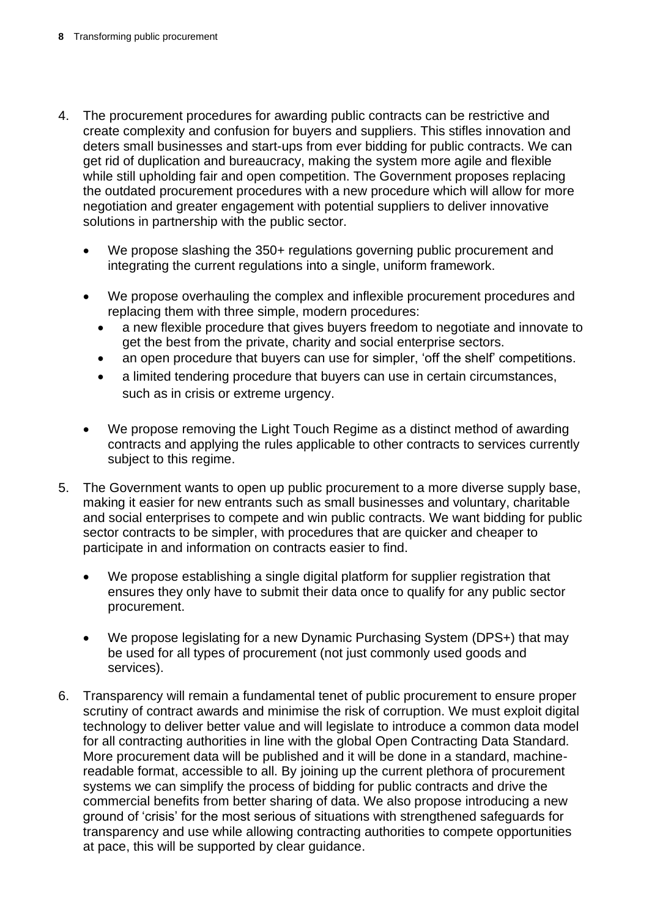4. The procurement procedures for awarding public contracts can be restrictive and create complexity and confusion for buyers and suppliers. This stifles innovation and deters small businesses and start-ups from ever bidding for public contracts. We can get rid of duplication and bureaucracy, making the system more agile and flexible while still upholding fair and open competition. The Government proposes replacing the outdated procurement procedures with a new procedure which will allow for more negotiation and greater engagement with potential suppliers to deliver innovative solutions in partnership with the public sector.

   - We propose slashing the 350+ regulations governing public procurement and integrating the current regulations into a single, uniform framework.

   - We propose overhauling the complex and inflexible procurement procedures and replacing them with three simple, modern procedures:
     - a new flexible procedure that gives buyers freedom to negotiate and innovate to get the best from the private, charity and social enterprise sectors.
     - an open procedure that buyers can use for simpler, 'off the shelf' competitions.
     - a limited tendering procedure that buyers can use in certain circumstances, such as in crisis or extreme urgency.

   - We propose removing the Light Touch Regime as a distinct method of awarding contracts and applying the rules applicable to other contracts to services currently subject to this regime.

5. The Government wants to open up public procurement to a more diverse supply base, making it easier for new entrants such as small businesses and voluntary, charitable and social enterprises to compete and win public contracts. We want bidding for public sector contracts to be simpler, with procedures that are quicker and cheaper to participate in and information on contracts easier to find.

   - We propose establishing a single digital platform for supplier registration that ensures they only have to submit their data once to qualify for any public sector procurement.

   - We propose legislating for a new Dynamic Purchasing System (DPS+) that may be used for all types of procurement (not just commonly used goods and services).

6. Transparency will remain a fundamental tenet of public procurement to ensure proper scrutiny of contract awards and minimise the risk of corruption. We must exploit digital technology to deliver better value and will legislate to introduce a common data model for all contracting authorities in line with the global Open Contracting Data Standard. More procurement data will be published and it will be done in a standard, machine-readable format, accessible to all. By joining up the current plethora of procurement systems we can simplify the process of bidding for public contracts and drive the commercial benefits from better sharing of data. We also propose introducing a new ground of 'crisis' for the most serious of situations with strengthened safeguards for transparency and use while allowing contracting authorities to compete opportunities at pace, this will be supported by clear guidance.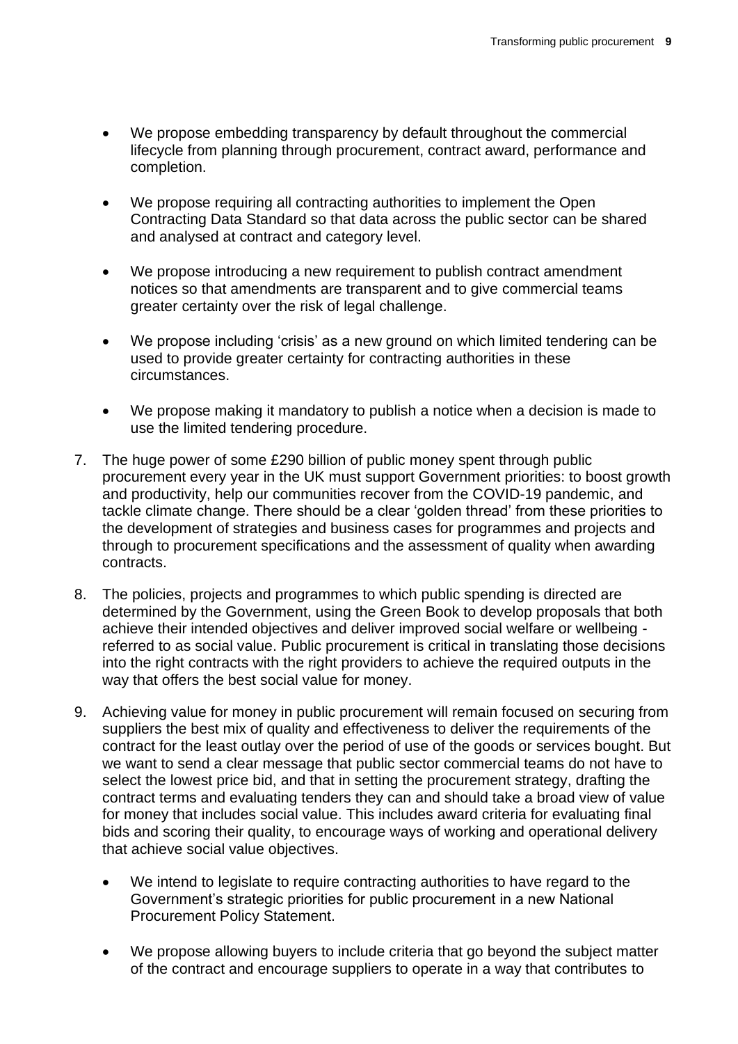- We propose embedding transparency by default throughout the commercial lifecycle from planning through procurement, contract award, performance and completion.

- We propose requiring all contracting authorities to implement the Open Contracting Data Standard so that data across the public sector can be shared and analysed at contract and category level.

- We propose introducing a new requirement to publish contract amendment notices so that amendments are transparent and to give commercial teams greater certainty over the risk of legal challenge.

- We propose including 'crisis' as a new ground on which limited tendering can be used to provide greater certainty for contracting authorities in these circumstances.

- We propose making it mandatory to publish a notice when a decision is made to use the limited tendering procedure.

7. The huge power of some £290 billion of public money spent through public procurement every year in the UK must support Government priorities: to boost growth and productivity, help our communities recover from the COVID-19 pandemic, and tackle climate change. There should be a clear 'golden thread' from these priorities to the development of strategies and business cases for programmes and projects and through to procurement specifications and the assessment of quality when awarding contracts.

8. The policies, projects and programmes to which public spending is directed are determined by the Government, using the Green Book to develop proposals that both achieve their intended objectives and deliver improved social welfare or wellbeing - referred to as social value. Public procurement is critical in translating those decisions into the right contracts with the right providers to achieve the required outputs in the way that offers the best social value for money.

9. Achieving value for money in public procurement will remain focused on securing from suppliers the best mix of quality and effectiveness to deliver the requirements of the contract for the least outlay over the period of use of the goods or services bought. But we want to send a clear message that public sector commercial teams do not have to select the lowest price bid, and that in setting the procurement strategy, drafting the contract terms and evaluating tenders they can and should take a broad view of value for money that includes social value. This includes award criteria for evaluating final bids and scoring their quality, to encourage ways of working and operational delivery that achieve social value objectives.

   - We intend to legislate to require contracting authorities to have regard to the Government's strategic priorities for public procurement in a new National Procurement Policy Statement.

   - We propose allowing buyers to include criteria that go beyond the subject matter of the contract and encourage suppliers to operate in a way that contributes to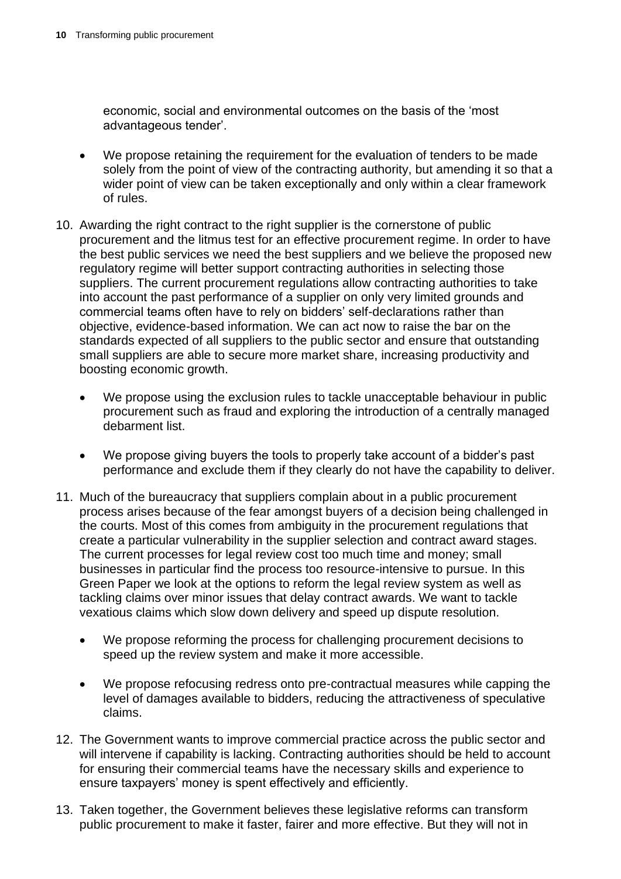economic, social and environmental outcomes on the basis of the 'most advantageous tender'.

- We propose retaining the requirement for the evaluation of tenders to be made solely from the point of view of the contracting authority, but amending it so that a wider point of view can be taken exceptionally and only within a clear framework of rules.

10. Awarding the right contract to the right supplier is the cornerstone of public procurement and the litmus test for an effective procurement regime. In order to have the best public services we need the best suppliers and we believe the proposed new regulatory regime will better support contracting authorities in selecting those suppliers. The current procurement regulations allow contracting authorities to take into account the past performance of a supplier on only very limited grounds and commercial teams often have to rely on bidders' self-declarations rather than objective, evidence-based information. We can act now to raise the bar on the standards expected of all suppliers to the public sector and ensure that outstanding small suppliers are able to secure more market share, increasing productivity and boosting economic growth.

    - We propose using the exclusion rules to tackle unacceptable behaviour in public procurement such as fraud and exploring the introduction of a centrally managed debarment list.

    - We propose giving buyers the tools to properly take account of a bidder's past performance and exclude them if they clearly do not have the capability to deliver.

11. Much of the bureaucracy that suppliers complain about in a public procurement process arises because of the fear amongst buyers of a decision being challenged in the courts. Most of this comes from ambiguity in the procurement regulations that create a particular vulnerability in the supplier selection and contract award stages. The current processes for legal review cost too much time and money; small businesses in particular find the process too resource-intensive to pursue. In this Green Paper we look at the options to reform the legal review system as well as tackling claims over minor issues that delay contract awards. We want to tackle vexatious claims which slow down delivery and speed up dispute resolution.

    - We propose reforming the process for challenging procurement decisions to speed up the review system and make it more accessible.

    - We propose refocusing redress onto pre-contractual measures while capping the level of damages available to bidders, reducing the attractiveness of speculative claims.

12. The Government wants to improve commercial practice across the public sector and will intervene if capability is lacking. Contracting authorities should be held to account for ensuring their commercial teams have the necessary skills and experience to ensure taxpayers' money is spent effectively and efficiently.

13. Taken together, the Government believes these legislative reforms can transform public procurement to make it faster, fairer and more effective. But they will not in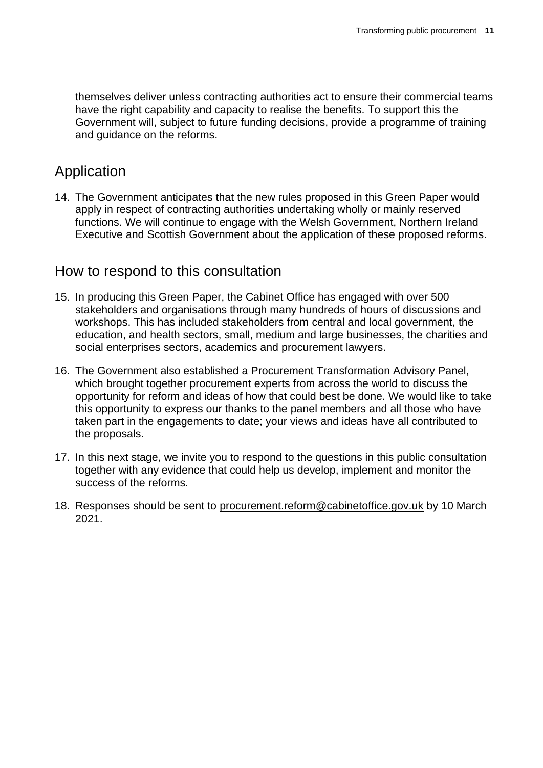themselves deliver unless contracting authorities act to ensure their commercial teams have the right capability and capacity to realise the benefits. To support this the Government will, subject to future funding decisions, provide a programme of training and guidance on the reforms.

## Application

14. The Government anticipates that the new rules proposed in this Green Paper would apply in respect of contracting authorities undertaking wholly or mainly reserved functions. We will continue to engage with the Welsh Government, Northern Ireland Executive and Scottish Government about the application of these proposed reforms.

## How to respond to this consultation

15. In producing this Green Paper, the Cabinet Office has engaged with over 500 stakeholders and organisations through many hundreds of hours of discussions and workshops. This has included stakeholders from central and local government, the education, and health sectors, small, medium and large businesses, the charities and social enterprises sectors, academics and procurement lawyers.

16. The Government also established a Procurement Transformation Advisory Panel, which brought together procurement experts from across the world to discuss the opportunity for reform and ideas of how that could best be done. We would like to take this opportunity to express our thanks to the panel members and all those who have taken part in the engagements to date; your views and ideas have all contributed to the proposals.

17. In this next stage, we invite you to respond to the questions in this public consultation together with any evidence that could help us develop, implement and monitor the success of the reforms.

18. Responses should be sent to procurement.reform@cabinetoffice.gov.uk by 10 March 2021.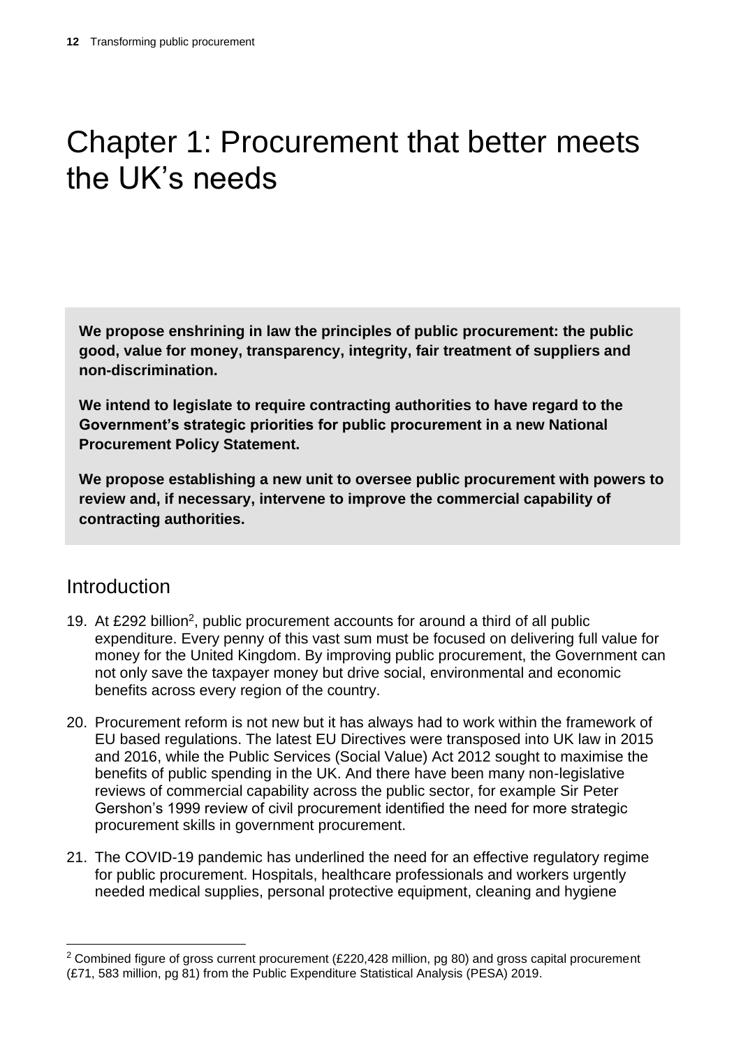# Chapter 1: Procurement that better meets the UK's needs

**We propose enshrining in law the principles of public procurement: the public good, value for money, transparency, integrity, fair treatment of suppliers and non-discrimination.**

**We intend to legislate to require contracting authorities to have regard to the Government's strategic priorities for public procurement in a new National Procurement Policy Statement.**

**We propose establishing a new unit to oversee public procurement with powers to review and, if necessary, intervene to improve the commercial capability of contracting authorities.**

## Introduction

19. At £292 billion[2], public procurement accounts for around a third of all public expenditure. Every penny of this vast sum must be focused on delivering full value for money for the United Kingdom. By improving public procurement, the Government can not only save the taxpayer money but drive social, environmental and economic benefits across every region of the country.

20. Procurement reform is not new but it has always had to work within the framework of EU based regulations. The latest EU Directives were transposed into UK law in 2015 and 2016, while the Public Services (Social Value) Act 2012 sought to maximise the benefits of public spending in the UK. And there have been many non-legislative reviews of commercial capability across the public sector, for example Sir Peter Gershon's 1999 review of civil procurement identified the need for more strategic procurement skills in government procurement.

21. The COVID-19 pandemic has underlined the need for an effective regulatory regime for public procurement. Hospitals, healthcare professionals and workers urgently needed medical supplies, personal protective equipment, cleaning and hygiene

[2] Combined figure of gross current procurement (£220,428 million, pg 80) and gross capital procurement (£71, 583 million, pg 81) from the Public Expenditure Statistical Analysis (PESA) 2019.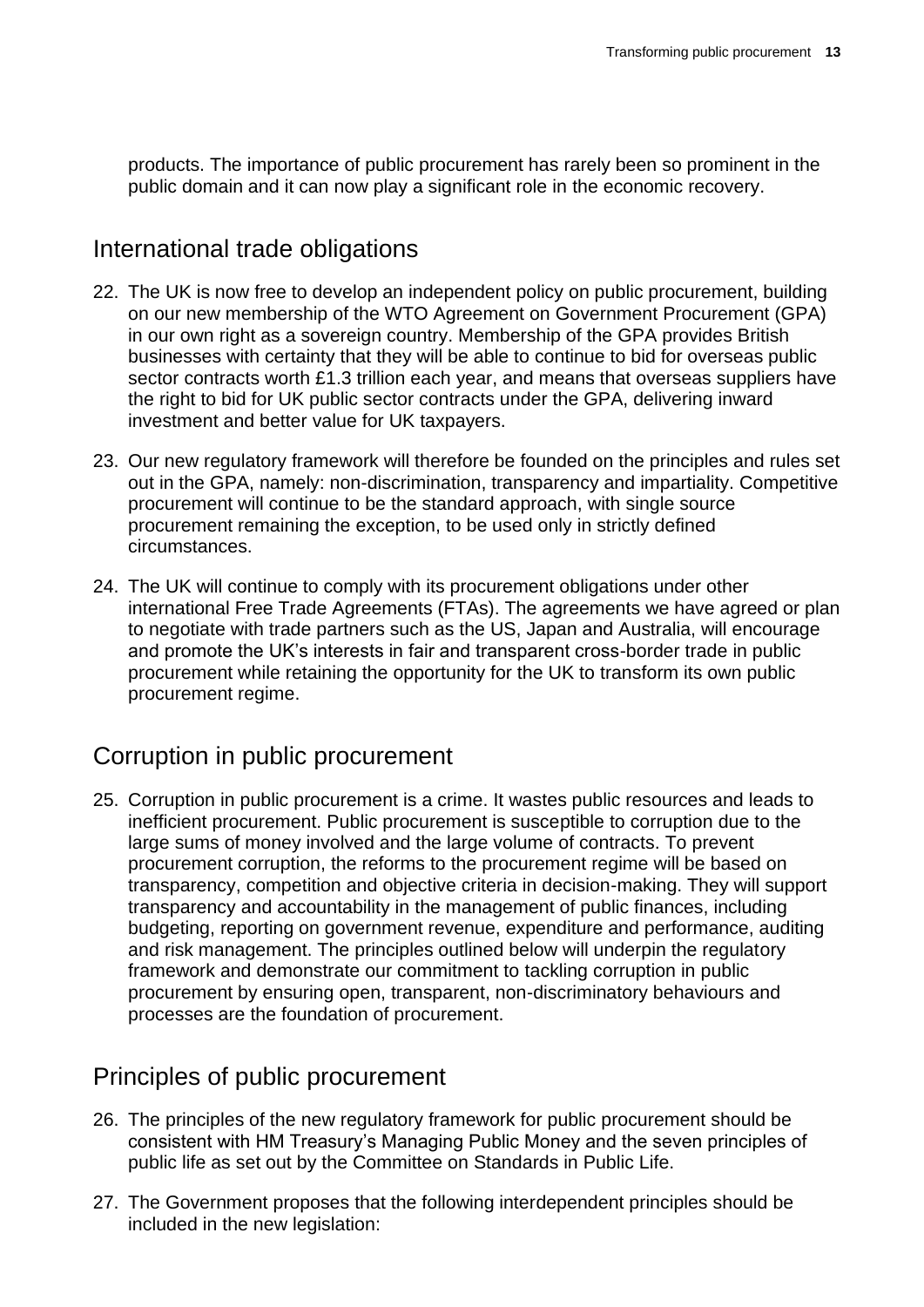products. The importance of public procurement has rarely been so prominent in the public domain and it can now play a significant role in the economic recovery.

## International trade obligations

22. The UK is now free to develop an independent policy on public procurement, building on our new membership of the WTO Agreement on Government Procurement (GPA) in our own right as a sovereign country. Membership of the GPA provides British businesses with certainty that they will be able to continue to bid for overseas public sector contracts worth £1.3 trillion each year, and means that overseas suppliers have the right to bid for UK public sector contracts under the GPA, delivering inward investment and better value for UK taxpayers.

23. Our new regulatory framework will therefore be founded on the principles and rules set out in the GPA, namely: non-discrimination, transparency and impartiality. Competitive procurement will continue to be the standard approach, with single source procurement remaining the exception, to be used only in strictly defined circumstances.

24. The UK will continue to comply with its procurement obligations under other international Free Trade Agreements (FTAs). The agreements we have agreed or plan to negotiate with trade partners such as the US, Japan and Australia, will encourage and promote the UK's interests in fair and transparent cross-border trade in public procurement while retaining the opportunity for the UK to transform its own public procurement regime.

## Corruption in public procurement

25. Corruption in public procurement is a crime. It wastes public resources and leads to inefficient procurement. Public procurement is susceptible to corruption due to the large sums of money involved and the large volume of contracts. To prevent procurement corruption, the reforms to the procurement regime will be based on transparency, competition and objective criteria in decision-making. They will support transparency and accountability in the management of public finances, including budgeting, reporting on government revenue, expenditure and performance, auditing and risk management. The principles outlined below will underpin the regulatory framework and demonstrate our commitment to tackling corruption in public procurement by ensuring open, transparent, non-discriminatory behaviours and processes are the foundation of procurement.

## Principles of public procurement

26. The principles of the new regulatory framework for public procurement should be consistent with HM Treasury's Managing Public Money and the seven principles of public life as set out by the Committee on Standards in Public Life.

27. The Government proposes that the following interdependent principles should be included in the new legislation: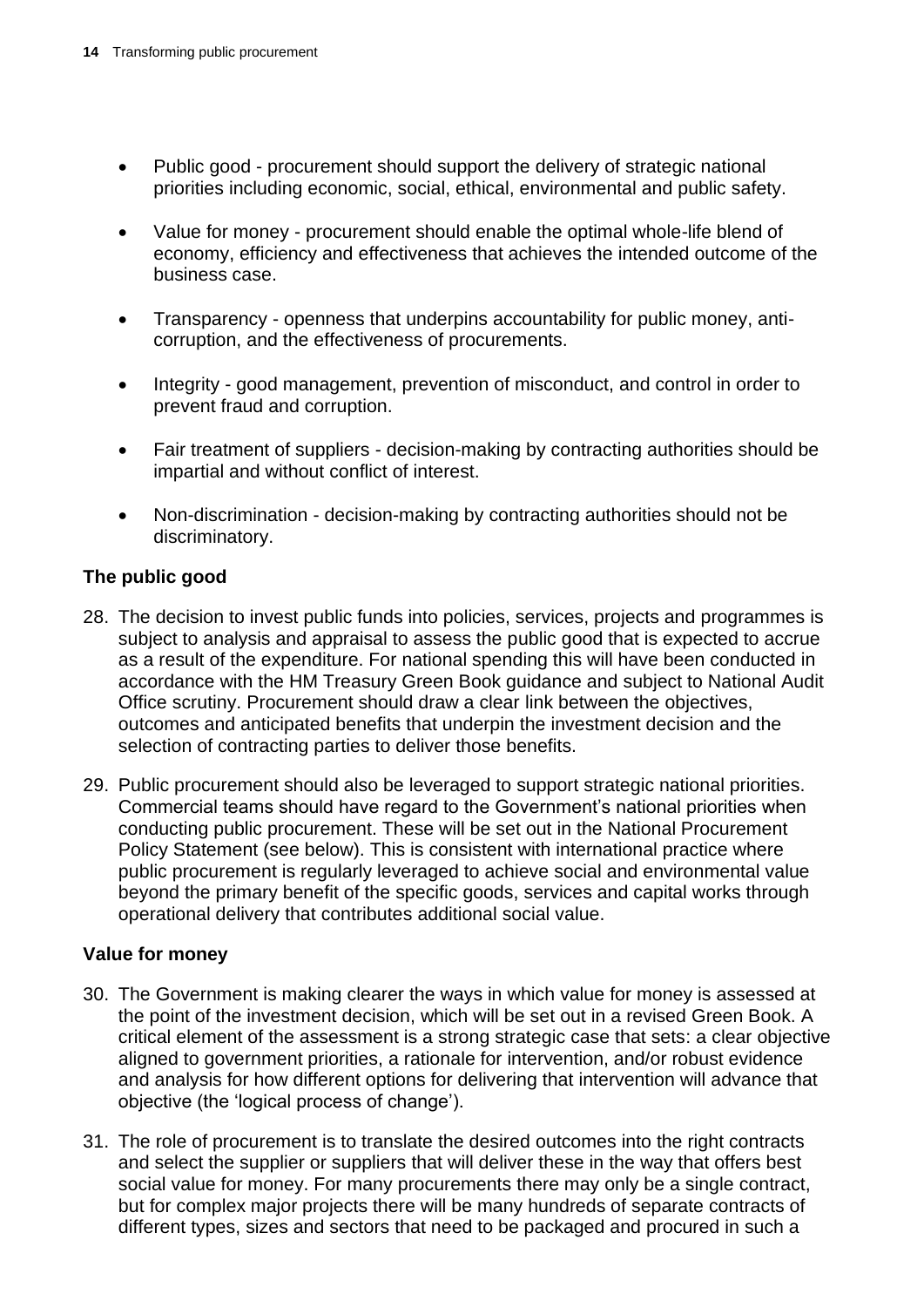- Public good - procurement should support the delivery of strategic national priorities including economic, social, ethical, environmental and public safety.

- Value for money - procurement should enable the optimal whole-life blend of economy, efficiency and effectiveness that achieves the intended outcome of the business case.

- Transparency - openness that underpins accountability for public money, anti-corruption, and the effectiveness of procurements.

- Integrity - good management, prevention of misconduct, and control in order to prevent fraud and corruption.

- Fair treatment of suppliers - decision-making by contracting authorities should be impartial and without conflict of interest.

- Non-discrimination - decision-making by contracting authorities should not be discriminatory.

**The public good**

28. The decision to invest public funds into policies, services, projects and programmes is subject to analysis and appraisal to assess the public good that is expected to accrue as a result of the expenditure. For national spending this will have been conducted in accordance with the HM Treasury Green Book guidance and subject to National Audit Office scrutiny. Procurement should draw a clear link between the objectives, outcomes and anticipated benefits that underpin the investment decision and the selection of contracting parties to deliver those benefits.

29. Public procurement should also be leveraged to support strategic national priorities. Commercial teams should have regard to the Government's national priorities when conducting public procurement. These will be set out in the National Procurement Policy Statement (see below). This is consistent with international practice where public procurement is regularly leveraged to achieve social and environmental value beyond the primary benefit of the specific goods, services and capital works through operational delivery that contributes additional social value.

**Value for money**

30. The Government is making clearer the ways in which value for money is assessed at the point of the investment decision, which will be set out in a revised Green Book. A critical element of the assessment is a strong strategic case that sets: a clear objective aligned to government priorities, a rationale for intervention, and/or robust evidence and analysis for how different options for delivering that intervention will advance that objective (the 'logical process of change').

31. The role of procurement is to translate the desired outcomes into the right contracts and select the supplier or suppliers that will deliver these in the way that offers best social value for money. For many procurements there may only be a single contract, but for complex major projects there will be many hundreds of separate contracts of different types, sizes and sectors that need to be packaged and procured in such a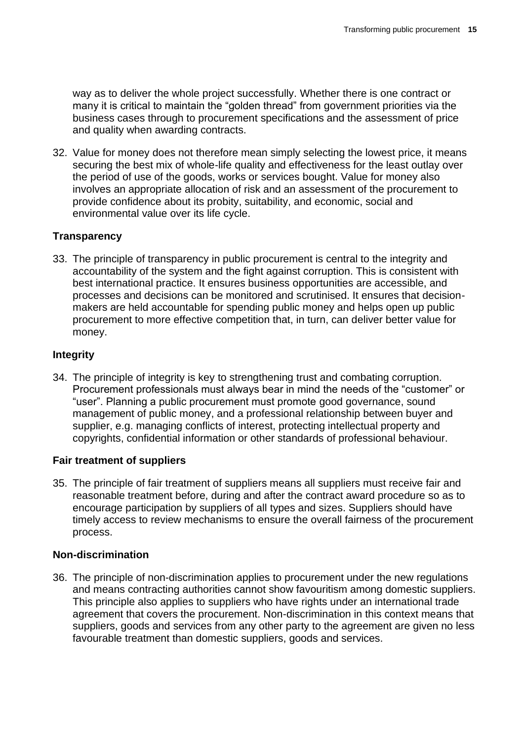way as to deliver the whole project successfully. Whether there is one contract or many it is critical to maintain the "golden thread" from government priorities via the business cases through to procurement specifications and the assessment of price and quality when awarding contracts.

32. Value for money does not therefore mean simply selecting the lowest price, it means securing the best mix of whole-life quality and effectiveness for the least outlay over the period of use of the goods, works or services bought. Value for money also involves an appropriate allocation of risk and an assessment of the procurement to provide confidence about its probity, suitability, and economic, social and environmental value over its life cycle.

### Transparency

33. The principle of transparency in public procurement is central to the integrity and accountability of the system and the fight against corruption. This is consistent with best international practice. It ensures business opportunities are accessible, and processes and decisions can be monitored and scrutinised. It ensures that decision-makers are held accountable for spending public money and helps open up public procurement to more effective competition that, in turn, can deliver better value for money.

### Integrity

34. The principle of integrity is key to strengthening trust and combating corruption. Procurement professionals must always bear in mind the needs of the "customer" or "user". Planning a public procurement must promote good governance, sound management of public money, and a professional relationship between buyer and supplier, e.g. managing conflicts of interest, protecting intellectual property and copyrights, confidential information or other standards of professional behaviour.

### Fair treatment of suppliers

35. The principle of fair treatment of suppliers means all suppliers must receive fair and reasonable treatment before, during and after the contract award procedure so as to encourage participation by suppliers of all types and sizes. Suppliers should have timely access to review mechanisms to ensure the overall fairness of the procurement process.

### Non-discrimination

36. The principle of non-discrimination applies to procurement under the new regulations and means contracting authorities cannot show favouritism among domestic suppliers. This principle also applies to suppliers who have rights under an international trade agreement that covers the procurement. Non-discrimination in this context means that suppliers, goods and services from any other party to the agreement are given no less favourable treatment than domestic suppliers, goods and services.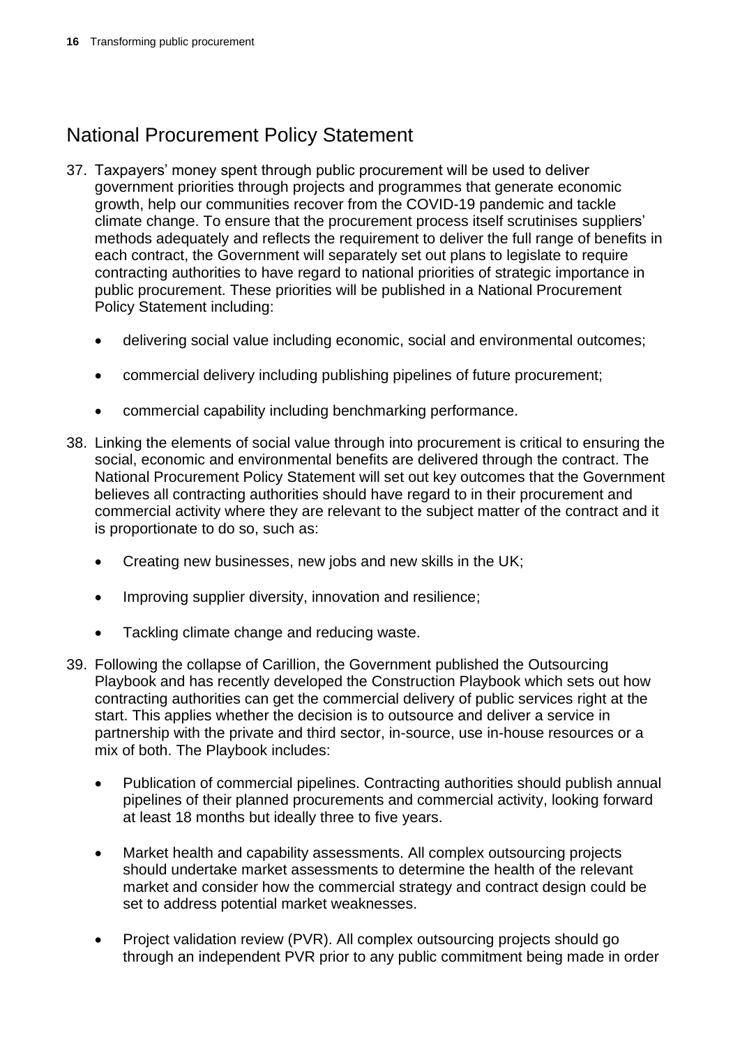## National Procurement Policy Statement

37. Taxpayers' money spent through public procurement will be used to deliver government priorities through projects and programmes that generate economic growth, help our communities recover from the COVID-19 pandemic and tackle climate change. To ensure that the procurement process itself scrutinises suppliers' methods adequately and reflects the requirement to deliver the full range of benefits in each contract, the Government will separately set out plans to legislate to require contracting authorities to have regard to national priorities of strategic importance in public procurement. These priorities will be published in a National Procurement Policy Statement including:

    - delivering social value including economic, social and environmental outcomes;
    - commercial delivery including publishing pipelines of future procurement;
    - commercial capability including benchmarking performance.

38. Linking the elements of social value through into procurement is critical to ensuring the social, economic and environmental benefits are delivered through the contract. The National Procurement Policy Statement will set out key outcomes that the Government believes all contracting authorities should have regard to in their procurement and commercial activity where they are relevant to the subject matter of the contract and it is proportionate to do so, such as:

    - Creating new businesses, new jobs and new skills in the UK;
    - Improving supplier diversity, innovation and resilience;
    - Tackling climate change and reducing waste.

39. Following the collapse of Carillion, the Government published the Outsourcing Playbook and has recently developed the Construction Playbook which sets out how contracting authorities can get the commercial delivery of public services right at the start. This applies whether the decision is to outsource and deliver a service in partnership with the private and third sector, in-source, use in-house resources or a mix of both. The Playbook includes:

    - Publication of commercial pipelines. Contracting authorities should publish annual pipelines of their planned procurements and commercial activity, looking forward at least 18 months but ideally three to five years.
    - Market health and capability assessments. All complex outsourcing projects should undertake market assessments to determine the health of the relevant market and consider how the commercial strategy and contract design could be set to address potential market weaknesses.
    - Project validation review (PVR). All complex outsourcing projects should go through an independent PVR prior to any public commitment being made in order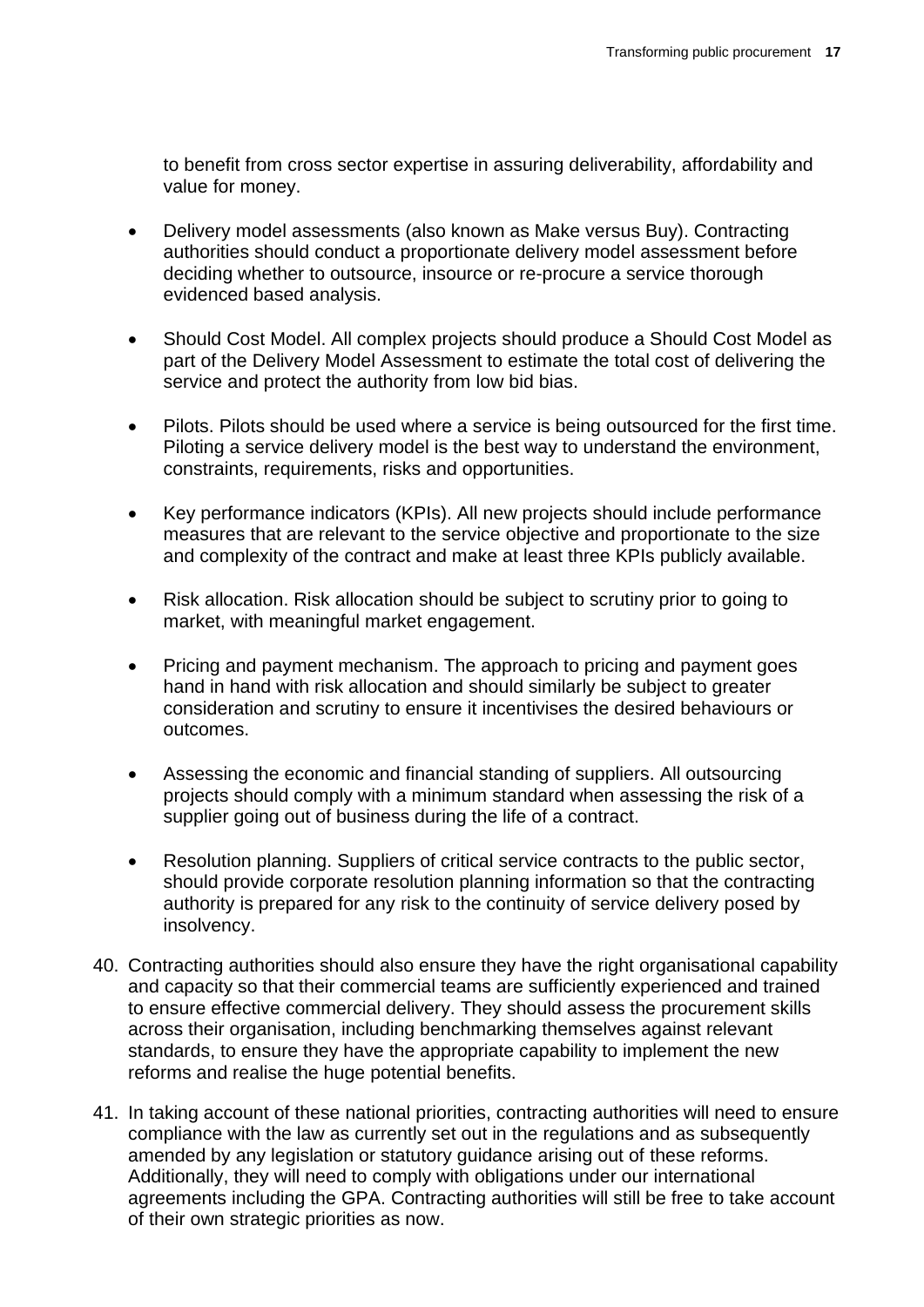to benefit from cross sector expertise in assuring deliverability, affordability and value for money.

- Delivery model assessments (also known as Make versus Buy). Contracting authorities should conduct a proportionate delivery model assessment before deciding whether to outsource, insource or re-procure a service thorough evidenced based analysis.

- Should Cost Model. All complex projects should produce a Should Cost Model as part of the Delivery Model Assessment to estimate the total cost of delivering the service and protect the authority from low bid bias.

- Pilots. Pilots should be used where a service is being outsourced for the first time. Piloting a service delivery model is the best way to understand the environment, constraints, requirements, risks and opportunities.

- Key performance indicators (KPIs). All new projects should include performance measures that are relevant to the service objective and proportionate to the size and complexity of the contract and make at least three KPIs publicly available.

- Risk allocation. Risk allocation should be subject to scrutiny prior to going to market, with meaningful market engagement.

- Pricing and payment mechanism. The approach to pricing and payment goes hand in hand with risk allocation and should similarly be subject to greater consideration and scrutiny to ensure it incentivises the desired behaviours or outcomes.

- Assessing the economic and financial standing of suppliers. All outsourcing projects should comply with a minimum standard when assessing the risk of a supplier going out of business during the life of a contract.

- Resolution planning. Suppliers of critical service contracts to the public sector, should provide corporate resolution planning information so that the contracting authority is prepared for any risk to the continuity of service delivery posed by insolvency.

40. Contracting authorities should also ensure they have the right organisational capability and capacity so that their commercial teams are sufficiently experienced and trained to ensure effective commercial delivery. They should assess the procurement skills across their organisation, including benchmarking themselves against relevant standards, to ensure they have the appropriate capability to implement the new reforms and realise the huge potential benefits.

41. In taking account of these national priorities, contracting authorities will need to ensure compliance with the law as currently set out in the regulations and as subsequently amended by any legislation or statutory guidance arising out of these reforms. Additionally, they will need to comply with obligations under our international agreements including the GPA. Contracting authorities will still be free to take account of their own strategic priorities as now.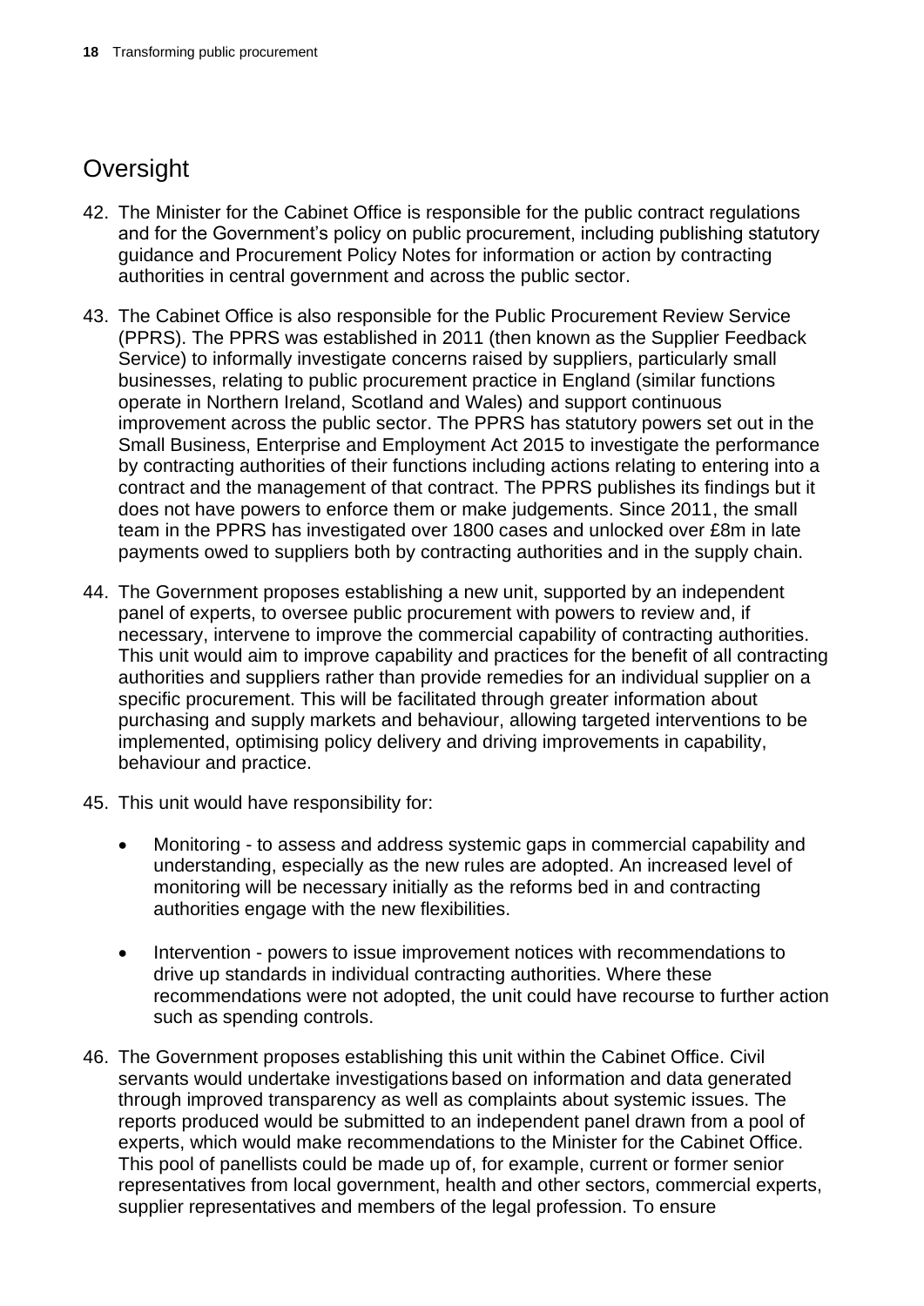## Oversight

42. The Minister for the Cabinet Office is responsible for the public contract regulations and for the Government's policy on public procurement, including publishing statutory guidance and Procurement Policy Notes for information or action by contracting authorities in central government and across the public sector.

43. The Cabinet Office is also responsible for the Public Procurement Review Service (PPRS). The PPRS was established in 2011 (then known as the Supplier Feedback Service) to informally investigate concerns raised by suppliers, particularly small businesses, relating to public procurement practice in England (similar functions operate in Northern Ireland, Scotland and Wales) and support continuous improvement across the public sector. The PPRS has statutory powers set out in the Small Business, Enterprise and Employment Act 2015 to investigate the performance by contracting authorities of their functions including actions relating to entering into a contract and the management of that contract. The PPRS publishes its findings but it does not have powers to enforce them or make judgements. Since 2011, the small team in the PPRS has investigated over 1800 cases and unlocked over £8m in late payments owed to suppliers both by contracting authorities and in the supply chain.

44. The Government proposes establishing a new unit, supported by an independent panel of experts, to oversee public procurement with powers to review and, if necessary, intervene to improve the commercial capability of contracting authorities. This unit would aim to improve capability and practices for the benefit of all contracting authorities and suppliers rather than provide remedies for an individual supplier on a specific procurement. This will be facilitated through greater information about purchasing and supply markets and behaviour, allowing targeted interventions to be implemented, optimising policy delivery and driving improvements in capability, behaviour and practice.

45. This unit would have responsibility for:

    - Monitoring - to assess and address systemic gaps in commercial capability and understanding, especially as the new rules are adopted. An increased level of monitoring will be necessary initially as the reforms bed in and contracting authorities engage with the new flexibilities.

    - Intervention - powers to issue improvement notices with recommendations to drive up standards in individual contracting authorities. Where these recommendations were not adopted, the unit could have recourse to further action such as spending controls.

46. The Government proposes establishing this unit within the Cabinet Office. Civil servants would undertake investigations based on information and data generated through improved transparency as well as complaints about systemic issues. The reports produced would be submitted to an independent panel drawn from a pool of experts, which would make recommendations to the Minister for the Cabinet Office. This pool of panellists could be made up of, for example, current or former senior representatives from local government, health and other sectors, commercial experts, supplier representatives and members of the legal profession. To ensure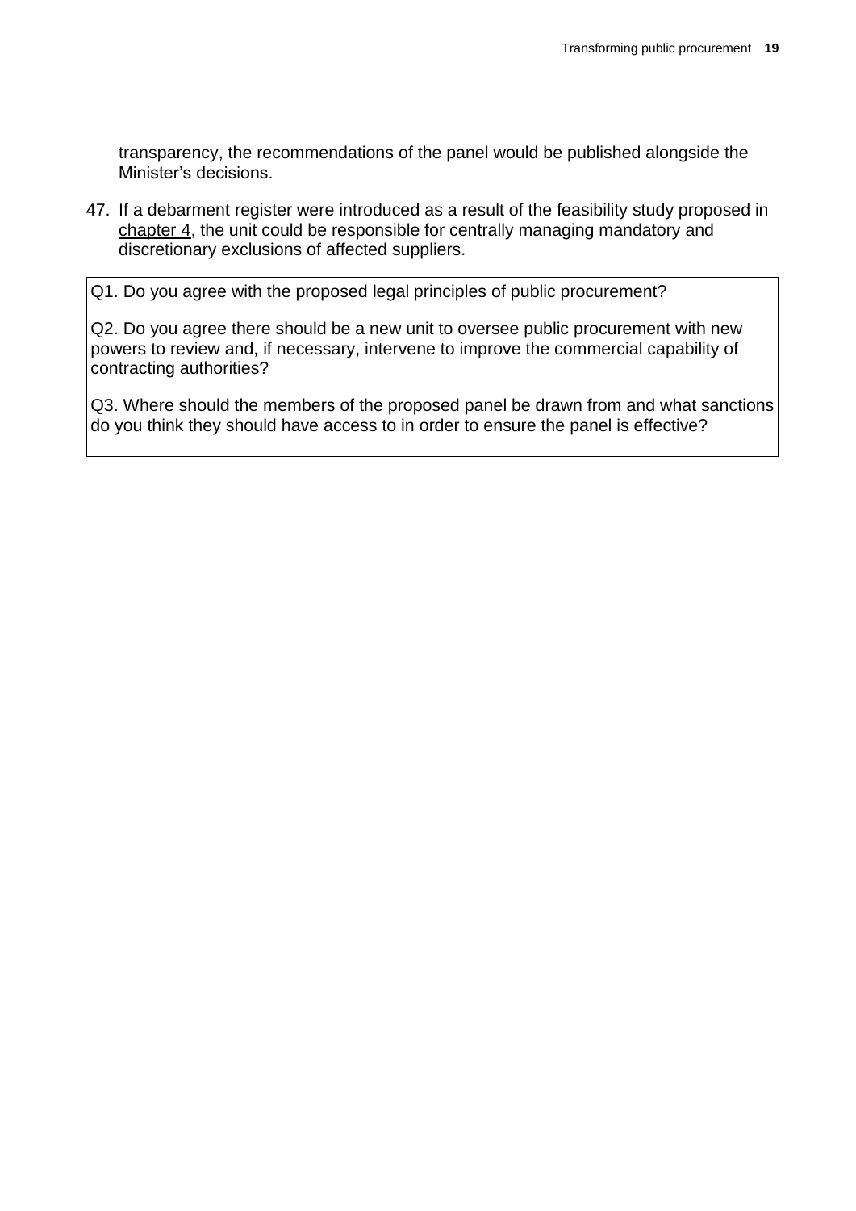transparency, the recommendations of the panel would be published alongside the Minister's decisions.

47. If a debarment register were introduced as a result of the feasibility study proposed in chapter 4, the unit could be responsible for centrally managing mandatory and discretionary exclusions of affected suppliers.

Q1. Do you agree with the proposed legal principles of public procurement?

Q2. Do you agree there should be a new unit to oversee public procurement with new powers to review and, if necessary, intervene to improve the commercial capability of contracting authorities?

Q3. Where should the members of the proposed panel be drawn from and what sanctions do you think they should have access to in order to ensure the panel is effective?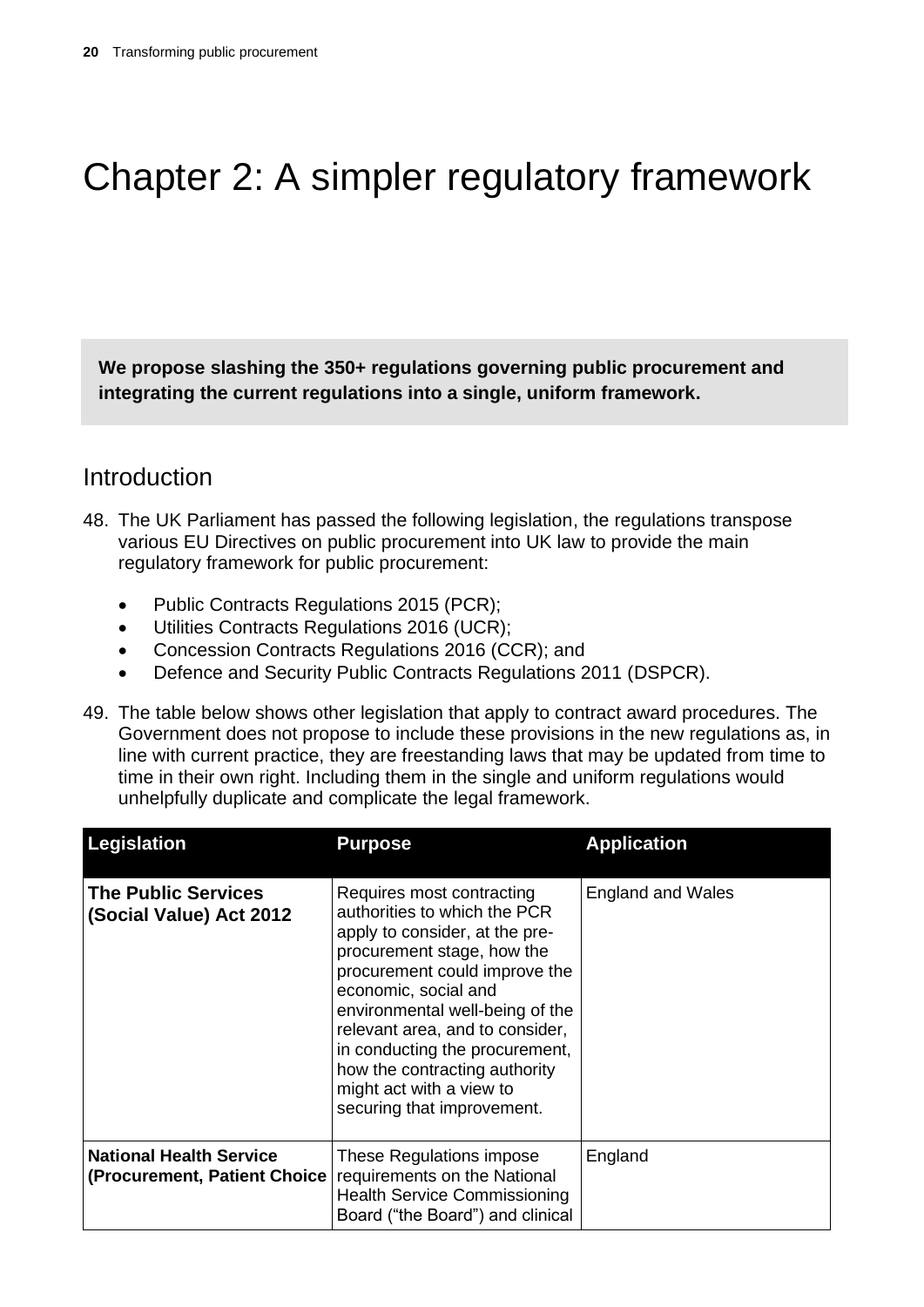# Chapter 2: A simpler regulatory framework

**We propose slashing the 350+ regulations governing public procurement and integrating the current regulations into a single, uniform framework.**

## Introduction

48. The UK Parliament has passed the following legislation, the regulations transpose various EU Directives on public procurement into UK law to provide the main regulatory framework for public procurement:

    - Public Contracts Regulations 2015 (PCR);
    - Utilities Contracts Regulations 2016 (UCR);
    - Concession Contracts Regulations 2016 (CCR); and
    - Defence and Security Public Contracts Regulations 2011 (DSPCR).

49. The table below shows other legislation that apply to contract award procedures. The Government does not propose to include these provisions in the new regulations as, in line with current practice, they are freestanding laws that may be updated from time to time in their own right. Including them in the single and uniform regulations would unhelpfully duplicate and complicate the legal framework.

| Legislation | Purpose | Application |
|---|---|---|
| **The Public Services (Social Value) Act 2012** | Requires most contracting authorities to which the PCR apply to consider, at the pre-procurement stage, how the procurement could improve the economic, social and environmental well-being of the relevant area, and to consider, in conducting the procurement, how the contracting authority might act with a view to securing that improvement. | England and Wales |
| **National Health Service (Procurement, Patient Choice** | These Regulations impose requirements on the National Health Service Commissioning Board ("the Board") and clinical | England |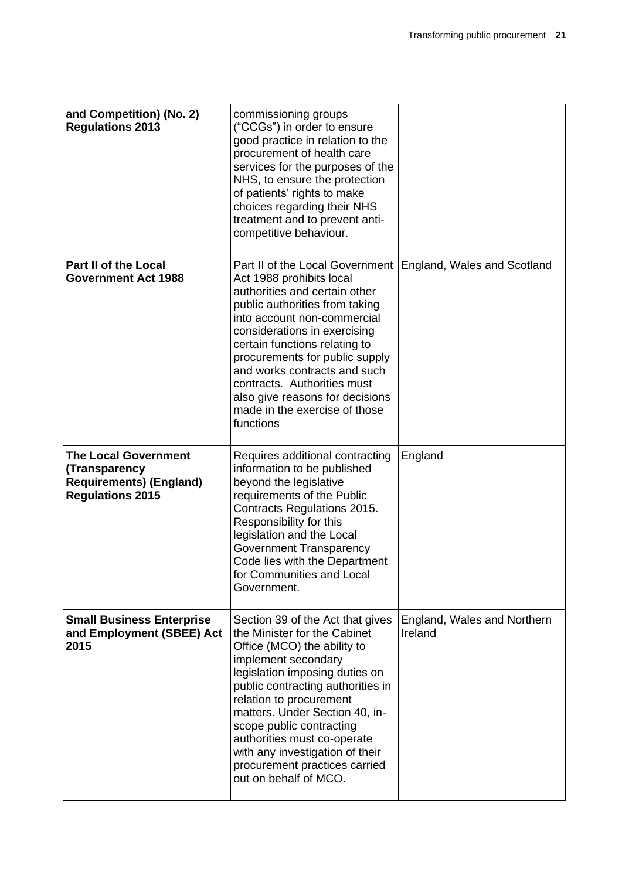| **and Competition) (No. 2) Regulations 2013** | commissioning groups ("CCGs") in order to ensure good practice in relation to the procurement of health care services for the purposes of the NHS, to ensure the protection of patients' rights to make choices regarding their NHS treatment and to prevent anti-competitive behaviour. | |
|---|---|---|
| **Part II of the Local Government Act 1988** | Part II of the Local Government Act 1988 prohibits local authorities and certain other public authorities from taking into account non-commercial considerations in exercising certain functions relating to procurements for public supply and works contracts and such contracts. Authorities must also give reasons for decisions made in the exercise of those functions | England, Wales and Scotland |
| **The Local Government (Transparency Requirements) (England) Regulations 2015** | Requires additional contracting information to be published beyond the legislative requirements of the Public Contracts Regulations 2015. Responsibility for this legislation and the Local Government Transparency Code lies with the Department for Communities and Local Government. | England |
| **Small Business Enterprise and Employment (SBEE) Act 2015** | Section 39 of the Act that gives the Minister for the Cabinet Office (MCO) the ability to implement secondary legislation imposing duties on public contracting authorities in relation to procurement matters. Under Section 40, in-scope public contracting authorities must co-operate with any investigation of their procurement practices carried out on behalf of MCO. | England, Wales and Northern Ireland |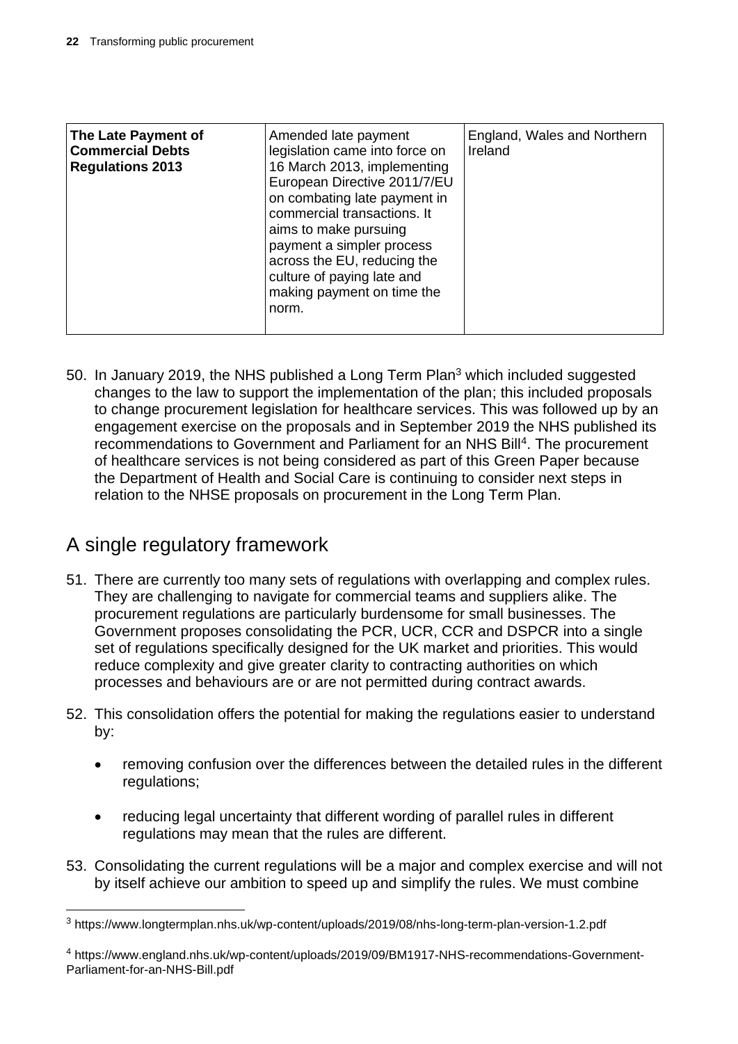| **The Late Payment of Commercial Debts Regulations 2013** | Amended late payment legislation came into force on 16 March 2013, implementing European Directive 2011/7/EU on combating late payment in commercial transactions. It aims to make pursuing payment a simpler process across the EU, reducing the culture of paying late and making payment on time the norm. | England, Wales and Northern Ireland |
|---|---|---|

50. In January 2019, the NHS published a Long Term Plan[3] which included suggested changes to the law to support the implementation of the plan; this included proposals to change procurement legislation for healthcare services. This was followed up by an engagement exercise on the proposals and in September 2019 the NHS published its recommendations to Government and Parliament for an NHS Bill[4]. The procurement of healthcare services is not being considered as part of this Green Paper because the Department of Health and Social Care is continuing to consider next steps in relation to the NHSE proposals on procurement in the Long Term Plan.

## A single regulatory framework

51. There are currently too many sets of regulations with overlapping and complex rules. They are challenging to navigate for commercial teams and suppliers alike. The procurement regulations are particularly burdensome for small businesses. The Government proposes consolidating the PCR, UCR, CCR and DSPCR into a single set of regulations specifically designed for the UK market and priorities. This would reduce complexity and give greater clarity to contracting authorities on which processes and behaviours are or are not permitted during contract awards.

52. This consolidation offers the potential for making the regulations easier to understand by:

    - removing confusion over the differences between the detailed rules in the different regulations;
    - reducing legal uncertainty that different wording of parallel rules in different regulations may mean that the rules are different.

53. Consolidating the current regulations will be a major and complex exercise and will not by itself achieve our ambition to speed up and simplify the rules. We must combine

[3] https://www.longtermplan.nhs.uk/wp-content/uploads/2019/08/nhs-long-term-plan-version-1.2.pdf

[4] https://www.england.nhs.uk/wp-content/uploads/2019/09/BM1917-NHS-recommendations-Government-Parliament-for-an-NHS-Bill.pdf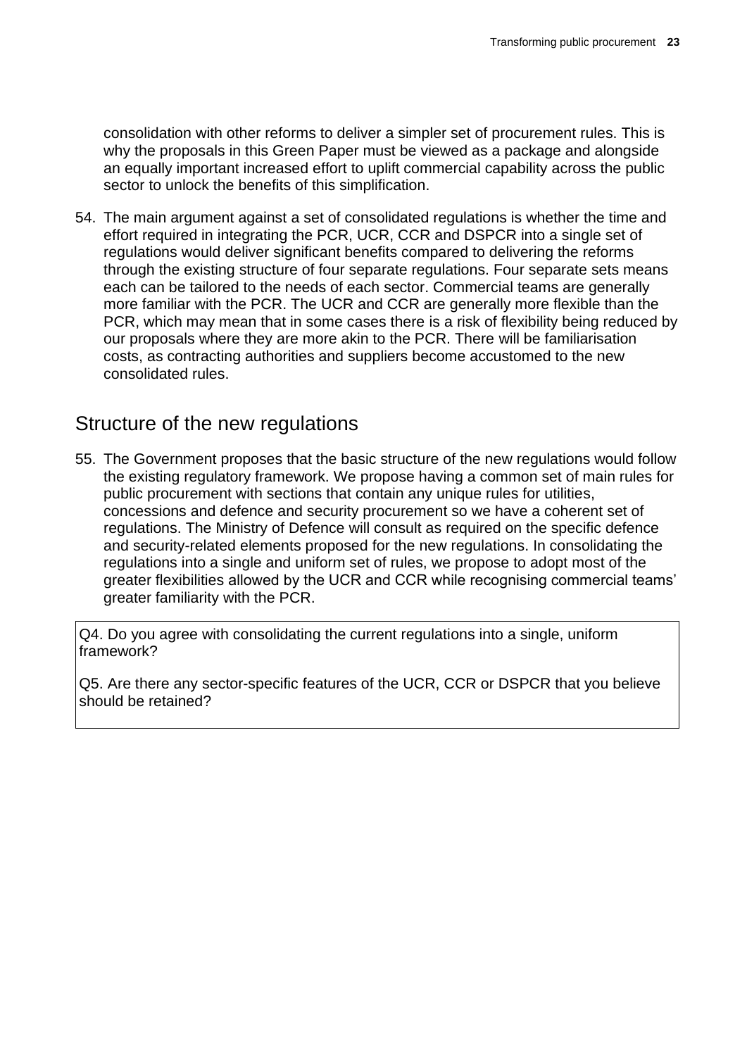consolidation with other reforms to deliver a simpler set of procurement rules. This is why the proposals in this Green Paper must be viewed as a package and alongside an equally important increased effort to uplift commercial capability across the public sector to unlock the benefits of this simplification.

54. The main argument against a set of consolidated regulations is whether the time and effort required in integrating the PCR, UCR, CCR and DSPCR into a single set of regulations would deliver significant benefits compared to delivering the reforms through the existing structure of four separate regulations. Four separate sets means each can be tailored to the needs of each sector. Commercial teams are generally more familiar with the PCR. The UCR and CCR are generally more flexible than the PCR, which may mean that in some cases there is a risk of flexibility being reduced by our proposals where they are more akin to the PCR. There will be familiarisation costs, as contracting authorities and suppliers become accustomed to the new consolidated rules.

## Structure of the new regulations

55. The Government proposes that the basic structure of the new regulations would follow the existing regulatory framework. We propose having a common set of main rules for public procurement with sections that contain any unique rules for utilities, concessions and defence and security procurement so we have a coherent set of regulations. The Ministry of Defence will consult as required on the specific defence and security-related elements proposed for the new regulations. In consolidating the regulations into a single and uniform set of rules, we propose to adopt most of the greater flexibilities allowed by the UCR and CCR while recognising commercial teams' greater familiarity with the PCR.

Q4. Do you agree with consolidating the current regulations into a single, uniform framework?

Q5. Are there any sector-specific features of the UCR, CCR or DSPCR that you believe should be retained?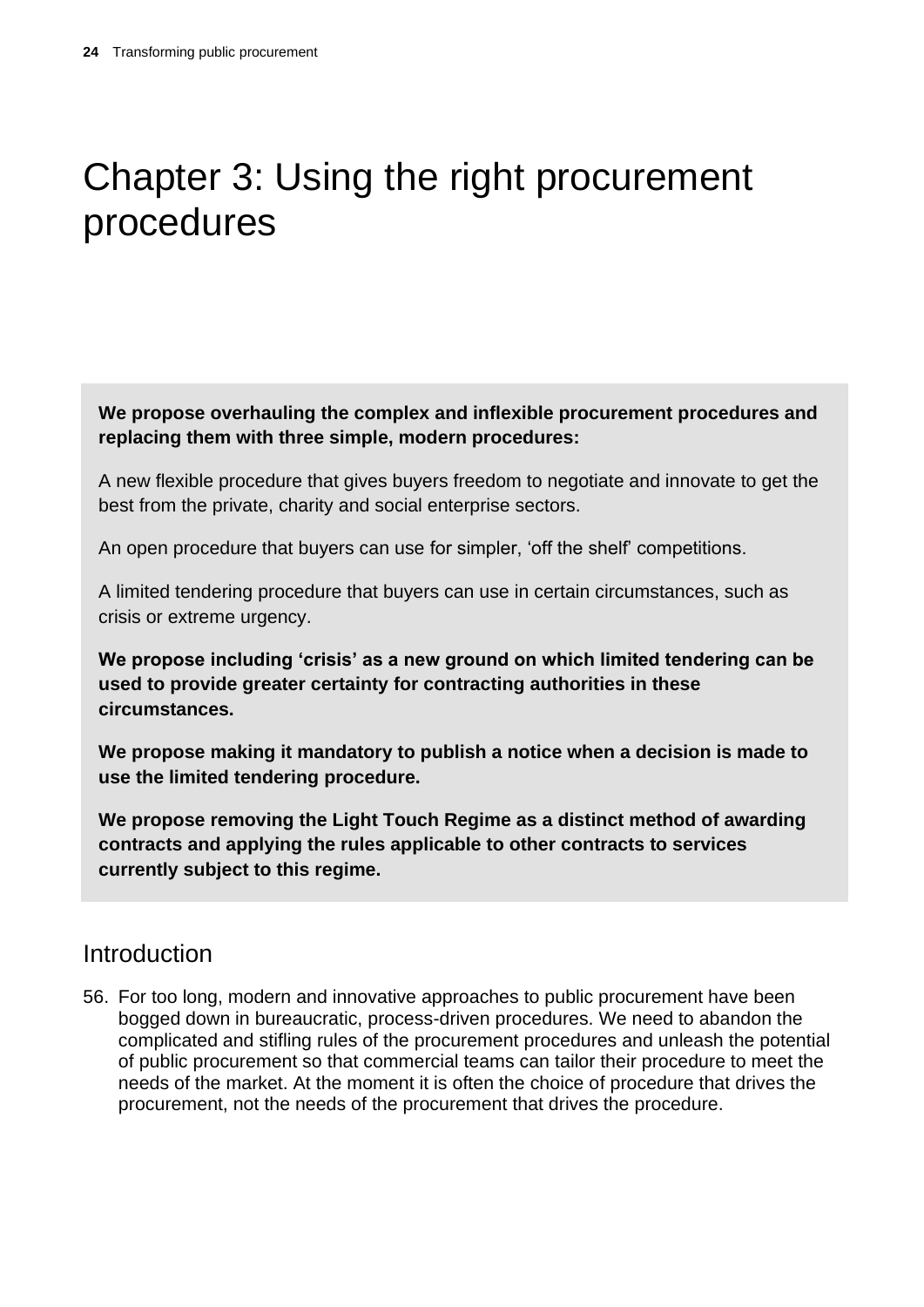# Chapter 3: Using the right procurement procedures

**We propose overhauling the complex and inflexible procurement procedures and replacing them with three simple, modern procedures:**

A new flexible procedure that gives buyers freedom to negotiate and innovate to get the best from the private, charity and social enterprise sectors.

An open procedure that buyers can use for simpler, 'off the shelf' competitions.

A limited tendering procedure that buyers can use in certain circumstances, such as crisis or extreme urgency.

**We propose including 'crisis' as a new ground on which limited tendering can be used to provide greater certainty for contracting authorities in these circumstances.**

**We propose making it mandatory to publish a notice when a decision is made to use the limited tendering procedure.**

**We propose removing the Light Touch Regime as a distinct method of awarding contracts and applying the rules applicable to other contracts to services currently subject to this regime.**

## Introduction

56. For too long, modern and innovative approaches to public procurement have been bogged down in bureaucratic, process-driven procedures. We need to abandon the complicated and stifling rules of the procurement procedures and unleash the potential of public procurement so that commercial teams can tailor their procedure to meet the needs of the market. At the moment it is often the choice of procedure that drives the procurement, not the needs of the procurement that drives the procedure.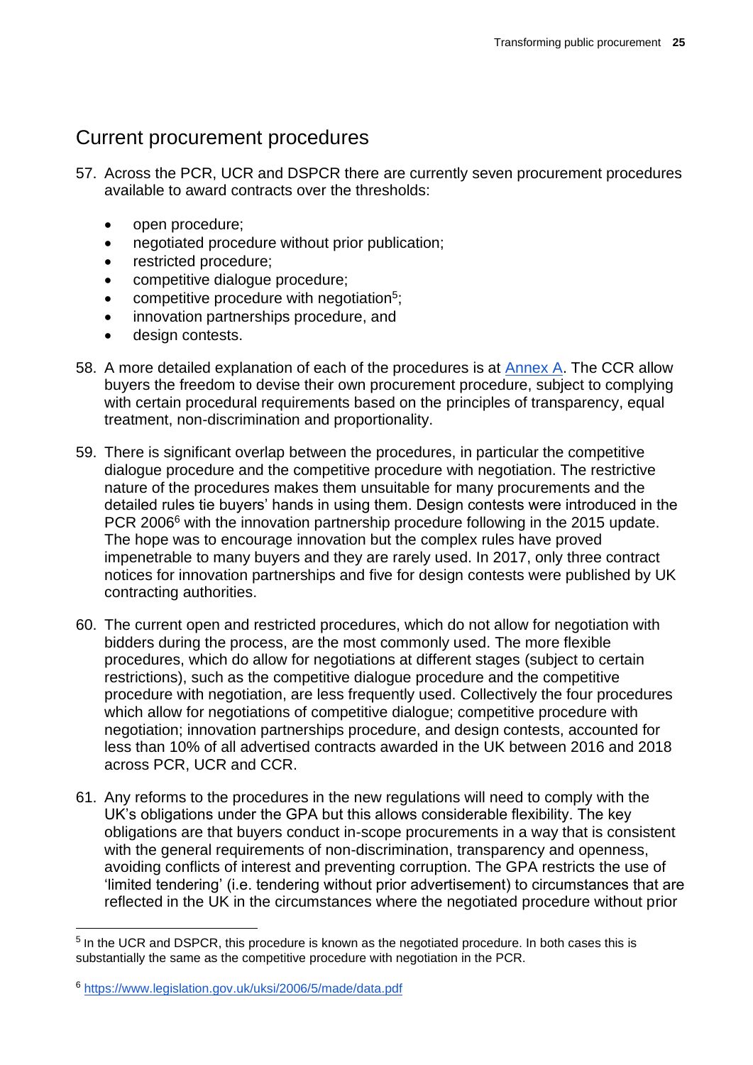## Current procurement procedures

57. Across the PCR, UCR and DSPCR there are currently seven procurement procedures available to award contracts over the thresholds:

    - open procedure;
    - negotiated procedure without prior publication;
    - restricted procedure;
    - competitive dialogue procedure;
    - competitive procedure with negotiation[5];
    - innovation partnerships procedure, and
    - design contests.

58. A more detailed explanation of each of the procedures is at [Annex A](#). The CCR allow buyers the freedom to devise their own procurement procedure, subject to complying with certain procedural requirements based on the principles of transparency, equal treatment, non-discrimination and proportionality.

59. There is significant overlap between the procedures, in particular the competitive dialogue procedure and the competitive procedure with negotiation. The restrictive nature of the procedures makes them unsuitable for many procurements and the detailed rules tie buyers' hands in using them. Design contests were introduced in the PCR 2006[6] with the innovation partnership procedure following in the 2015 update. The hope was to encourage innovation but the complex rules have proved impenetrable to many buyers and they are rarely used. In 2017, only three contract notices for innovation partnerships and five for design contests were published by UK contracting authorities.

60. The current open and restricted procedures, which do not allow for negotiation with bidders during the process, are the most commonly used. The more flexible procedures, which do allow for negotiations at different stages (subject to certain restrictions), such as the competitive dialogue procedure and the competitive procedure with negotiation, are less frequently used. Collectively the four procedures which allow for negotiations of competitive dialogue; competitive procedure with negotiation; innovation partnerships procedure, and design contests, accounted for less than 10% of all advertised contracts awarded in the UK between 2016 and 2018 across PCR, UCR and CCR.

61. Any reforms to the procedures in the new regulations will need to comply with the UK's obligations under the GPA but this allows considerable flexibility. The key obligations are that buyers conduct in-scope procurements in a way that is consistent with the general requirements of non-discrimination, transparency and openness, avoiding conflicts of interest and preventing corruption. The GPA restricts the use of 'limited tendering' (i.e. tendering without prior advertisement) to circumstances that are reflected in the UK in the circumstances where the negotiated procedure without prior

---

[5] In the UCR and DSPCR, this procedure is known as the negotiated procedure. In both cases this is substantially the same as the competitive procedure with negotiation in the PCR.

[6] https://www.legislation.gov.uk/uksi/2006/5/made/data.pdf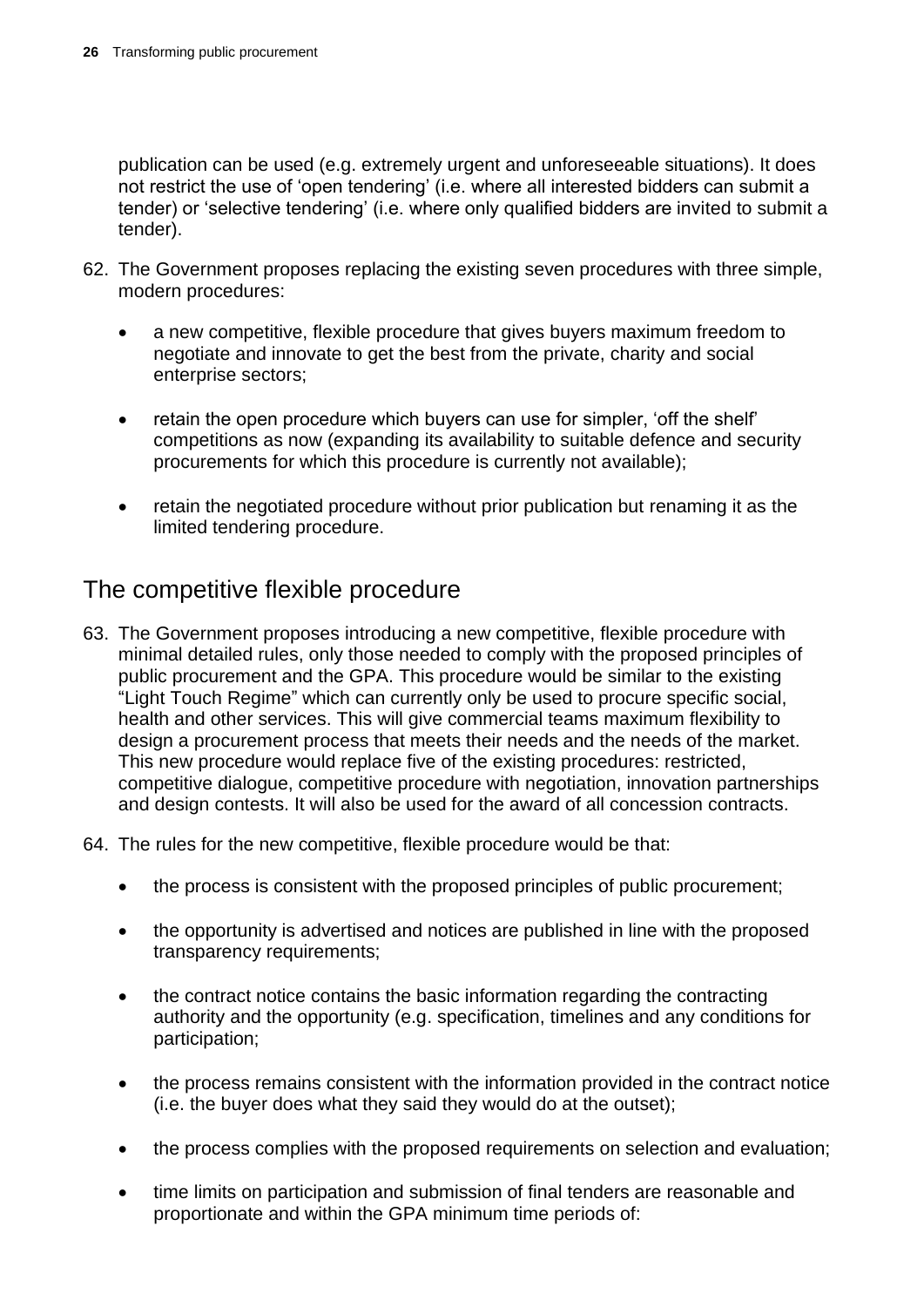publication can be used (e.g. extremely urgent and unforeseeable situations). It does not restrict the use of 'open tendering' (i.e. where all interested bidders can submit a tender) or 'selective tendering' (i.e. where only qualified bidders are invited to submit a tender).

62. The Government proposes replacing the existing seven procedures with three simple, modern procedures:

    - a new competitive, flexible procedure that gives buyers maximum freedom to negotiate and innovate to get the best from the private, charity and social enterprise sectors;

    - retain the open procedure which buyers can use for simpler, 'off the shelf' competitions as now (expanding its availability to suitable defence and security procurements for which this procedure is currently not available);

    - retain the negotiated procedure without prior publication but renaming it as the limited tendering procedure.

## The competitive flexible procedure

63. The Government proposes introducing a new competitive, flexible procedure with minimal detailed rules, only those needed to comply with the proposed principles of public procurement and the GPA. This procedure would be similar to the existing "Light Touch Regime" which can currently only be used to procure specific social, health and other services. This will give commercial teams maximum flexibility to design a procurement process that meets their needs and the needs of the market. This new procedure would replace five of the existing procedures: restricted, competitive dialogue, competitive procedure with negotiation, innovation partnerships and design contests. It will also be used for the award of all concession contracts.

64. The rules for the new competitive, flexible procedure would be that:

    - the process is consistent with the proposed principles of public procurement;

    - the opportunity is advertised and notices are published in line with the proposed transparency requirements;

    - the contract notice contains the basic information regarding the contracting authority and the opportunity (e.g. specification, timelines and any conditions for participation;

    - the process remains consistent with the information provided in the contract notice (i.e. the buyer does what they said they would do at the outset);

    - the process complies with the proposed requirements on selection and evaluation;

    - time limits on participation and submission of final tenders are reasonable and proportionate and within the GPA minimum time periods of: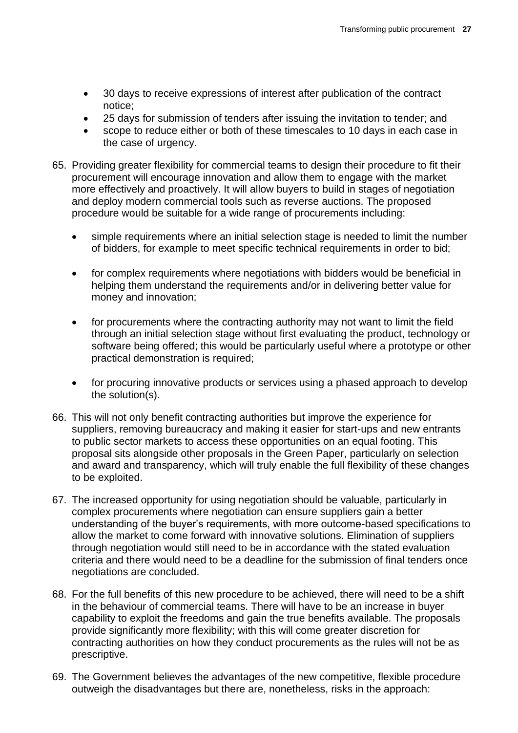- 30 days to receive expressions of interest after publication of the contract notice;
- 25 days for submission of tenders after issuing the invitation to tender; and
- scope to reduce either or both of these timescales to 10 days in each case in the case of urgency.

65. Providing greater flexibility for commercial teams to design their procedure to fit their procurement will encourage innovation and allow them to engage with the market more effectively and proactively. It will allow buyers to build in stages of negotiation and deploy modern commercial tools such as reverse auctions. The proposed procedure would be suitable for a wide range of procurements including:

    - simple requirements where an initial selection stage is needed to limit the number of bidders, for example to meet specific technical requirements in order to bid;

    - for complex requirements where negotiations with bidders would be beneficial in helping them understand the requirements and/or in delivering better value for money and innovation;

    - for procurements where the contracting authority may not want to limit the field through an initial selection stage without first evaluating the product, technology or software being offered; this would be particularly useful where a prototype or other practical demonstration is required;

    - for procuring innovative products or services using a phased approach to develop the solution(s).

66. This will not only benefit contracting authorities but improve the experience for suppliers, removing bureaucracy and making it easier for start-ups and new entrants to public sector markets to access these opportunities on an equal footing. This proposal sits alongside other proposals in the Green Paper, particularly on selection and award and transparency, which will truly enable the full flexibility of these changes to be exploited.

67. The increased opportunity for using negotiation should be valuable, particularly in complex procurements where negotiation can ensure suppliers gain a better understanding of the buyer's requirements, with more outcome-based specifications to allow the market to come forward with innovative solutions. Elimination of suppliers through negotiation would still need to be in accordance with the stated evaluation criteria and there would need to be a deadline for the submission of final tenders once negotiations are concluded.

68. For the full benefits of this new procedure to be achieved, there will need to be a shift in the behaviour of commercial teams. There will have to be an increase in buyer capability to exploit the freedoms and gain the true benefits available. The proposals provide significantly more flexibility; with this will come greater discretion for contracting authorities on how they conduct procurements as the rules will not be as prescriptive.

69. The Government believes the advantages of the new competitive, flexible procedure outweigh the disadvantages but there are, nonetheless, risks in the approach: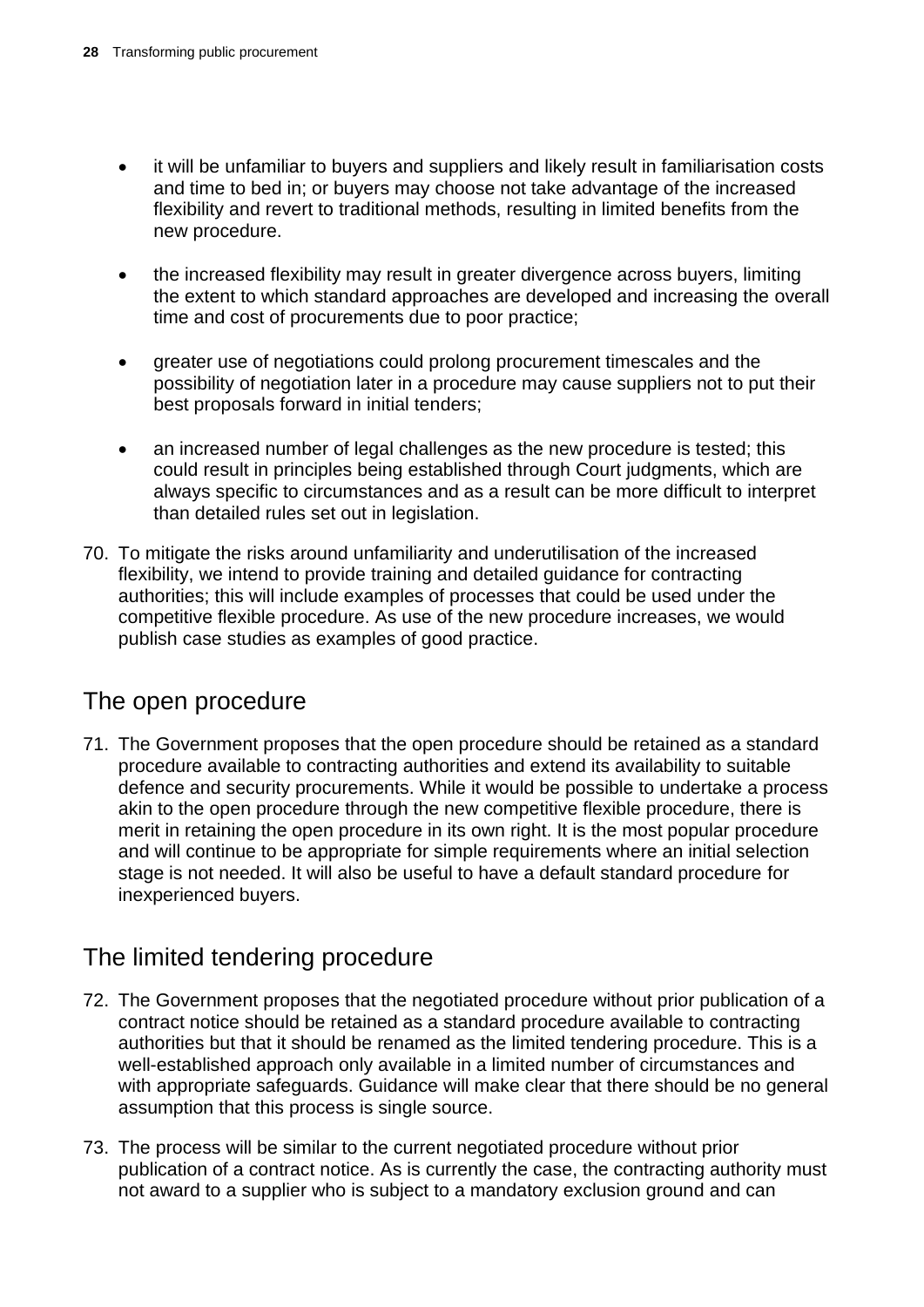- it will be unfamiliar to buyers and suppliers and likely result in familiarisation costs and time to bed in; or buyers may choose not take advantage of the increased flexibility and revert to traditional methods, resulting in limited benefits from the new procedure.

- the increased flexibility may result in greater divergence across buyers, limiting the extent to which standard approaches are developed and increasing the overall time and cost of procurements due to poor practice;

- greater use of negotiations could prolong procurement timescales and the possibility of negotiation later in a procedure may cause suppliers not to put their best proposals forward in initial tenders;

- an increased number of legal challenges as the new procedure is tested; this could result in principles being established through Court judgments, which are always specific to circumstances and as a result can be more difficult to interpret than detailed rules set out in legislation.

70. To mitigate the risks around unfamiliarity and underutilisation of the increased flexibility, we intend to provide training and detailed guidance for contracting authorities; this will include examples of processes that could be used under the competitive flexible procedure. As use of the new procedure increases, we would publish case studies as examples of good practice.

## The open procedure

71. The Government proposes that the open procedure should be retained as a standard procedure available to contracting authorities and extend its availability to suitable defence and security procurements. While it would be possible to undertake a process akin to the open procedure through the new competitive flexible procedure, there is merit in retaining the open procedure in its own right. It is the most popular procedure and will continue to be appropriate for simple requirements where an initial selection stage is not needed. It will also be useful to have a default standard procedure for inexperienced buyers.

## The limited tendering procedure

72. The Government proposes that the negotiated procedure without prior publication of a contract notice should be retained as a standard procedure available to contracting authorities but that it should be renamed as the limited tendering procedure. This is a well-established approach only available in a limited number of circumstances and with appropriate safeguards. Guidance will make clear that there should be no general assumption that this process is single source.

73. The process will be similar to the current negotiated procedure without prior publication of a contract notice. As is currently the case, the contracting authority must not award to a supplier who is subject to a mandatory exclusion ground and can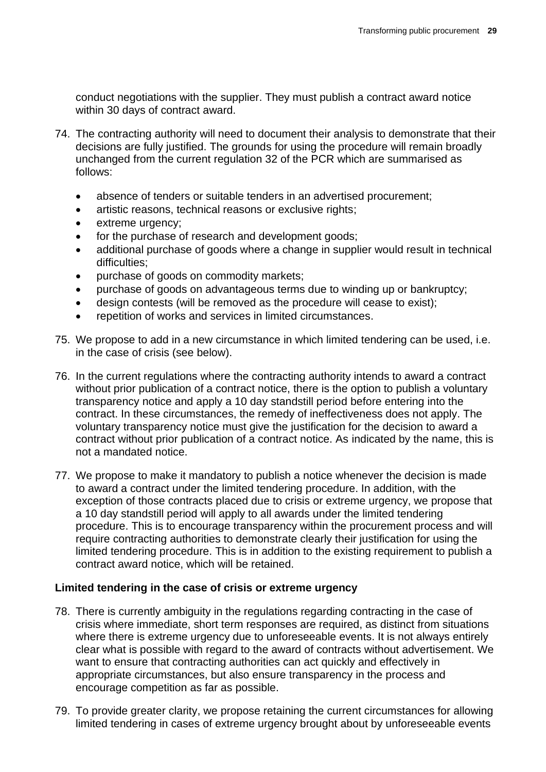conduct negotiations with the supplier. They must publish a contract award notice within 30 days of contract award.

74. The contracting authority will need to document their analysis to demonstrate that their decisions are fully justified. The grounds for using the procedure will remain broadly unchanged from the current regulation 32 of the PCR which are summarised as follows:

    - absence of tenders or suitable tenders in an advertised procurement;
    - artistic reasons, technical reasons or exclusive rights;
    - extreme urgency;
    - for the purchase of research and development goods;
    - additional purchase of goods where a change in supplier would result in technical difficulties;
    - purchase of goods on commodity markets;
    - purchase of goods on advantageous terms due to winding up or bankruptcy;
    - design contests (will be removed as the procedure will cease to exist);
    - repetition of works and services in limited circumstances.

75. We propose to add in a new circumstance in which limited tendering can be used, i.e. in the case of crisis (see below).

76. In the current regulations where the contracting authority intends to award a contract without prior publication of a contract notice, there is the option to publish a voluntary transparency notice and apply a 10 day standstill period before entering into the contract. In these circumstances, the remedy of ineffectiveness does not apply. The voluntary transparency notice must give the justification for the decision to award a contract without prior publication of a contract notice. As indicated by the name, this is not a mandated notice.

77. We propose to make it mandatory to publish a notice whenever the decision is made to award a contract under the limited tendering procedure. In addition, with the exception of those contracts placed due to crisis or extreme urgency, we propose that a 10 day standstill period will apply to all awards under the limited tendering procedure. This is to encourage transparency within the procurement process and will require contracting authorities to demonstrate clearly their justification for using the limited tendering procedure. This is in addition to the existing requirement to publish a contract award notice, which will be retained.

**Limited tendering in the case of crisis or extreme urgency**

78. There is currently ambiguity in the regulations regarding contracting in the case of crisis where immediate, short term responses are required, as distinct from situations where there is extreme urgency due to unforeseeable events. It is not always entirely clear what is possible with regard to the award of contracts without advertisement. We want to ensure that contracting authorities can act quickly and effectively in appropriate circumstances, but also ensure transparency in the process and encourage competition as far as possible.

79. To provide greater clarity, we propose retaining the current circumstances for allowing limited tendering in cases of extreme urgency brought about by unforeseeable events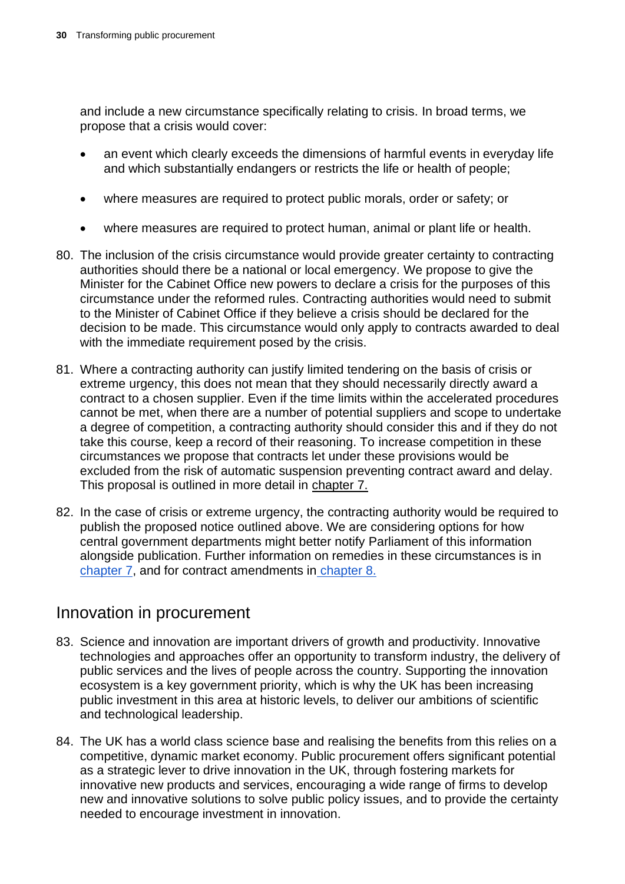and include a new circumstance specifically relating to crisis. In broad terms, we propose that a crisis would cover:

- an event which clearly exceeds the dimensions of harmful events in everyday life and which substantially endangers or restricts the life or health of people;
- where measures are required to protect public morals, order or safety; or
- where measures are required to protect human, animal or plant life or health.

80. The inclusion of the crisis circumstance would provide greater certainty to contracting authorities should there be a national or local emergency. We propose to give the Minister for the Cabinet Office new powers to declare a crisis for the purposes of this circumstance under the reformed rules. Contracting authorities would need to submit to the Minister of Cabinet Office if they believe a crisis should be declared for the decision to be made. This circumstance would only apply to contracts awarded to deal with the immediate requirement posed by the crisis.

81. Where a contracting authority can justify limited tendering on the basis of crisis or extreme urgency, this does not mean that they should necessarily directly award a contract to a chosen supplier. Even if the time limits within the accelerated procedures cannot be met, when there are a number of potential suppliers and scope to undertake a degree of competition, a contracting authority should consider this and if they do not take this course, keep a record of their reasoning. To increase competition in these circumstances we propose that contracts let under these provisions would be excluded from the risk of automatic suspension preventing contract award and delay. This proposal is outlined in more detail in chapter 7.

82. In the case of crisis or extreme urgency, the contracting authority would be required to publish the proposed notice outlined above. We are considering options for how central government departments might better notify Parliament of this information alongside publication. Further information on remedies in these circumstances is in chapter 7, and for contract amendments in chapter 8.

## Innovation in procurement

83. Science and innovation are important drivers of growth and productivity. Innovative technologies and approaches offer an opportunity to transform industry, the delivery of public services and the lives of people across the country. Supporting the innovation ecosystem is a key government priority, which is why the UK has been increasing public investment in this area at historic levels, to deliver our ambitions of scientific and technological leadership.

84. The UK has a world class science base and realising the benefits from this relies on a competitive, dynamic market economy. Public procurement offers significant potential as a strategic lever to drive innovation in the UK, through fostering markets for innovative new products and services, encouraging a wide range of firms to develop new and innovative solutions to solve public policy issues, and to provide the certainty needed to encourage investment in innovation.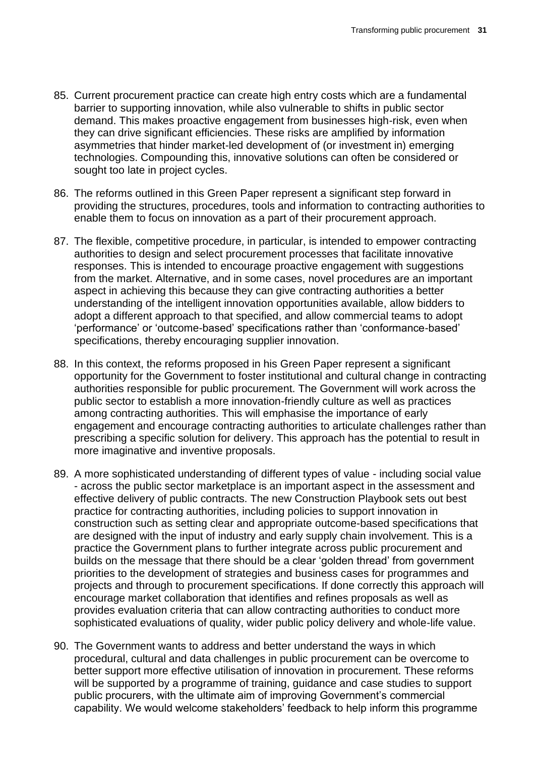85. Current procurement practice can create high entry costs which are a fundamental barrier to supporting innovation, while also vulnerable to shifts in public sector demand. This makes proactive engagement from businesses high-risk, even when they can drive significant efficiencies. These risks are amplified by information asymmetries that hinder market-led development of (or investment in) emerging technologies. Compounding this, innovative solutions can often be considered or sought too late in project cycles.

86. The reforms outlined in this Green Paper represent a significant step forward in providing the structures, procedures, tools and information to contracting authorities to enable them to focus on innovation as a part of their procurement approach.

87. The flexible, competitive procedure, in particular, is intended to empower contracting authorities to design and select procurement processes that facilitate innovative responses. This is intended to encourage proactive engagement with suggestions from the market. Alternative, and in some cases, novel procedures are an important aspect in achieving this because they can give contracting authorities a better understanding of the intelligent innovation opportunities available, allow bidders to adopt a different approach to that specified, and allow commercial teams to adopt 'performance' or 'outcome-based' specifications rather than 'conformance-based' specifications, thereby encouraging supplier innovation.

88. In this context, the reforms proposed in his Green Paper represent a significant opportunity for the Government to foster institutional and cultural change in contracting authorities responsible for public procurement. The Government will work across the public sector to establish a more innovation-friendly culture as well as practices among contracting authorities. This will emphasise the importance of early engagement and encourage contracting authorities to articulate challenges rather than prescribing a specific solution for delivery. This approach has the potential to result in more imaginative and inventive proposals.

89. A more sophisticated understanding of different types of value - including social value - across the public sector marketplace is an important aspect in the assessment and effective delivery of public contracts. The new Construction Playbook sets out best practice for contracting authorities, including policies to support innovation in construction such as setting clear and appropriate outcome-based specifications that are designed with the input of industry and early supply chain involvement. This is a practice the Government plans to further integrate across public procurement and builds on the message that there should be a clear 'golden thread' from government priorities to the development of strategies and business cases for programmes and projects and through to procurement specifications. If done correctly this approach will encourage market collaboration that identifies and refines proposals as well as provides evaluation criteria that can allow contracting authorities to conduct more sophisticated evaluations of quality, wider public policy delivery and whole-life value.

90. The Government wants to address and better understand the ways in which procedural, cultural and data challenges in public procurement can be overcome to better support more effective utilisation of innovation in procurement. These reforms will be supported by a programme of training, guidance and case studies to support public procurers, with the ultimate aim of improving Government's commercial capability. We would welcome stakeholders' feedback to help inform this programme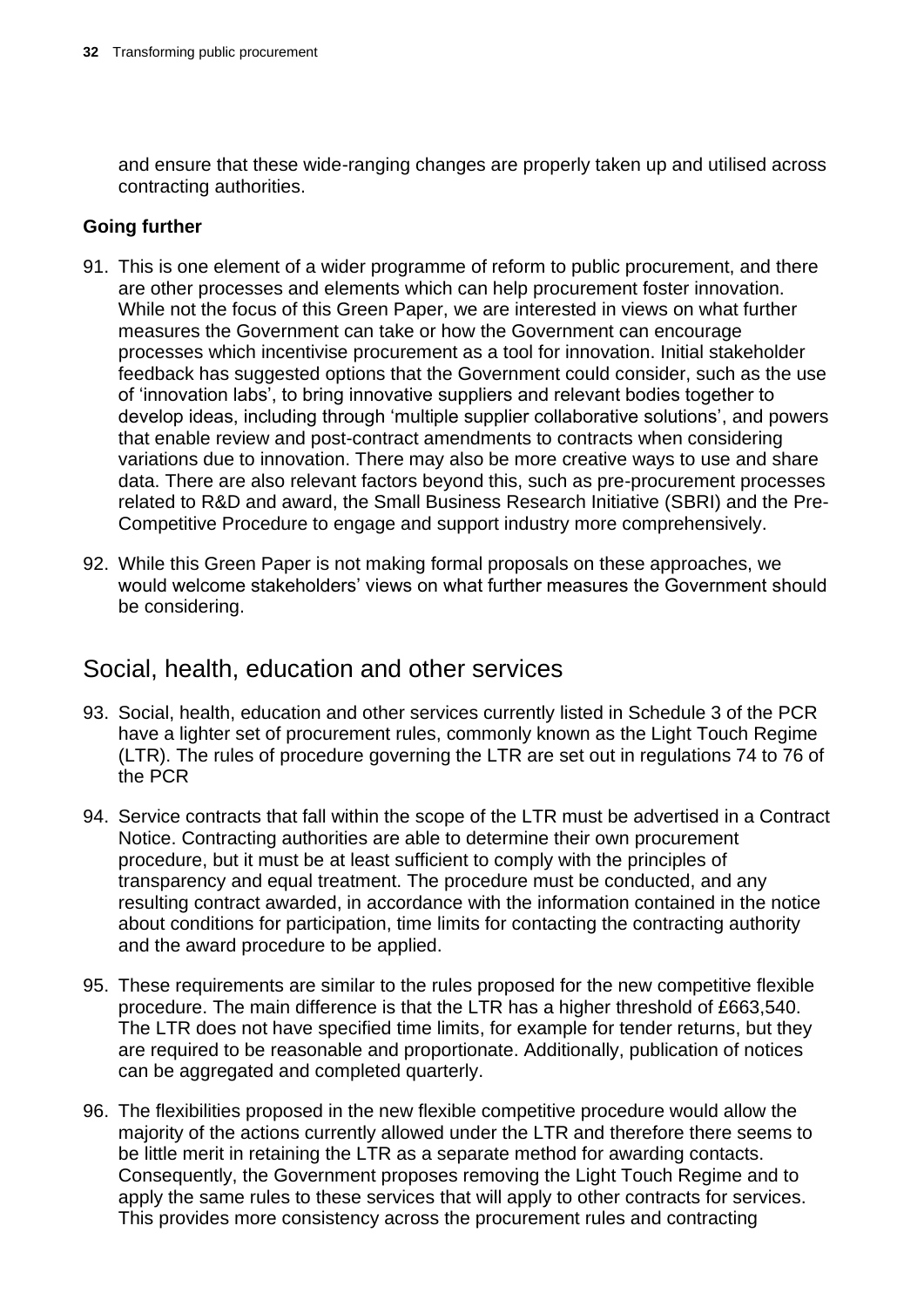and ensure that these wide-ranging changes are properly taken up and utilised across contracting authorities.

**Going further**

91. This is one element of a wider programme of reform to public procurement, and there are other processes and elements which can help procurement foster innovation. While not the focus of this Green Paper, we are interested in views on what further measures the Government can take or how the Government can encourage processes which incentivise procurement as a tool for innovation. Initial stakeholder feedback has suggested options that the Government could consider, such as the use of 'innovation labs', to bring innovative suppliers and relevant bodies together to develop ideas, including through 'multiple supplier collaborative solutions', and powers that enable review and post-contract amendments to contracts when considering variations due to innovation. There may also be more creative ways to use and share data. There are also relevant factors beyond this, such as pre-procurement processes related to R&D and award, the Small Business Research Initiative (SBRI) and the Pre-Competitive Procedure to engage and support industry more comprehensively.

92. While this Green Paper is not making formal proposals on these approaches, we would welcome stakeholders' views on what further measures the Government should be considering.

## Social, health, education and other services

93. Social, health, education and other services currently listed in Schedule 3 of the PCR have a lighter set of procurement rules, commonly known as the Light Touch Regime (LTR). The rules of procedure governing the LTR are set out in regulations 74 to 76 of the PCR

94. Service contracts that fall within the scope of the LTR must be advertised in a Contract Notice. Contracting authorities are able to determine their own procurement procedure, but it must be at least sufficient to comply with the principles of transparency and equal treatment. The procedure must be conducted, and any resulting contract awarded, in accordance with the information contained in the notice about conditions for participation, time limits for contacting the contracting authority and the award procedure to be applied.

95. These requirements are similar to the rules proposed for the new competitive flexible procedure. The main difference is that the LTR has a higher threshold of £663,540. The LTR does not have specified time limits, for example for tender returns, but they are required to be reasonable and proportionate. Additionally, publication of notices can be aggregated and completed quarterly.

96. The flexibilities proposed in the new flexible competitive procedure would allow the majority of the actions currently allowed under the LTR and therefore there seems to be little merit in retaining the LTR as a separate method for awarding contacts. Consequently, the Government proposes removing the Light Touch Regime and to apply the same rules to these services that will apply to other contracts for services. This provides more consistency across the procurement rules and contracting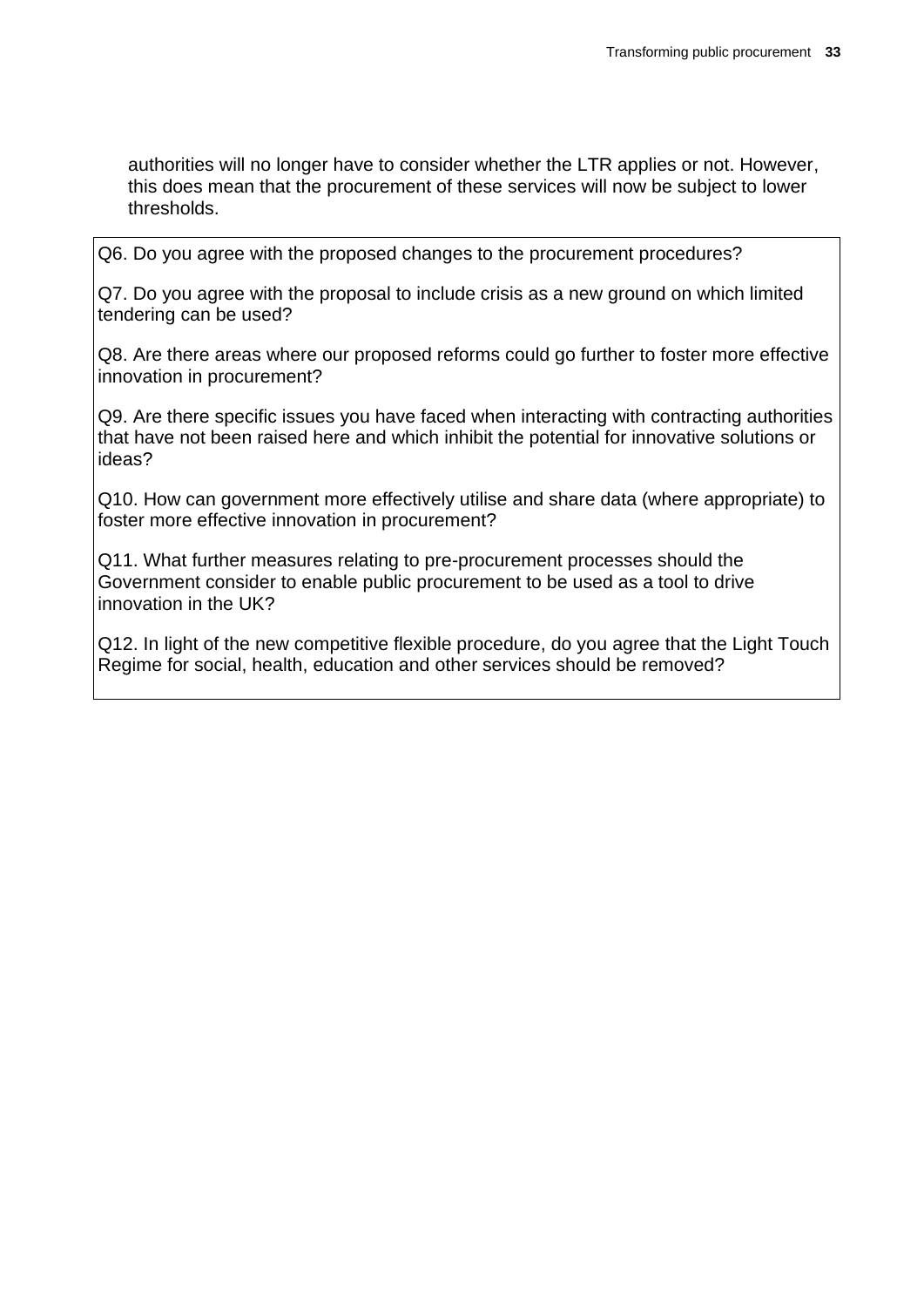authorities will no longer have to consider whether the LTR applies or not. However, this does mean that the procurement of these services will now be subject to lower thresholds.

Q6. Do you agree with the proposed changes to the procurement procedures?

Q7. Do you agree with the proposal to include crisis as a new ground on which limited tendering can be used?

Q8. Are there areas where our proposed reforms could go further to foster more effective innovation in procurement?

Q9. Are there specific issues you have faced when interacting with contracting authorities that have not been raised here and which inhibit the potential for innovative solutions or ideas?

Q10. How can government more effectively utilise and share data (where appropriate) to foster more effective innovation in procurement?

Q11. What further measures relating to pre-procurement processes should the Government consider to enable public procurement to be used as a tool to drive innovation in the UK?

Q12. In light of the new competitive flexible procedure, do you agree that the Light Touch Regime for social, health, education and other services should be removed?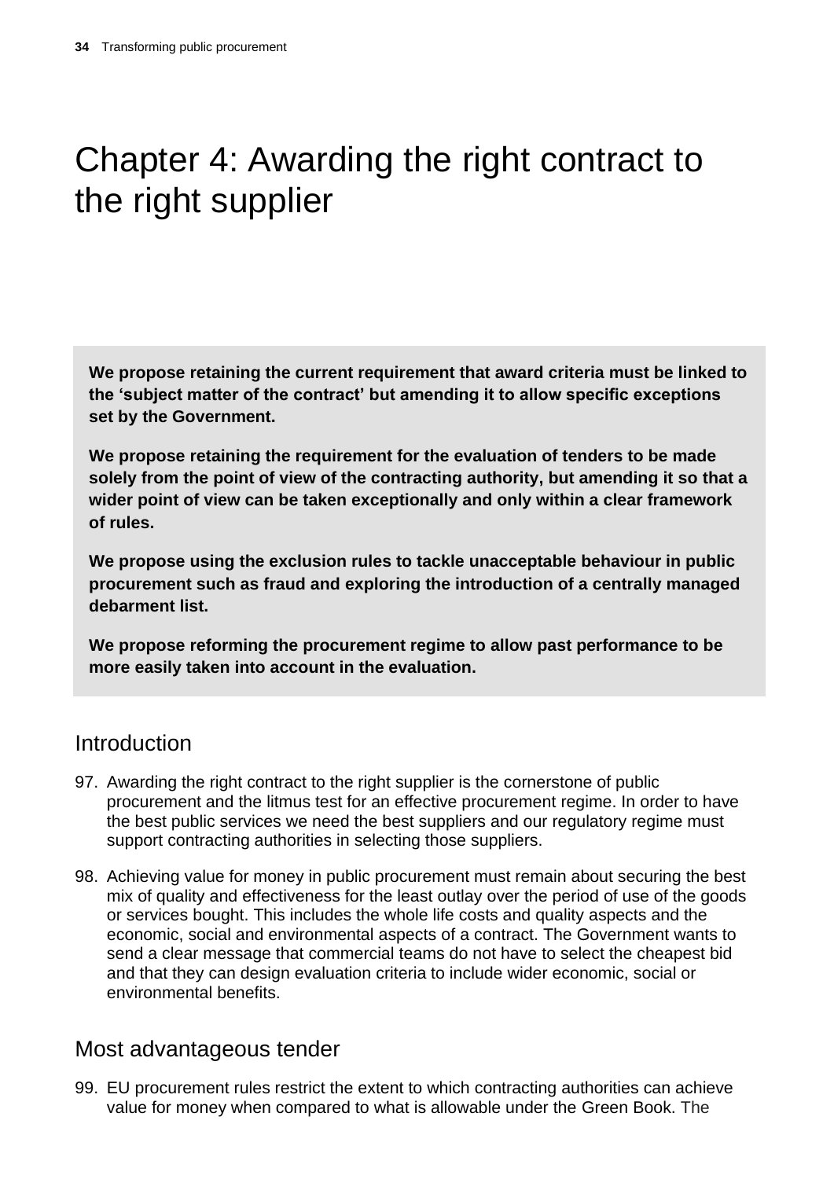# Chapter 4: Awarding the right contract to the right supplier

**We propose retaining the current requirement that award criteria must be linked to the 'subject matter of the contract' but amending it to allow specific exceptions set by the Government.**

**We propose retaining the requirement for the evaluation of tenders to be made solely from the point of view of the contracting authority, but amending it so that a wider point of view can be taken exceptionally and only within a clear framework of rules.**

**We propose using the exclusion rules to tackle unacceptable behaviour in public procurement such as fraud and exploring the introduction of a centrally managed debarment list.**

**We propose reforming the procurement regime to allow past performance to be more easily taken into account in the evaluation.**

## Introduction

97. Awarding the right contract to the right supplier is the cornerstone of public procurement and the litmus test for an effective procurement regime. In order to have the best public services we need the best suppliers and our regulatory regime must support contracting authorities in selecting those suppliers.

98. Achieving value for money in public procurement must remain about securing the best mix of quality and effectiveness for the least outlay over the period of use of the goods or services bought. This includes the whole life costs and quality aspects and the economic, social and environmental aspects of a contract. The Government wants to send a clear message that commercial teams do not have to select the cheapest bid and that they can design evaluation criteria to include wider economic, social or environmental benefits.

## Most advantageous tender

99. EU procurement rules restrict the extent to which contracting authorities can achieve value for money when compared to what is allowable under the Green Book. The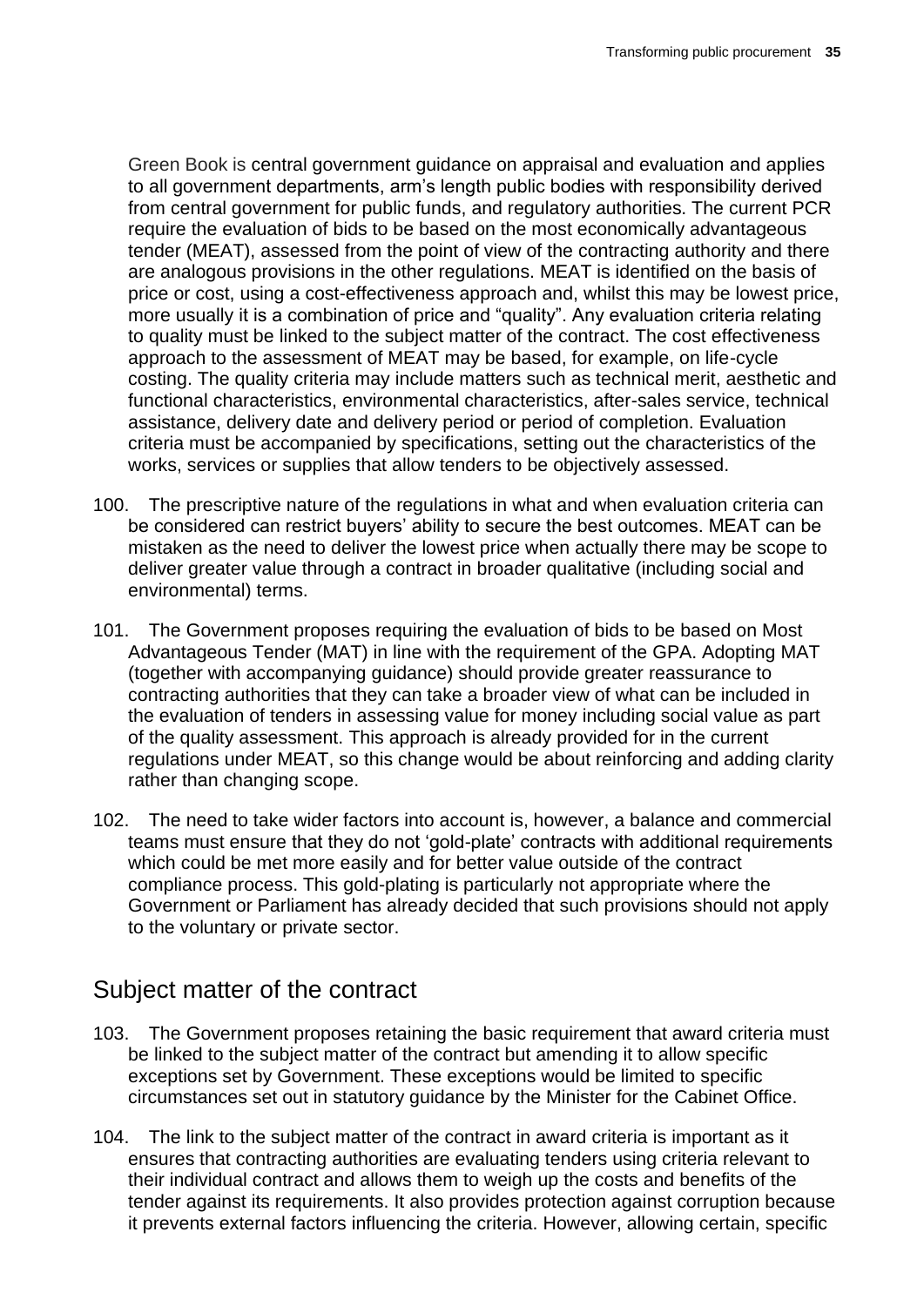Green Book is central government guidance on appraisal and evaluation and applies to all government departments, arm's length public bodies with responsibility derived from central government for public funds, and regulatory authorities. The current PCR require the evaluation of bids to be based on the most economically advantageous tender (MEAT), assessed from the point of view of the contracting authority and there are analogous provisions in the other regulations. MEAT is identified on the basis of price or cost, using a cost-effectiveness approach and, whilst this may be lowest price, more usually it is a combination of price and "quality". Any evaluation criteria relating to quality must be linked to the subject matter of the contract. The cost effectiveness approach to the assessment of MEAT may be based, for example, on life-cycle costing. The quality criteria may include matters such as technical merit, aesthetic and functional characteristics, environmental characteristics, after-sales service, technical assistance, delivery date and delivery period or period of completion. Evaluation criteria must be accompanied by specifications, setting out the characteristics of the works, services or supplies that allow tenders to be objectively assessed.

100. The prescriptive nature of the regulations in what and when evaluation criteria can be considered can restrict buyers' ability to secure the best outcomes. MEAT can be mistaken as the need to deliver the lowest price when actually there may be scope to deliver greater value through a contract in broader qualitative (including social and environmental) terms.

101. The Government proposes requiring the evaluation of bids to be based on Most Advantageous Tender (MAT) in line with the requirement of the GPA. Adopting MAT (together with accompanying guidance) should provide greater reassurance to contracting authorities that they can take a broader view of what can be included in the evaluation of tenders in assessing value for money including social value as part of the quality assessment. This approach is already provided for in the current regulations under MEAT, so this change would be about reinforcing and adding clarity rather than changing scope.

102. The need to take wider factors into account is, however, a balance and commercial teams must ensure that they do not 'gold-plate' contracts with additional requirements which could be met more easily and for better value outside of the contract compliance process. This gold-plating is particularly not appropriate where the Government or Parliament has already decided that such provisions should not apply to the voluntary or private sector.

## Subject matter of the contract

103. The Government proposes retaining the basic requirement that award criteria must be linked to the subject matter of the contract but amending it to allow specific exceptions set by Government. These exceptions would be limited to specific circumstances set out in statutory guidance by the Minister for the Cabinet Office.

104. The link to the subject matter of the contract in award criteria is important as it ensures that contracting authorities are evaluating tenders using criteria relevant to their individual contract and allows them to weigh up the costs and benefits of the tender against its requirements. It also provides protection against corruption because it prevents external factors influencing the criteria. However, allowing certain, specific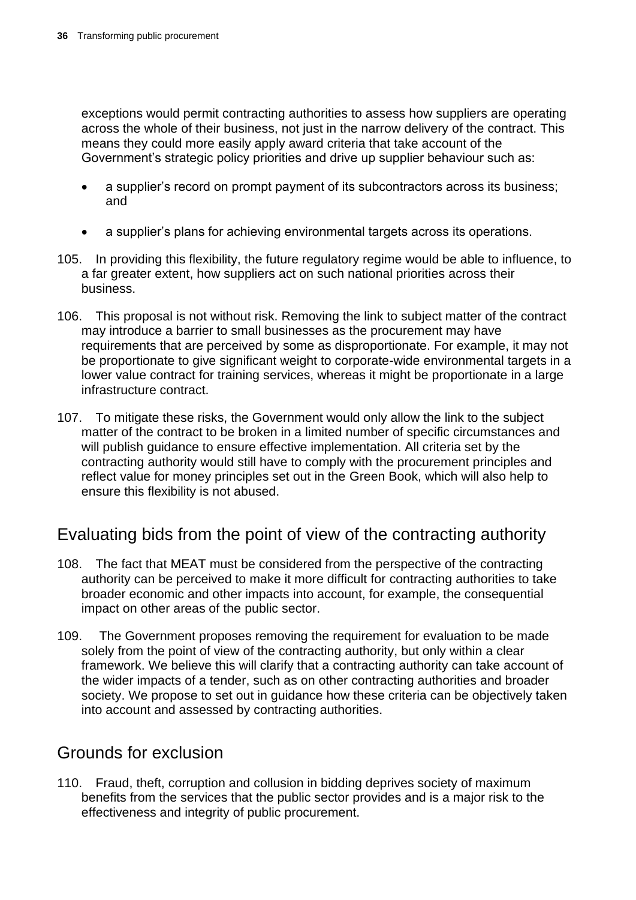exceptions would permit contracting authorities to assess how suppliers are operating across the whole of their business, not just in the narrow delivery of the contract. This means they could more easily apply award criteria that take account of the Government's strategic policy priorities and drive up supplier behaviour such as:

- a supplier's record on prompt payment of its subcontractors across its business; and
- a supplier's plans for achieving environmental targets across its operations.

105. In providing this flexibility, the future regulatory regime would be able to influence, to a far greater extent, how suppliers act on such national priorities across their business.

106. This proposal is not without risk. Removing the link to subject matter of the contract may introduce a barrier to small businesses as the procurement may have requirements that are perceived by some as disproportionate. For example, it may not be proportionate to give significant weight to corporate-wide environmental targets in a lower value contract for training services, whereas it might be proportionate in a large infrastructure contract.

107. To mitigate these risks, the Government would only allow the link to the subject matter of the contract to be broken in a limited number of specific circumstances and will publish guidance to ensure effective implementation. All criteria set by the contracting authority would still have to comply with the procurement principles and reflect value for money principles set out in the Green Book, which will also help to ensure this flexibility is not abused.

## Evaluating bids from the point of view of the contracting authority

108. The fact that MEAT must be considered from the perspective of the contracting authority can be perceived to make it more difficult for contracting authorities to take broader economic and other impacts into account, for example, the consequential impact on other areas of the public sector.

109. The Government proposes removing the requirement for evaluation to be made solely from the point of view of the contracting authority, but only within a clear framework. We believe this will clarify that a contracting authority can take account of the wider impacts of a tender, such as on other contracting authorities and broader society. We propose to set out in guidance how these criteria can be objectively taken into account and assessed by contracting authorities.

## Grounds for exclusion

110. Fraud, theft, corruption and collusion in bidding deprives society of maximum benefits from the services that the public sector provides and is a major risk to the effectiveness and integrity of public procurement.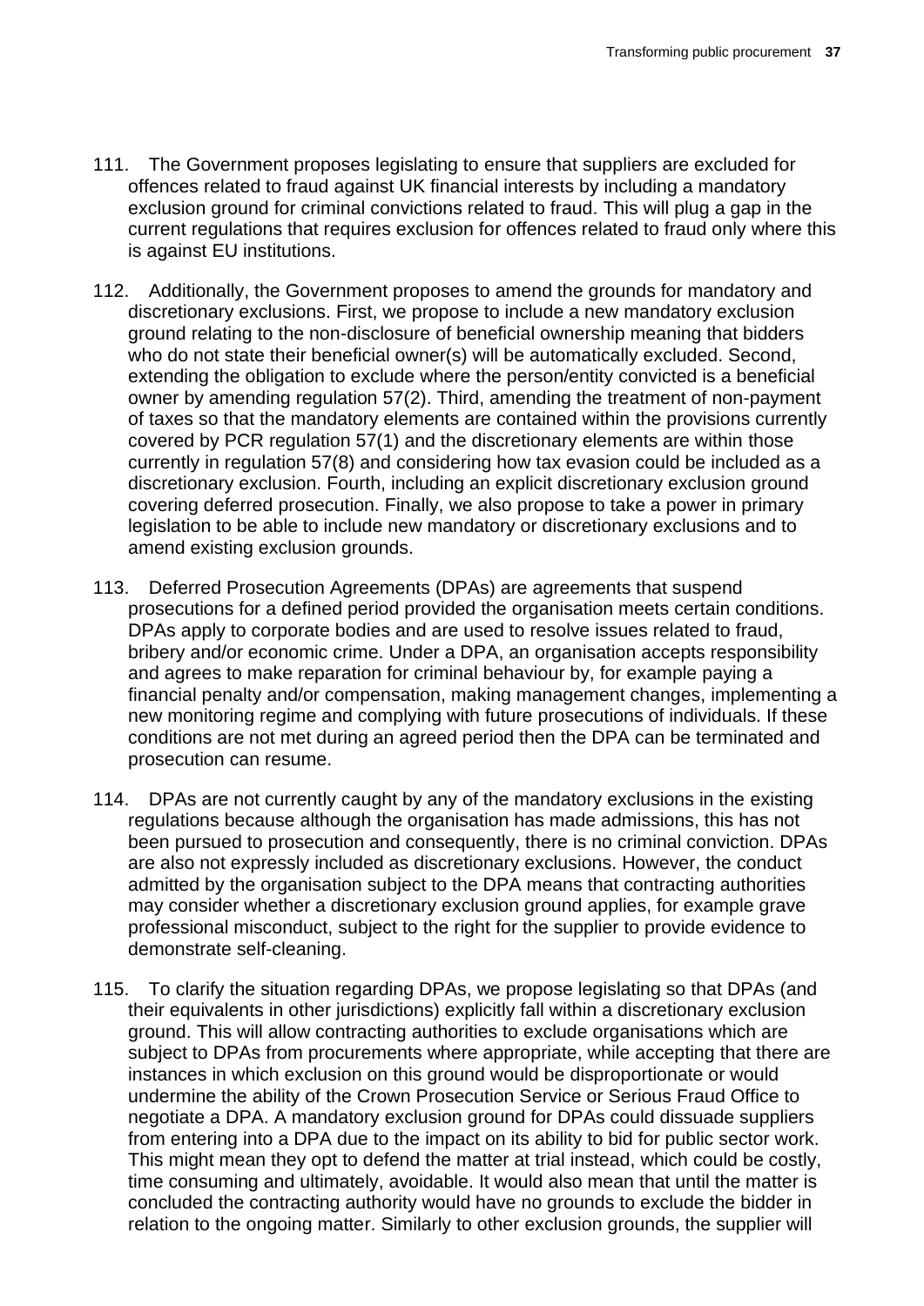111. The Government proposes legislating to ensure that suppliers are excluded for offences related to fraud against UK financial interests by including a mandatory exclusion ground for criminal convictions related to fraud. This will plug a gap in the current regulations that requires exclusion for offences related to fraud only where this is against EU institutions.

112. Additionally, the Government proposes to amend the grounds for mandatory and discretionary exclusions. First, we propose to include a new mandatory exclusion ground relating to the non-disclosure of beneficial ownership meaning that bidders who do not state their beneficial owner(s) will be automatically excluded. Second, extending the obligation to exclude where the person/entity convicted is a beneficial owner by amending regulation 57(2). Third, amending the treatment of non-payment of taxes so that the mandatory elements are contained within the provisions currently covered by PCR regulation 57(1) and the discretionary elements are within those currently in regulation 57(8) and considering how tax evasion could be included as a discretionary exclusion. Fourth, including an explicit discretionary exclusion ground covering deferred prosecution. Finally, we also propose to take a power in primary legislation to be able to include new mandatory or discretionary exclusions and to amend existing exclusion grounds.

113. Deferred Prosecution Agreements (DPAs) are agreements that suspend prosecutions for a defined period provided the organisation meets certain conditions. DPAs apply to corporate bodies and are used to resolve issues related to fraud, bribery and/or economic crime. Under a DPA, an organisation accepts responsibility and agrees to make reparation for criminal behaviour by, for example paying a financial penalty and/or compensation, making management changes, implementing a new monitoring regime and complying with future prosecutions of individuals. If these conditions are not met during an agreed period then the DPA can be terminated and prosecution can resume.

114. DPAs are not currently caught by any of the mandatory exclusions in the existing regulations because although the organisation has made admissions, this has not been pursued to prosecution and consequently, there is no criminal conviction. DPAs are also not expressly included as discretionary exclusions. However, the conduct admitted by the organisation subject to the DPA means that contracting authorities may consider whether a discretionary exclusion ground applies, for example grave professional misconduct, subject to the right for the supplier to provide evidence to demonstrate self-cleaning.

115. To clarify the situation regarding DPAs, we propose legislating so that DPAs (and their equivalents in other jurisdictions) explicitly fall within a discretionary exclusion ground. This will allow contracting authorities to exclude organisations which are subject to DPAs from procurements where appropriate, while accepting that there are instances in which exclusion on this ground would be disproportionate or would undermine the ability of the Crown Prosecution Service or Serious Fraud Office to negotiate a DPA. A mandatory exclusion ground for DPAs could dissuade suppliers from entering into a DPA due to the impact on its ability to bid for public sector work. This might mean they opt to defend the matter at trial instead, which could be costly, time consuming and ultimately, avoidable. It would also mean that until the matter is concluded the contracting authority would have no grounds to exclude the bidder in relation to the ongoing matter. Similarly to other exclusion grounds, the supplier will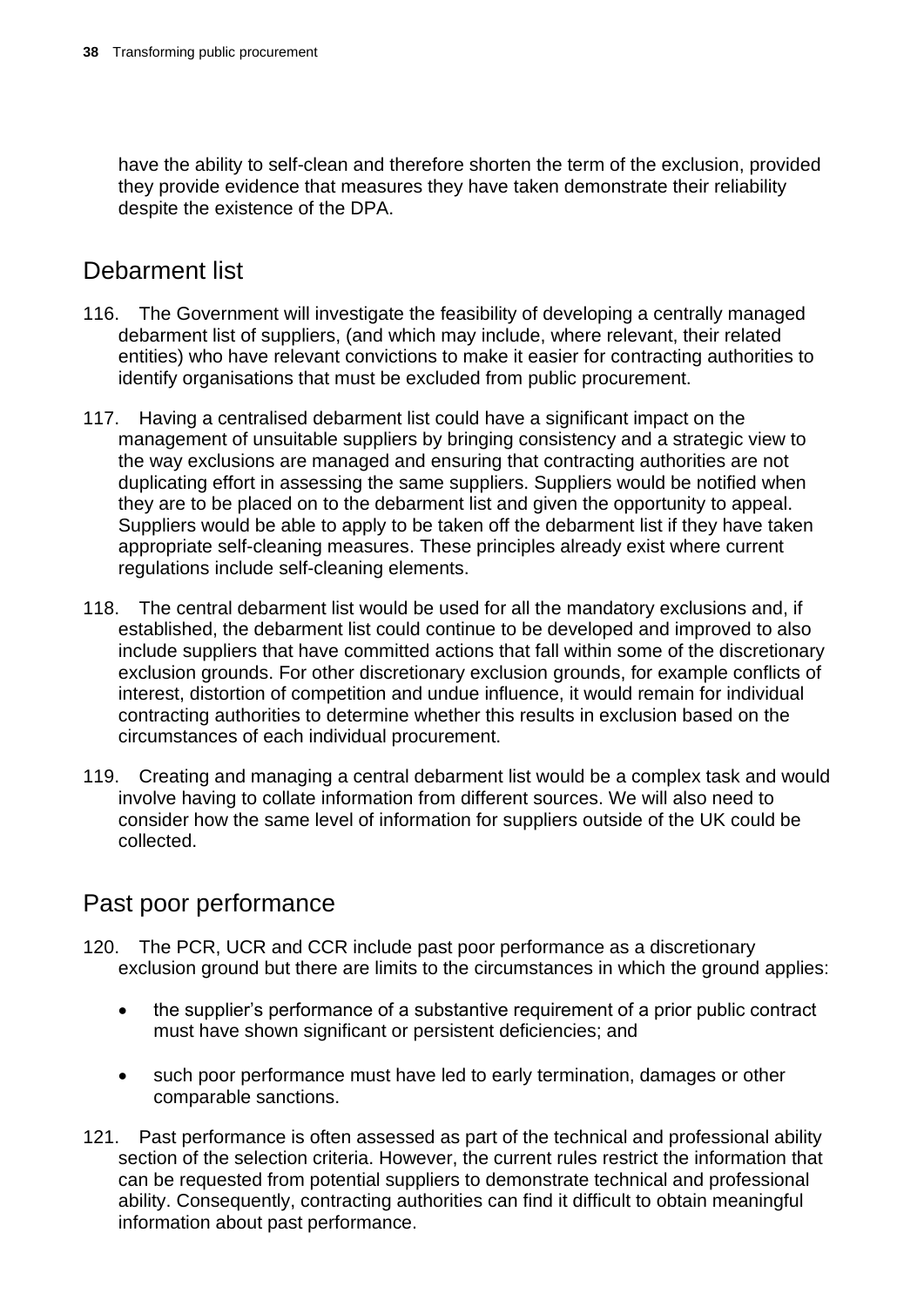have the ability to self-clean and therefore shorten the term of the exclusion, provided they provide evidence that measures they have taken demonstrate their reliability despite the existence of the DPA.

## Debarment list

116. The Government will investigate the feasibility of developing a centrally managed debarment list of suppliers, (and which may include, where relevant, their related entities) who have relevant convictions to make it easier for contracting authorities to identify organisations that must be excluded from public procurement.

117. Having a centralised debarment list could have a significant impact on the management of unsuitable suppliers by bringing consistency and a strategic view to the way exclusions are managed and ensuring that contracting authorities are not duplicating effort in assessing the same suppliers. Suppliers would be notified when they are to be placed on to the debarment list and given the opportunity to appeal. Suppliers would be able to apply to be taken off the debarment list if they have taken appropriate self-cleaning measures. These principles already exist where current regulations include self-cleaning elements.

118. The central debarment list would be used for all the mandatory exclusions and, if established, the debarment list could continue to be developed and improved to also include suppliers that have committed actions that fall within some of the discretionary exclusion grounds. For other discretionary exclusion grounds, for example conflicts of interest, distortion of competition and undue influence, it would remain for individual contracting authorities to determine whether this results in exclusion based on the circumstances of each individual procurement.

119. Creating and managing a central debarment list would be a complex task and would involve having to collate information from different sources. We will also need to consider how the same level of information for suppliers outside of the UK could be collected.

## Past poor performance

120. The PCR, UCR and CCR include past poor performance as a discretionary exclusion ground but there are limits to the circumstances in which the ground applies:

- the supplier's performance of a substantive requirement of a prior public contract must have shown significant or persistent deficiencies; and
- such poor performance must have led to early termination, damages or other comparable sanctions.

121. Past performance is often assessed as part of the technical and professional ability section of the selection criteria. However, the current rules restrict the information that can be requested from potential suppliers to demonstrate technical and professional ability. Consequently, contracting authorities can find it difficult to obtain meaningful information about past performance.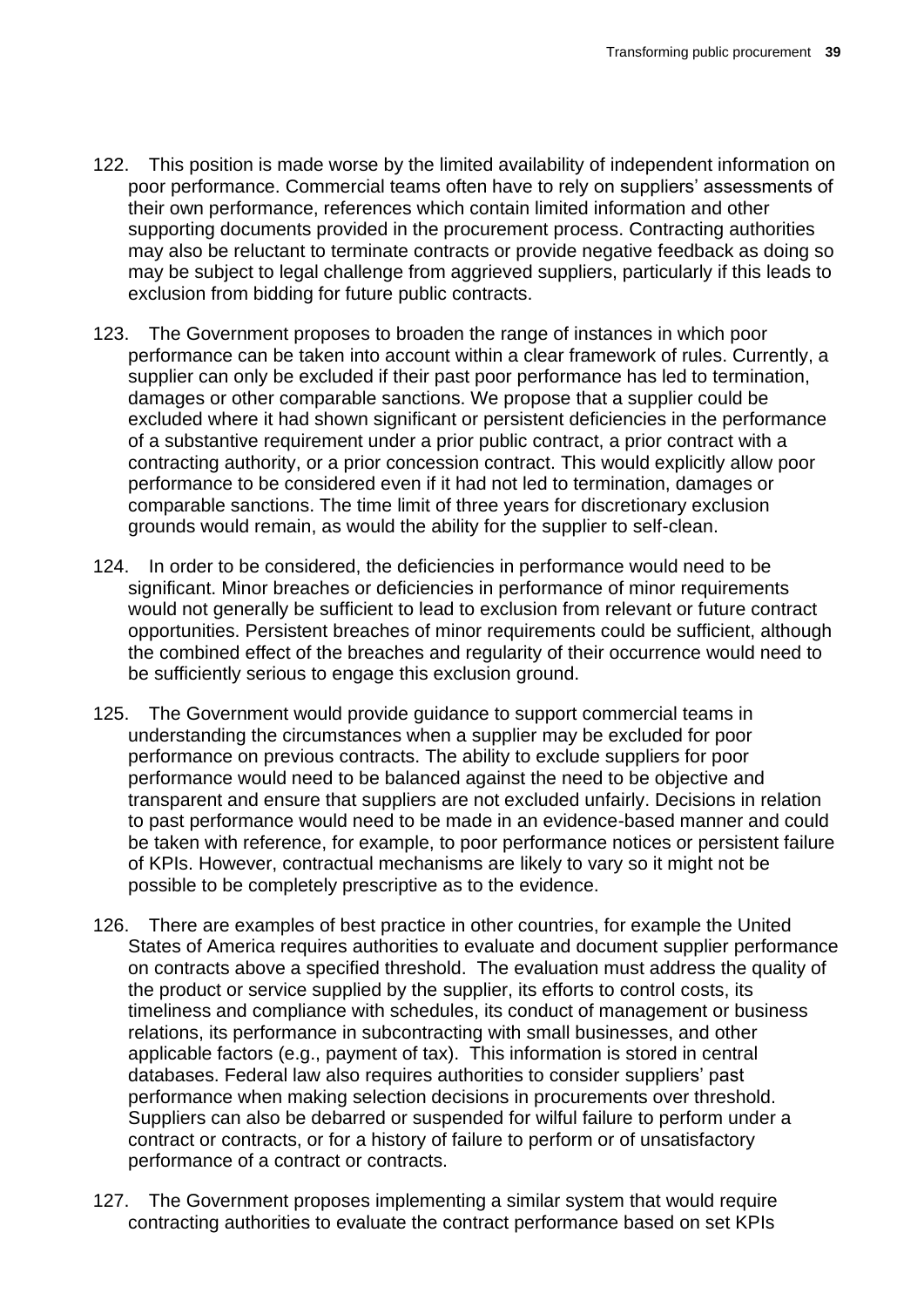122. This position is made worse by the limited availability of independent information on poor performance. Commercial teams often have to rely on suppliers' assessments of their own performance, references which contain limited information and other supporting documents provided in the procurement process. Contracting authorities may also be reluctant to terminate contracts or provide negative feedback as doing so may be subject to legal challenge from aggrieved suppliers, particularly if this leads to exclusion from bidding for future public contracts.

123. The Government proposes to broaden the range of instances in which poor performance can be taken into account within a clear framework of rules. Currently, a supplier can only be excluded if their past poor performance has led to termination, damages or other comparable sanctions. We propose that a supplier could be excluded where it had shown significant or persistent deficiencies in the performance of a substantive requirement under a prior public contract, a prior contract with a contracting authority, or a prior concession contract. This would explicitly allow poor performance to be considered even if it had not led to termination, damages or comparable sanctions. The time limit of three years for discretionary exclusion grounds would remain, as would the ability for the supplier to self-clean.

124. In order to be considered, the deficiencies in performance would need to be significant. Minor breaches or deficiencies in performance of minor requirements would not generally be sufficient to lead to exclusion from relevant or future contract opportunities. Persistent breaches of minor requirements could be sufficient, although the combined effect of the breaches and regularity of their occurrence would need to be sufficiently serious to engage this exclusion ground.

125. The Government would provide guidance to support commercial teams in understanding the circumstances when a supplier may be excluded for poor performance on previous contracts. The ability to exclude suppliers for poor performance would need to be balanced against the need to be objective and transparent and ensure that suppliers are not excluded unfairly. Decisions in relation to past performance would need to be made in an evidence-based manner and could be taken with reference, for example, to poor performance notices or persistent failure of KPIs. However, contractual mechanisms are likely to vary so it might not be possible to be completely prescriptive as to the evidence.

126. There are examples of best practice in other countries, for example the United States of America requires authorities to evaluate and document supplier performance on contracts above a specified threshold. The evaluation must address the quality of the product or service supplied by the supplier, its efforts to control costs, its timeliness and compliance with schedules, its conduct of management or business relations, its performance in subcontracting with small businesses, and other applicable factors (e.g., payment of tax). This information is stored in central databases. Federal law also requires authorities to consider suppliers' past performance when making selection decisions in procurements over threshold. Suppliers can also be debarred or suspended for wilful failure to perform under a contract or contracts, or for a history of failure to perform or of unsatisfactory performance of a contract or contracts.

127. The Government proposes implementing a similar system that would require contracting authorities to evaluate the contract performance based on set KPIs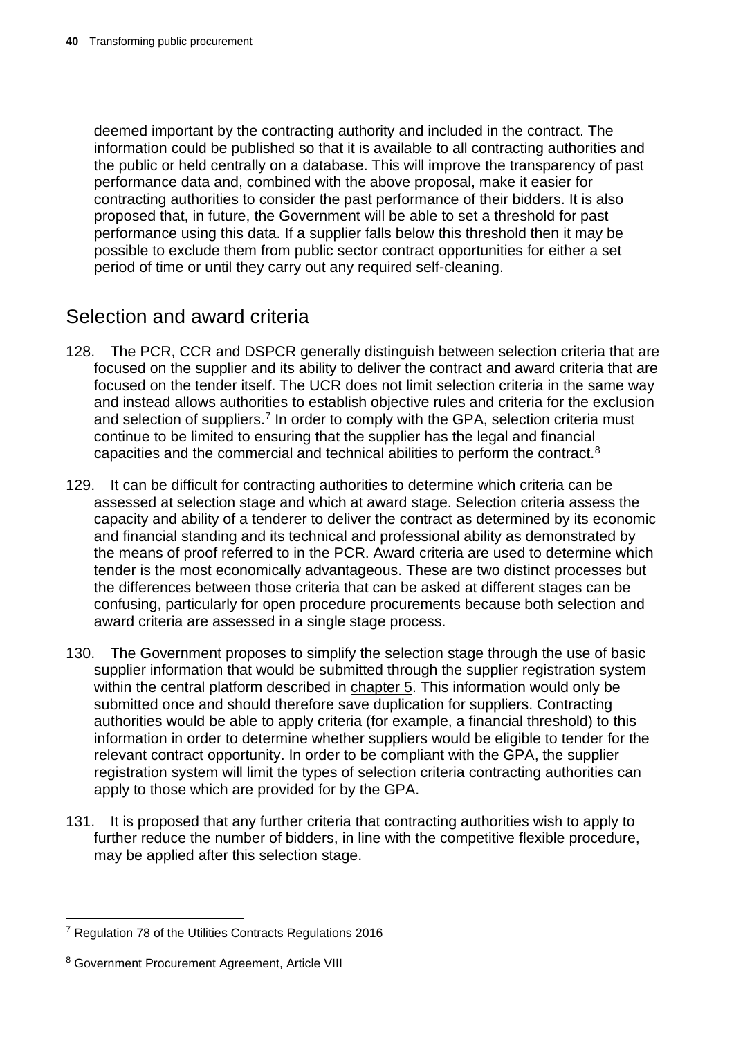deemed important by the contracting authority and included in the contract. The information could be published so that it is available to all contracting authorities and the public or held centrally on a database. This will improve the transparency of past performance data and, combined with the above proposal, make it easier for contracting authorities to consider the past performance of their bidders. It is also proposed that, in future, the Government will be able to set a threshold for past performance using this data. If a supplier falls below this threshold then it may be possible to exclude them from public sector contract opportunities for either a set period of time or until they carry out any required self-cleaning.

## Selection and award criteria

128. The PCR, CCR and DSPCR generally distinguish between selection criteria that are focused on the supplier and its ability to deliver the contract and award criteria that are focused on the tender itself. The UCR does not limit selection criteria in the same way and instead allows authorities to establish objective rules and criteria for the exclusion and selection of suppliers.[7] In order to comply with the GPA, selection criteria must continue to be limited to ensuring that the supplier has the legal and financial capacities and the commercial and technical abilities to perform the contract.[8]

129. It can be difficult for contracting authorities to determine which criteria can be assessed at selection stage and which at award stage. Selection criteria assess the capacity and ability of a tenderer to deliver the contract as determined by its economic and financial standing and its technical and professional ability as demonstrated by the means of proof referred to in the PCR. Award criteria are used to determine which tender is the most economically advantageous. These are two distinct processes but the differences between those criteria that can be asked at different stages can be confusing, particularly for open procedure procurements because both selection and award criteria are assessed in a single stage process.

130. The Government proposes to simplify the selection stage through the use of basic supplier information that would be submitted through the supplier registration system within the central platform described in chapter 5. This information would only be submitted once and should therefore save duplication for suppliers. Contracting authorities would be able to apply criteria (for example, a financial threshold) to this information in order to determine whether suppliers would be eligible to tender for the relevant contract opportunity. In order to be compliant with the GPA, the supplier registration system will limit the types of selection criteria contracting authorities can apply to those which are provided for by the GPA.

131. It is proposed that any further criteria that contracting authorities wish to apply to further reduce the number of bidders, in line with the competitive flexible procedure, may be applied after this selection stage.

---

[7] Regulation 78 of the Utilities Contracts Regulations 2016

[8] Government Procurement Agreement, Article VIII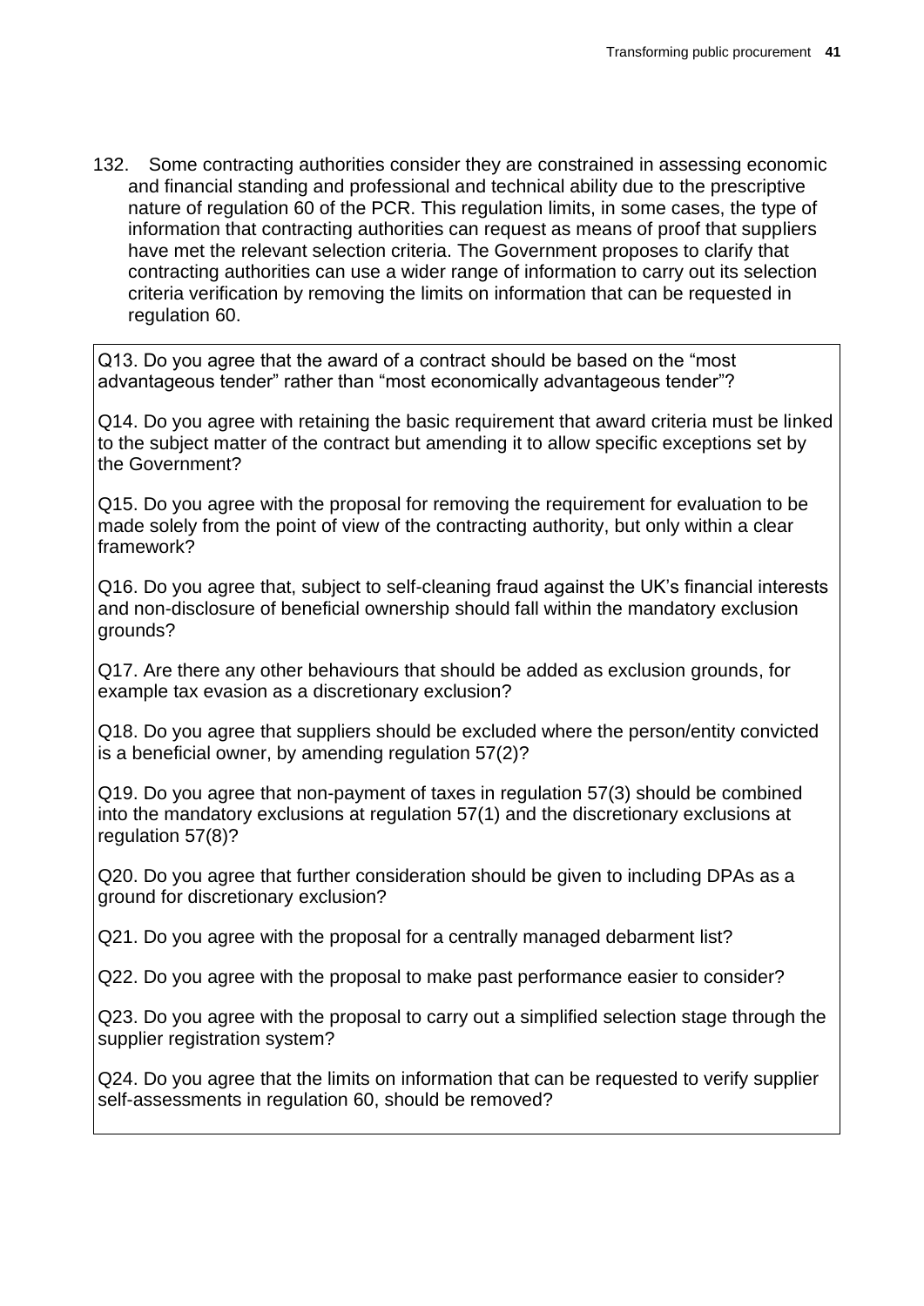132. Some contracting authorities consider they are constrained in assessing economic and financial standing and professional and technical ability due to the prescriptive nature of regulation 60 of the PCR. This regulation limits, in some cases, the type of information that contracting authorities can request as means of proof that suppliers have met the relevant selection criteria. The Government proposes to clarify that contracting authorities can use a wider range of information to carry out its selection criteria verification by removing the limits on information that can be requested in regulation 60.

Q13. Do you agree that the award of a contract should be based on the "most advantageous tender" rather than "most economically advantageous tender"?

Q14. Do you agree with retaining the basic requirement that award criteria must be linked to the subject matter of the contract but amending it to allow specific exceptions set by the Government?

Q15. Do you agree with the proposal for removing the requirement for evaluation to be made solely from the point of view of the contracting authority, but only within a clear framework?

Q16. Do you agree that, subject to self-cleaning fraud against the UK's financial interests and non-disclosure of beneficial ownership should fall within the mandatory exclusion grounds?

Q17. Are there any other behaviours that should be added as exclusion grounds, for example tax evasion as a discretionary exclusion?

Q18. Do you agree that suppliers should be excluded where the person/entity convicted is a beneficial owner, by amending regulation 57(2)?

Q19. Do you agree that non-payment of taxes in regulation 57(3) should be combined into the mandatory exclusions at regulation 57(1) and the discretionary exclusions at regulation 57(8)?

Q20. Do you agree that further consideration should be given to including DPAs as a ground for discretionary exclusion?

Q21. Do you agree with the proposal for a centrally managed debarment list?

Q22. Do you agree with the proposal to make past performance easier to consider?

Q23. Do you agree with the proposal to carry out a simplified selection stage through the supplier registration system?

Q24. Do you agree that the limits on information that can be requested to verify supplier self-assessments in regulation 60, should be removed?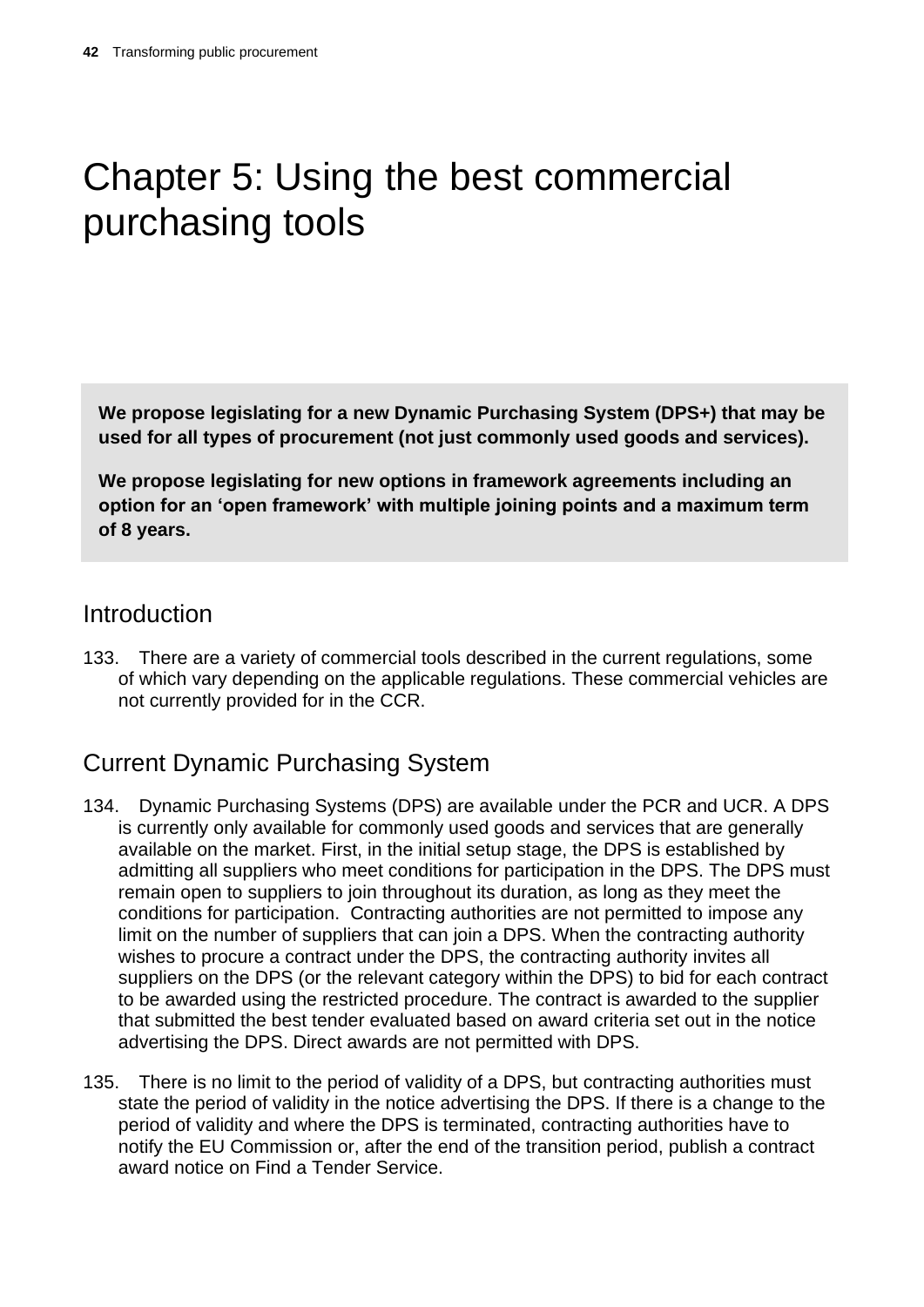# Chapter 5: Using the best commercial purchasing tools

**We propose legislating for a new Dynamic Purchasing System (DPS+) that may be used for all types of procurement (not just commonly used goods and services).**

**We propose legislating for new options in framework agreements including an option for an 'open framework' with multiple joining points and a maximum term of 8 years.**

## Introduction

133. There are a variety of commercial tools described in the current regulations, some of which vary depending on the applicable regulations. These commercial vehicles are not currently provided for in the CCR.

## Current Dynamic Purchasing System

134. Dynamic Purchasing Systems (DPS) are available under the PCR and UCR. A DPS is currently only available for commonly used goods and services that are generally available on the market. First, in the initial setup stage, the DPS is established by admitting all suppliers who meet conditions for participation in the DPS. The DPS must remain open to suppliers to join throughout its duration, as long as they meet the conditions for participation. Contracting authorities are not permitted to impose any limit on the number of suppliers that can join a DPS. When the contracting authority wishes to procure a contract under the DPS, the contracting authority invites all suppliers on the DPS (or the relevant category within the DPS) to bid for each contract to be awarded using the restricted procedure. The contract is awarded to the supplier that submitted the best tender evaluated based on award criteria set out in the notice advertising the DPS. Direct awards are not permitted with DPS.

135. There is no limit to the period of validity of a DPS, but contracting authorities must state the period of validity in the notice advertising the DPS. If there is a change to the period of validity and where the DPS is terminated, contracting authorities have to notify the EU Commission or, after the end of the transition period, publish a contract award notice on Find a Tender Service.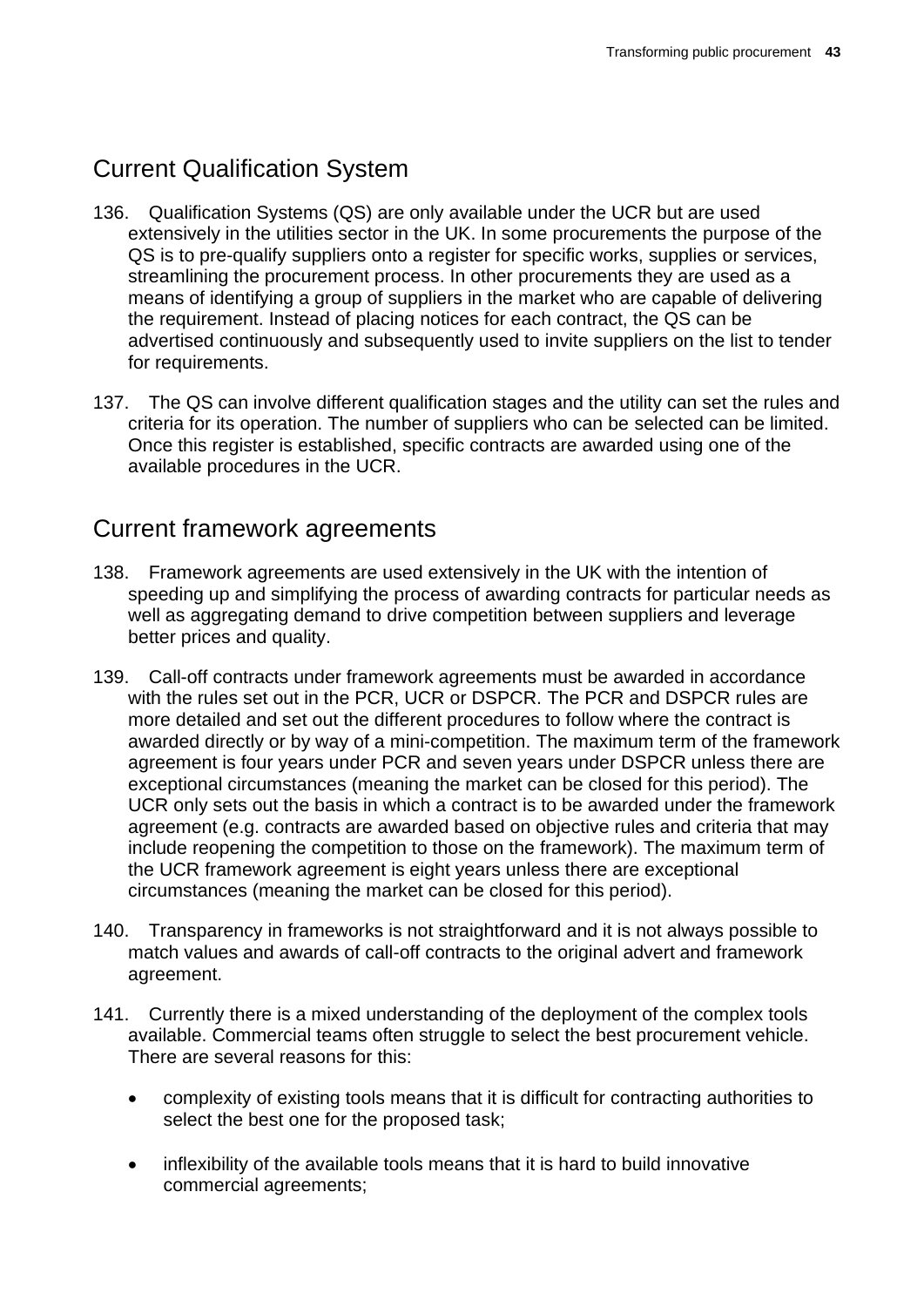## Current Qualification System

136. Qualification Systems (QS) are only available under the UCR but are used extensively in the utilities sector in the UK. In some procurements the purpose of the QS is to pre-qualify suppliers onto a register for specific works, supplies or services, streamlining the procurement process. In other procurements they are used as a means of identifying a group of suppliers in the market who are capable of delivering the requirement. Instead of placing notices for each contract, the QS can be advertised continuously and subsequently used to invite suppliers on the list to tender for requirements.

137. The QS can involve different qualification stages and the utility can set the rules and criteria for its operation. The number of suppliers who can be selected can be limited. Once this register is established, specific contracts are awarded using one of the available procedures in the UCR.

## Current framework agreements

138. Framework agreements are used extensively in the UK with the intention of speeding up and simplifying the process of awarding contracts for particular needs as well as aggregating demand to drive competition between suppliers and leverage better prices and quality.

139. Call-off contracts under framework agreements must be awarded in accordance with the rules set out in the PCR, UCR or DSPCR. The PCR and DSPCR rules are more detailed and set out the different procedures to follow where the contract is awarded directly or by way of a mini-competition. The maximum term of the framework agreement is four years under PCR and seven years under DSPCR unless there are exceptional circumstances (meaning the market can be closed for this period). The UCR only sets out the basis in which a contract is to be awarded under the framework agreement (e.g. contracts are awarded based on objective rules and criteria that may include reopening the competition to those on the framework). The maximum term of the UCR framework agreement is eight years unless there are exceptional circumstances (meaning the market can be closed for this period).

140. Transparency in frameworks is not straightforward and it is not always possible to match values and awards of call-off contracts to the original advert and framework agreement.

141. Currently there is a mixed understanding of the deployment of the complex tools available. Commercial teams often struggle to select the best procurement vehicle. There are several reasons for this:

- complexity of existing tools means that it is difficult for contracting authorities to select the best one for the proposed task;
- inflexibility of the available tools means that it is hard to build innovative commercial agreements;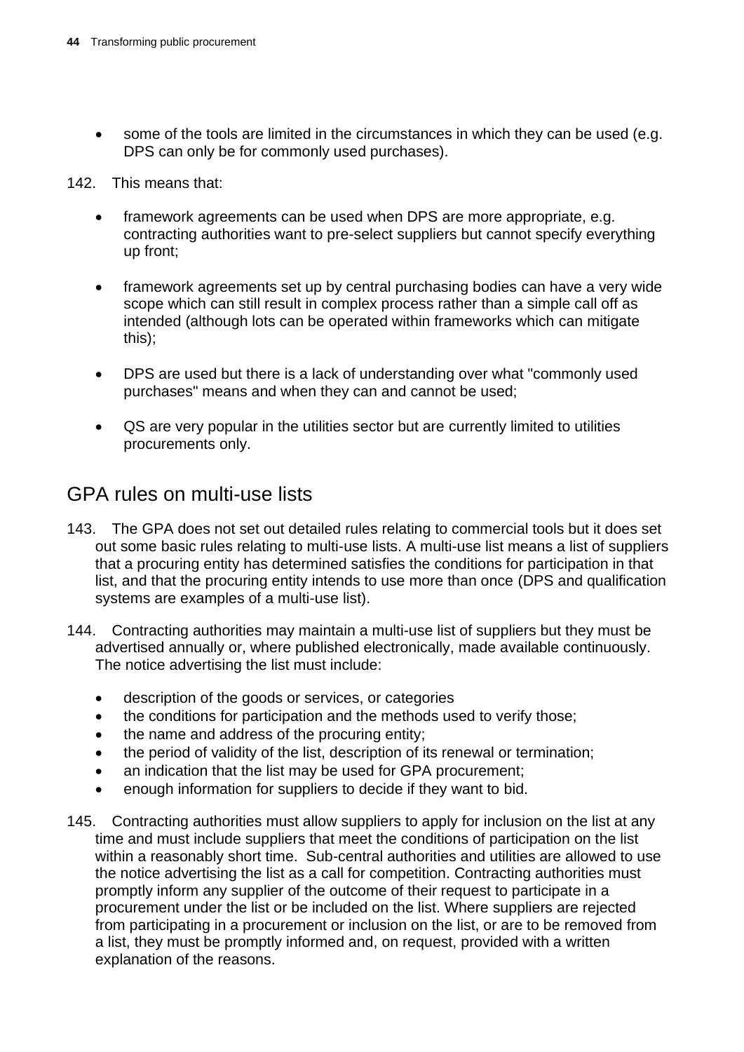- some of the tools are limited in the circumstances in which they can be used (e.g. DPS can only be for commonly used purchases).

142. This means that:

- framework agreements can be used when DPS are more appropriate, e.g. contracting authorities want to pre-select suppliers but cannot specify everything up front;
- framework agreements set up by central purchasing bodies can have a very wide scope which can still result in complex process rather than a simple call off as intended (although lots can be operated within frameworks which can mitigate this);
- DPS are used but there is a lack of understanding over what "commonly used purchases" means and when they can and cannot be used;
- QS are very popular in the utilities sector but are currently limited to utilities procurements only.

## GPA rules on multi-use lists

143. The GPA does not set out detailed rules relating to commercial tools but it does set out some basic rules relating to multi-use lists. A multi-use list means a list of suppliers that a procuring entity has determined satisfies the conditions for participation in that list, and that the procuring entity intends to use more than once (DPS and qualification systems are examples of a multi-use list).

144. Contracting authorities may maintain a multi-use list of suppliers but they must be advertised annually or, where published electronically, made available continuously. The notice advertising the list must include:

- description of the goods or services, or categories
- the conditions for participation and the methods used to verify those;
- the name and address of the procuring entity;
- the period of validity of the list, description of its renewal or termination;
- an indication that the list may be used for GPA procurement;
- enough information for suppliers to decide if they want to bid.

145. Contracting authorities must allow suppliers to apply for inclusion on the list at any time and must include suppliers that meet the conditions of participation on the list within a reasonably short time. Sub-central authorities and utilities are allowed to use the notice advertising the list as a call for competition. Contracting authorities must promptly inform any supplier of the outcome of their request to participate in a procurement under the list or be included on the list. Where suppliers are rejected from participating in a procurement or inclusion on the list, or are to be removed from a list, they must be promptly informed and, on request, provided with a written explanation of the reasons.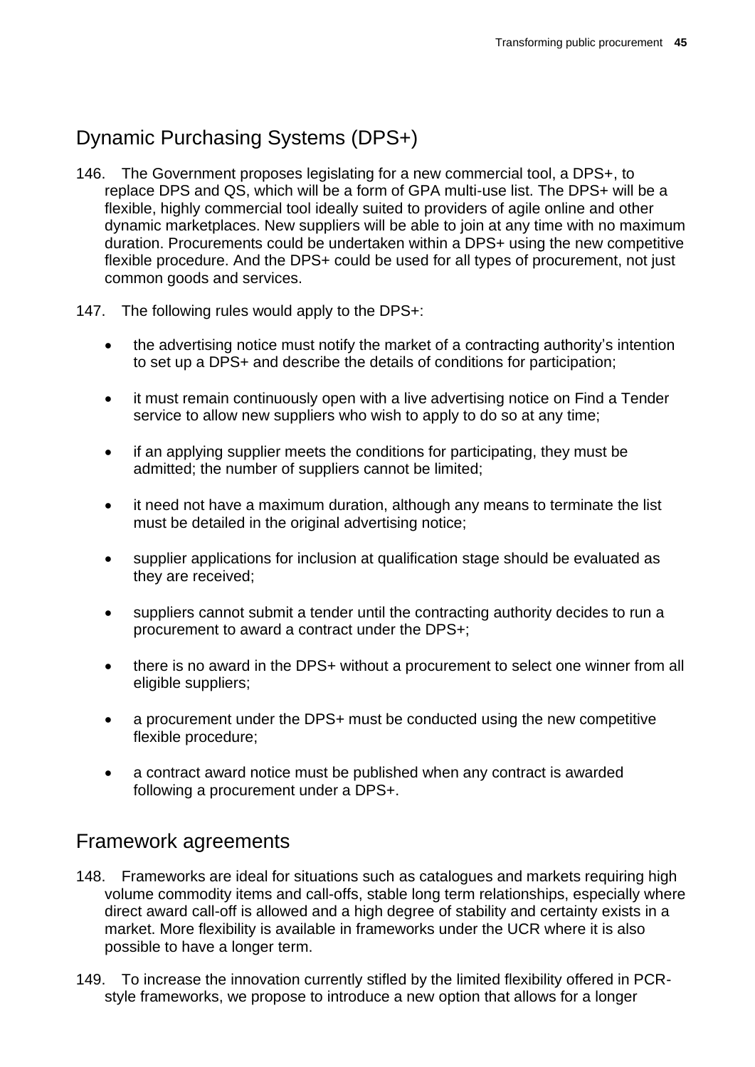## Dynamic Purchasing Systems (DPS+)

146. The Government proposes legislating for a new commercial tool, a DPS+, to replace DPS and QS, which will be a form of GPA multi-use list. The DPS+ will be a flexible, highly commercial tool ideally suited to providers of agile online and other dynamic marketplaces. New suppliers will be able to join at any time with no maximum duration. Procurements could be undertaken within a DPS+ using the new competitive flexible procedure. And the DPS+ could be used for all types of procurement, not just common goods and services.

147. The following rules would apply to the DPS+:

- the advertising notice must notify the market of a contracting authority's intention to set up a DPS+ and describe the details of conditions for participation;
- it must remain continuously open with a live advertising notice on Find a Tender service to allow new suppliers who wish to apply to do so at any time;
- if an applying supplier meets the conditions for participating, they must be admitted; the number of suppliers cannot be limited;
- it need not have a maximum duration, although any means to terminate the list must be detailed in the original advertising notice;
- supplier applications for inclusion at qualification stage should be evaluated as they are received;
- suppliers cannot submit a tender until the contracting authority decides to run a procurement to award a contract under the DPS+;
- there is no award in the DPS+ without a procurement to select one winner from all eligible suppliers;
- a procurement under the DPS+ must be conducted using the new competitive flexible procedure;
- a contract award notice must be published when any contract is awarded following a procurement under a DPS+.

## Framework agreements

148. Frameworks are ideal for situations such as catalogues and markets requiring high volume commodity items and call-offs, stable long term relationships, especially where direct award call-off is allowed and a high degree of stability and certainty exists in a market. More flexibility is available in frameworks under the UCR where it is also possible to have a longer term.

149. To increase the innovation currently stifled by the limited flexibility offered in PCR-style frameworks, we propose to introduce a new option that allows for a longer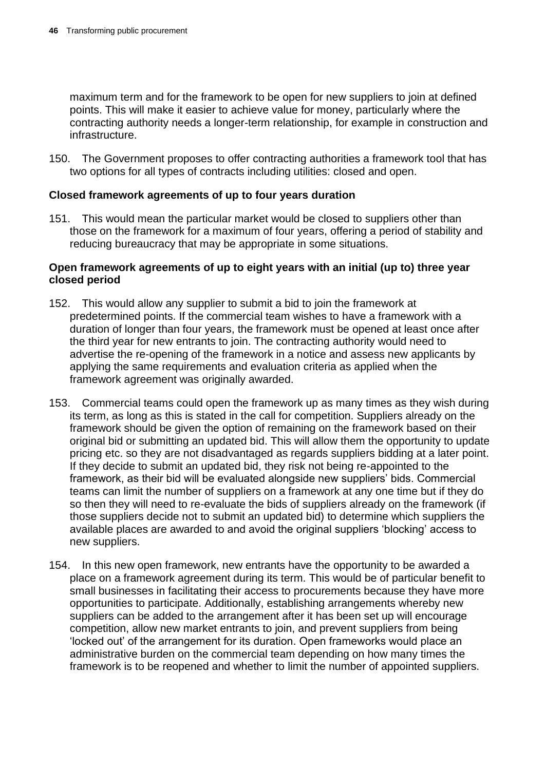maximum term and for the framework to be open for new suppliers to join at defined points. This will make it easier to achieve value for money, particularly where the contracting authority needs a longer-term relationship, for example in construction and infrastructure.

150. The Government proposes to offer contracting authorities a framework tool that has two options for all types of contracts including utilities: closed and open.

**Closed framework agreements of up to four years duration**

151. This would mean the particular market would be closed to suppliers other than those on the framework for a maximum of four years, offering a period of stability and reducing bureaucracy that may be appropriate in some situations.

**Open framework agreements of up to eight years with an initial (up to) three year closed period**

152. This would allow any supplier to submit a bid to join the framework at predetermined points. If the commercial team wishes to have a framework with a duration of longer than four years, the framework must be opened at least once after the third year for new entrants to join. The contracting authority would need to advertise the re-opening of the framework in a notice and assess new applicants by applying the same requirements and evaluation criteria as applied when the framework agreement was originally awarded.

153. Commercial teams could open the framework up as many times as they wish during its term, as long as this is stated in the call for competition. Suppliers already on the framework should be given the option of remaining on the framework based on their original bid or submitting an updated bid. This will allow them the opportunity to update pricing etc. so they are not disadvantaged as regards suppliers bidding at a later point. If they decide to submit an updated bid, they risk not being re-appointed to the framework, as their bid will be evaluated alongside new suppliers' bids. Commercial teams can limit the number of suppliers on a framework at any one time but if they do so then they will need to re-evaluate the bids of suppliers already on the framework (if those suppliers decide not to submit an updated bid) to determine which suppliers the available places are awarded to and avoid the original suppliers 'blocking' access to new suppliers.

154. In this new open framework, new entrants have the opportunity to be awarded a place on a framework agreement during its term. This would be of particular benefit to small businesses in facilitating their access to procurements because they have more opportunities to participate. Additionally, establishing arrangements whereby new suppliers can be added to the arrangement after it has been set up will encourage competition, allow new market entrants to join, and prevent suppliers from being 'locked out' of the arrangement for its duration. Open frameworks would place an administrative burden on the commercial team depending on how many times the framework is to be reopened and whether to limit the number of appointed suppliers.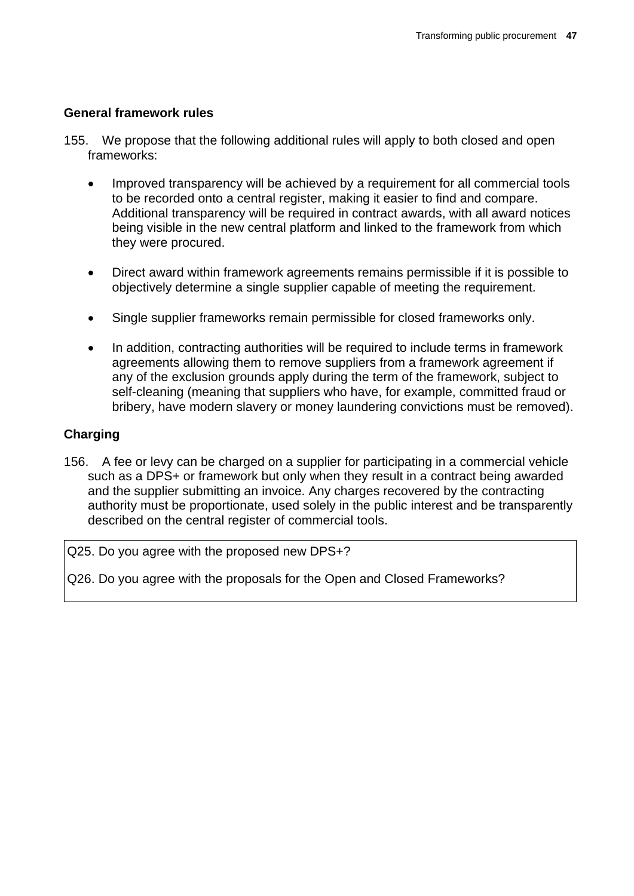### General framework rules

155. We propose that the following additional rules will apply to both closed and open frameworks:

    - Improved transparency will be achieved by a requirement for all commercial tools to be recorded onto a central register, making it easier to find and compare. Additional transparency will be required in contract awards, with all award notices being visible in the new central platform and linked to the framework from which they were procured.

    - Direct award within framework agreements remains permissible if it is possible to objectively determine a single supplier capable of meeting the requirement.

    - Single supplier frameworks remain permissible for closed frameworks only.

    - In addition, contracting authorities will be required to include terms in framework agreements allowing them to remove suppliers from a framework agreement if any of the exclusion grounds apply during the term of the framework, subject to self-cleaning (meaning that suppliers who have, for example, committed fraud or bribery, have modern slavery or money laundering convictions must be removed).

### Charging

156. A fee or levy can be charged on a supplier for participating in a commercial vehicle such as a DPS+ or framework but only when they result in a contract being awarded and the supplier submitting an invoice. Any charges recovered by the contracting authority must be proportionate, used solely in the public interest and be transparently described on the central register of commercial tools.

Q25. Do you agree with the proposed new DPS+?

Q26. Do you agree with the proposals for the Open and Closed Frameworks?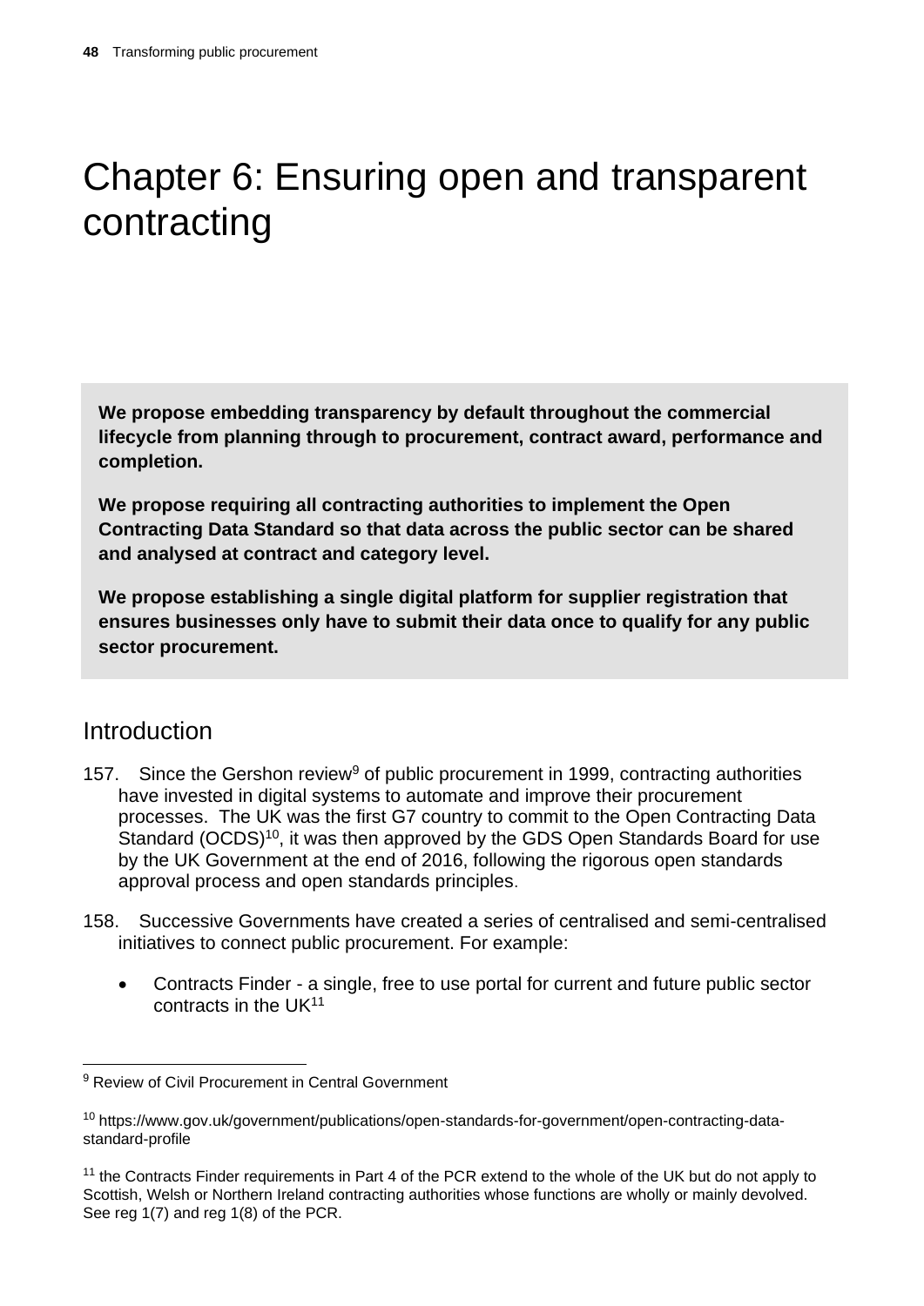# Chapter 6: Ensuring open and transparent contracting

**We propose embedding transparency by default throughout the commercial lifecycle from planning through to procurement, contract award, performance and completion.**

**We propose requiring all contracting authorities to implement the Open Contracting Data Standard so that data across the public sector can be shared and analysed at contract and category level.**

**We propose establishing a single digital platform for supplier registration that ensures businesses only have to submit their data once to qualify for any public sector procurement.**

## Introduction

157. Since the Gershon review[9] of public procurement in 1999, contracting authorities have invested in digital systems to automate and improve their procurement processes. The UK was the first G7 country to commit to the Open Contracting Data Standard (OCDS)[10], it was then approved by the GDS Open Standards Board for use by the UK Government at the end of 2016, following the rigorous open standards approval process and open standards principles.

158. Successive Governments have created a series of centralised and semi-centralised initiatives to connect public procurement. For example:

- Contracts Finder - a single, free to use portal for current and future public sector contracts in the UK[11]

---

[9] Review of Civil Procurement in Central Government

[10] https://www.gov.uk/government/publications/open-standards-for-government/open-contracting-data-standard-profile

[11] the Contracts Finder requirements in Part 4 of the PCR extend to the whole of the UK but do not apply to Scottish, Welsh or Northern Ireland contracting authorities whose functions are wholly or mainly devolved. See reg 1(7) and reg 1(8) of the PCR.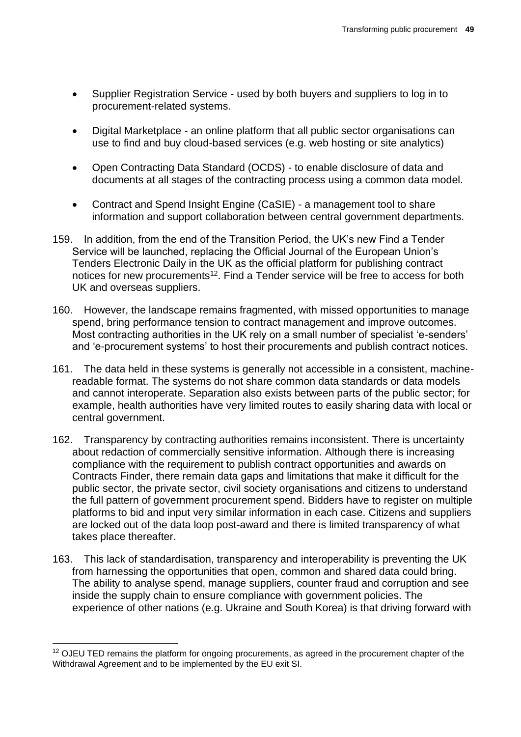- Supplier Registration Service - used by both buyers and suppliers to log in to procurement-related systems.
- Digital Marketplace - an online platform that all public sector organisations can use to find and buy cloud-based services (e.g. web hosting or site analytics)
- Open Contracting Data Standard (OCDS) - to enable disclosure of data and documents at all stages of the contracting process using a common data model.
- Contract and Spend Insight Engine (CaSIE) - a management tool to share information and support collaboration between central government departments.

159. In addition, from the end of the Transition Period, the UK's new Find a Tender Service will be launched, replacing the Official Journal of the European Union's Tenders Electronic Daily in the UK as the official platform for publishing contract notices for new procurements[12]. Find a Tender service will be free to access for both UK and overseas suppliers.

160. However, the landscape remains fragmented, with missed opportunities to manage spend, bring performance tension to contract management and improve outcomes. Most contracting authorities in the UK rely on a small number of specialist 'e-senders' and 'e-procurement systems' to host their procurements and publish contract notices.

161. The data held in these systems is generally not accessible in a consistent, machine-readable format. The systems do not share common data standards or data models and cannot interoperate. Separation also exists between parts of the public sector; for example, health authorities have very limited routes to easily sharing data with local or central government.

162. Transparency by contracting authorities remains inconsistent. There is uncertainty about redaction of commercially sensitive information. Although there is increasing compliance with the requirement to publish contract opportunities and awards on Contracts Finder, there remain data gaps and limitations that make it difficult for the public sector, the private sector, civil society organisations and citizens to understand the full pattern of government procurement spend. Bidders have to register on multiple platforms to bid and input very similar information in each case. Citizens and suppliers are locked out of the data loop post-award and there is limited transparency of what takes place thereafter.

163. This lack of standardisation, transparency and interoperability is preventing the UK from harnessing the opportunities that open, common and shared data could bring. The ability to analyse spend, manage suppliers, counter fraud and corruption and see inside the supply chain to ensure compliance with government policies. The experience of other nations (e.g. Ukraine and South Korea) is that driving forward with

[12] OJEU TED remains the platform for ongoing procurements, as agreed in the procurement chapter of the Withdrawal Agreement and to be implemented by the EU exit SI.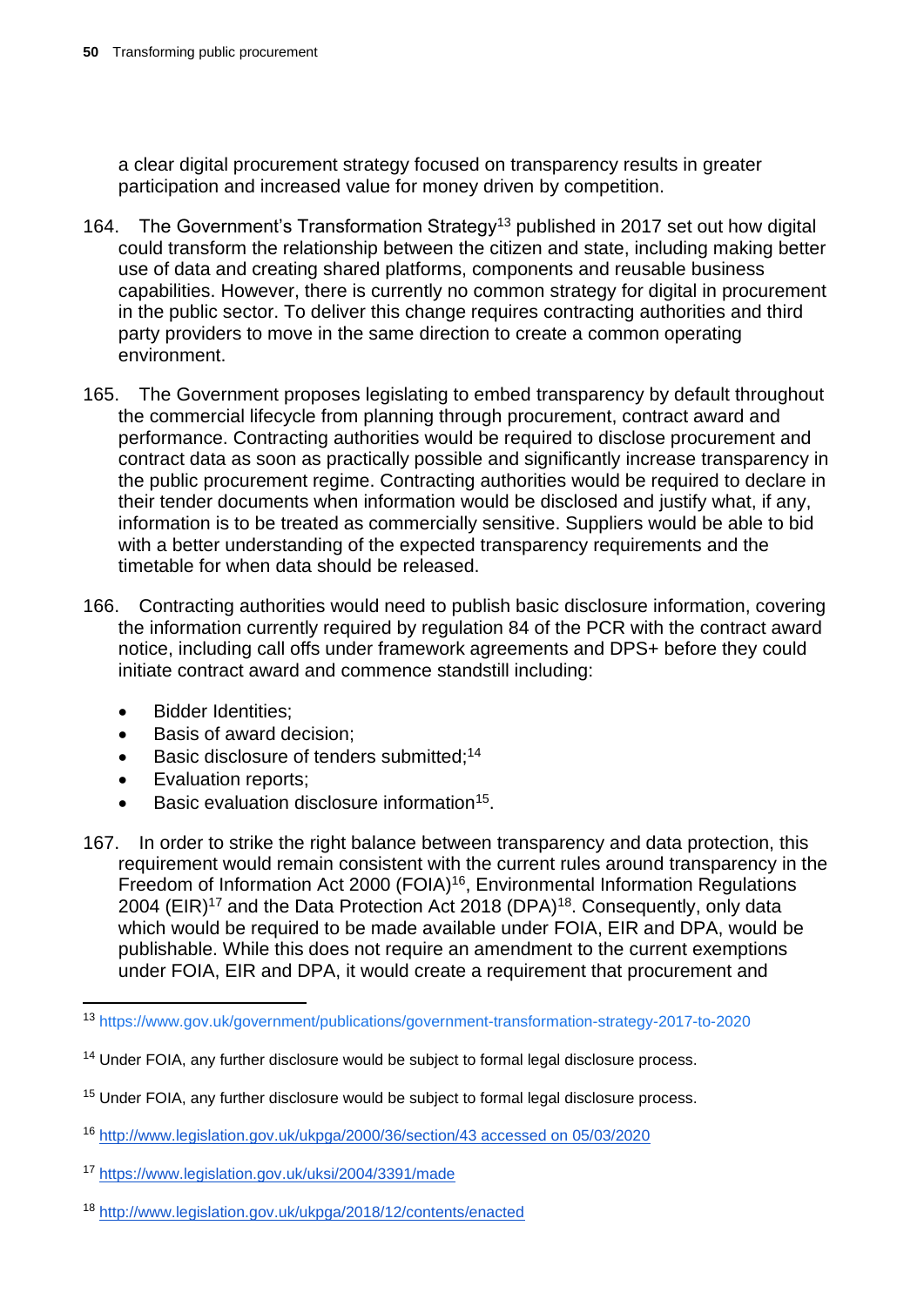a clear digital procurement strategy focused on transparency results in greater participation and increased value for money driven by competition.

164. The Government's Transformation Strategy[13] published in 2017 set out how digital could transform the relationship between the citizen and state, including making better use of data and creating shared platforms, components and reusable business capabilities. However, there is currently no common strategy for digital in procurement in the public sector. To deliver this change requires contracting authorities and third party providers to move in the same direction to create a common operating environment.

165. The Government proposes legislating to embed transparency by default throughout the commercial lifecycle from planning through procurement, contract award and performance. Contracting authorities would be required to disclose procurement and contract data as soon as practically possible and significantly increase transparency in the public procurement regime. Contracting authorities would be required to declare in their tender documents when information would be disclosed and justify what, if any, information is to be treated as commercially sensitive. Suppliers would be able to bid with a better understanding of the expected transparency requirements and the timetable for when data should be released.

166. Contracting authorities would need to publish basic disclosure information, covering the information currently required by regulation 84 of the PCR with the contract award notice, including call offs under framework agreements and DPS+ before they could initiate contract award and commence standstill including:

- Bidder Identities;
- Basis of award decision;
- Basic disclosure of tenders submitted;[14]
- Evaluation reports;
- Basic evaluation disclosure information[15].

167. In order to strike the right balance between transparency and data protection, this requirement would remain consistent with the current rules around transparency in the Freedom of Information Act 2000 (FOIA)[16], Environmental Information Regulations 2004 (EIR)[17] and the Data Protection Act 2018 (DPA)[18]. Consequently, only data which would be required to be made available under FOIA, EIR and DPA, would be publishable. While this does not require an amendment to the current exemptions under FOIA, EIR and DPA, it would create a requirement that procurement and

---

[13] https://www.gov.uk/government/publications/government-transformation-strategy-2017-to-2020

[14] Under FOIA, any further disclosure would be subject to formal legal disclosure process.

[15] Under FOIA, any further disclosure would be subject to formal legal disclosure process.

[16] http://www.legislation.gov.uk/ukpga/2000/36/section/43 accessed on 05/03/2020

[17] https://www.legislation.gov.uk/uksi/2004/3391/made

[18] http://www.legislation.gov.uk/ukpga/2018/12/contents/enacted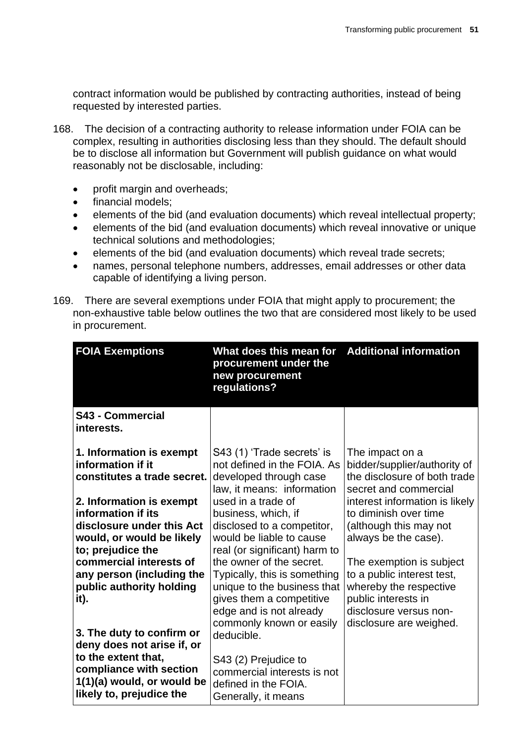contract information would be published by contracting authorities, instead of being requested by interested parties.

168. The decision of a contracting authority to release information under FOIA can be complex, resulting in authorities disclosing less than they should. The default should be to disclose all information but Government will publish guidance on what would reasonably not be disclosable, including:

- profit margin and overheads;
- financial models;
- elements of the bid (and evaluation documents) which reveal intellectual property;
- elements of the bid (and evaluation documents) which reveal innovative or unique technical solutions and methodologies;
- elements of the bid (and evaluation documents) which reveal trade secrets;
- names, personal telephone numbers, addresses, email addresses or other data capable of identifying a living person.

169. There are several exemptions under FOIA that might apply to procurement; the non-exhaustive table below outlines the two that are considered most likely to be used in procurement.

| FOIA Exemptions | What does this mean for procurement under the new procurement regulations? | Additional information |
|---|---|---|
| **S43 - Commercial interests.**<br><br>**1. Information is exempt information if it constitutes a trade secret.**<br><br>**2. Information is exempt information if its disclosure under this Act would, or would be likely to; prejudice the commercial interests of any person (including the public authority holding it).**<br><br>**3. The duty to confirm or deny does not arise if, or to the extent that, compliance with section 1(1)(a) would, or would be likely to, prejudice the** | S43 (1) 'Trade secrets' is not defined in the FOIA. As developed through case law, it means: information used in a trade of business, which, if disclosed to a competitor, would be liable to cause real (or significant) harm to the owner of the secret. Typically, this is something unique to the business that gives them a competitive edge and is not already commonly known or easily deducible.<br><br>S43 (2) Prejudice to commercial interests is not defined in the FOIA. Generally, it means | The impact on a bidder/supplier/authority of the disclosure of both trade secret and commercial interest information is likely to diminish over time (although this may not always be the case).<br><br>The exemption is subject to a public interest test, whereby the respective public interests in disclosure versus non-disclosure are weighed. |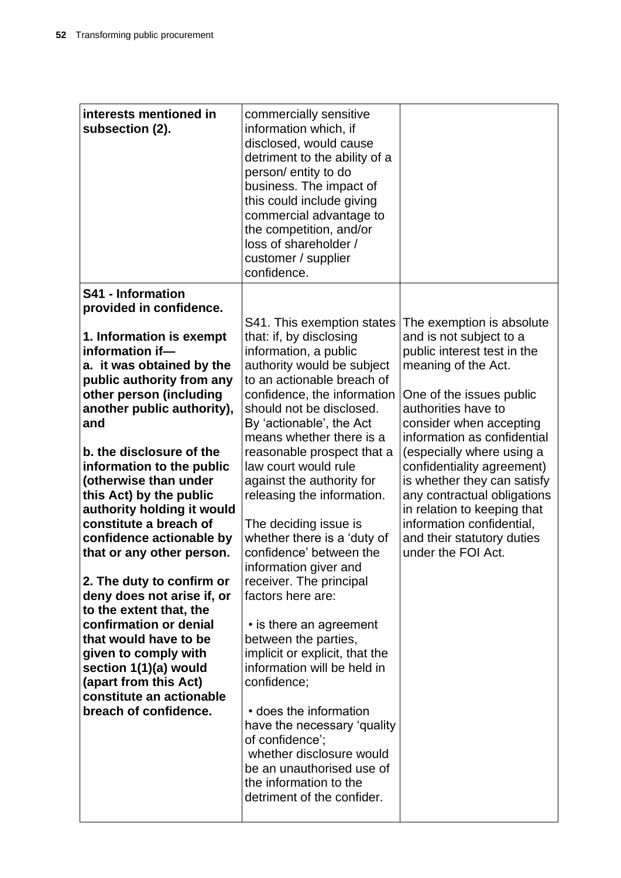| **interests mentioned in subsection (2).** | commercially sensitive information which, if disclosed, would cause detriment to the ability of a person/ entity to do business. The impact of this could include giving commercial advantage to the competition, and/or loss of shareholder / customer / supplier confidence. | |
|---|---|---|
| **S41 - Information provided in confidence.**<br><br>**1. Information is exempt information if—**<br>**a. it was obtained by the public authority from any other person (including another public authority), and**<br><br>**b. the disclosure of the information to the public (otherwise than under this Act) by the public authority holding it would constitute a breach of confidence actionable by that or any other person.**<br><br>**2. The duty to confirm or deny does not arise if, or to the extent that, the confirmation or denial that would have to be given to comply with section 1(1)(a) would (apart from this Act) constitute an actionable breach of confidence.** | S41. This exemption states that: if, by disclosing information, a public authority would be subject to an actionable breach of confidence, the information should not be disclosed. By 'actionable', the Act means whether there is a reasonable prospect that a law court would rule against the authority for releasing the information.<br><br>The deciding issue is whether there is a 'duty of confidence' between the information giver and receiver. The principal factors here are:<br><br>• is there an agreement between the parties, implicit or explicit, that the information will be held in confidence;<br><br>• does the information have the necessary 'quality of confidence';<br>whether disclosure would be an unauthorised use of the information to the detriment of the confider. | The exemption is absolute and is not subject to a public interest test in the meaning of the Act.<br><br>One of the issues public authorities have to consider when accepting information as confidential (especially where using a confidentiality agreement) is whether they can satisfy any contractual obligations in relation to keeping that information confidential, and their statutory duties under the FOI Act. |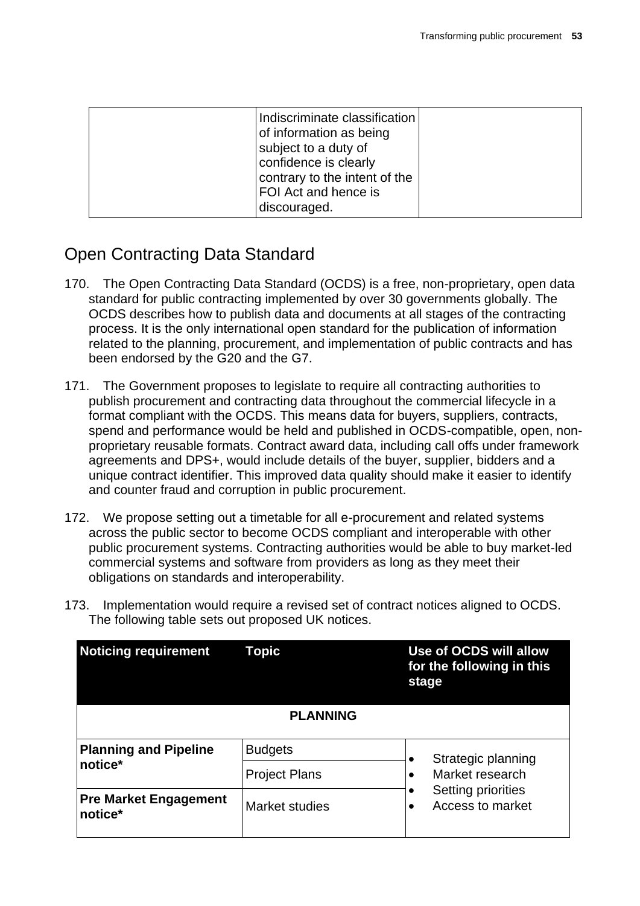| | Indiscriminate classification of information as being subject to a duty of confidence is clearly contrary to the intent of the FOI Act and hence is discouraged. | |
|---|---|---|

## Open Contracting Data Standard

170. The Open Contracting Data Standard (OCDS) is a free, non-proprietary, open data standard for public contracting implemented by over 30 governments globally. The OCDS describes how to publish data and documents at all stages of the contracting process. It is the only international open standard for the publication of information related to the planning, procurement, and implementation of public contracts and has been endorsed by the G20 and the G7.

171. The Government proposes to legislate to require all contracting authorities to publish procurement and contracting data throughout the commercial lifecycle in a format compliant with the OCDS. This means data for buyers, suppliers, contracts, spend and performance would be held and published in OCDS-compatible, open, non-proprietary reusable formats. Contract award data, including call offs under framework agreements and DPS+, would include details of the buyer, supplier, bidders and a unique contract identifier. This improved data quality should make it easier to identify and counter fraud and corruption in public procurement.

172. We propose setting out a timetable for all e-procurement and related systems across the public sector to become OCDS compliant and interoperable with other public procurement systems. Contracting authorities would be able to buy market-led commercial systems and software from providers as long as they meet their obligations on standards and interoperability.

173. Implementation would require a revised set of contract notices aligned to OCDS. The following table sets out proposed UK notices.

| Noticing requirement | Topic | Use of OCDS will allow for the following in this stage |
|---|---|---|
| | **PLANNING** | |
| **Planning and Pipeline notice*** | Budgets | • Strategic planning<br>• Market research<br>• Setting priorities<br>• Access to market |
| | Project Plans | |
| **Pre Market Engagement notice*** | Market studies | |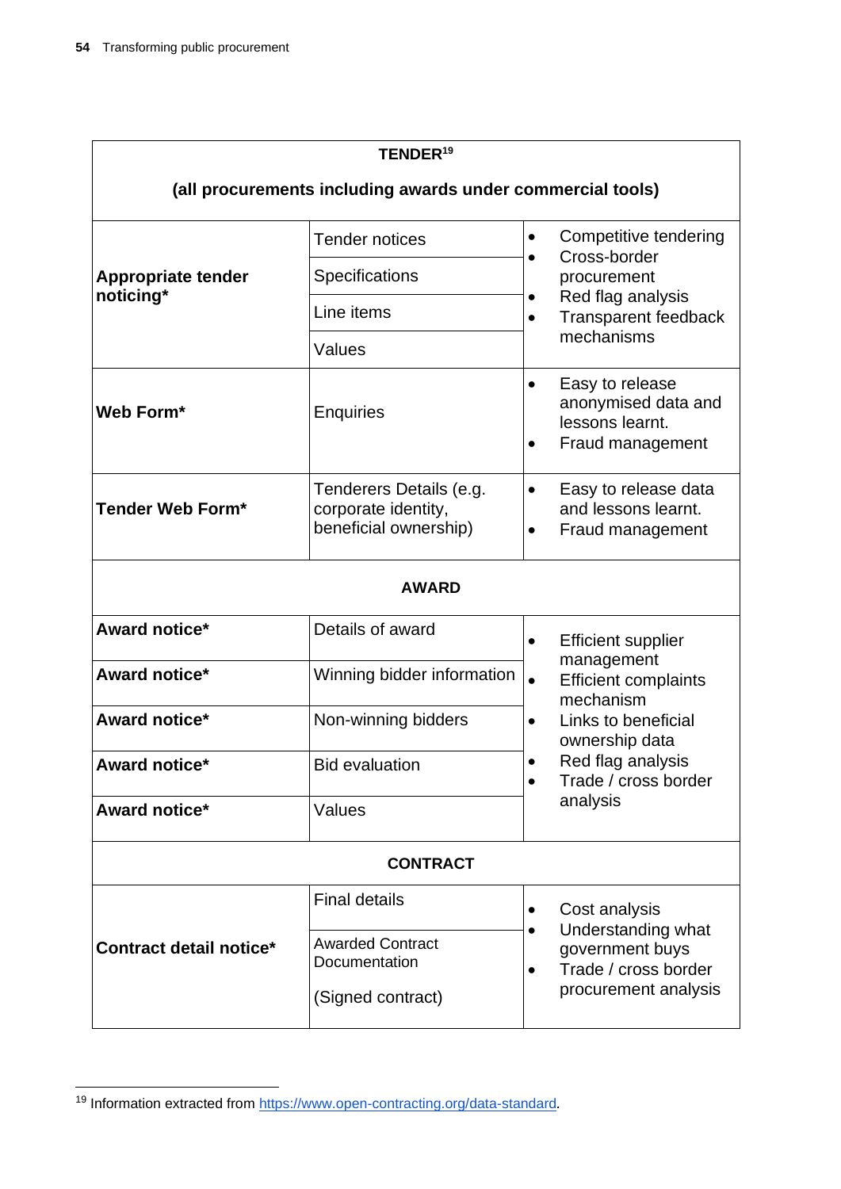| TENDER[19] (all procurements including awards under commercial tools) | | |
|---|---|---|
| **Appropriate tender noticing*** | Tender notices | • Competitive tendering<br>• Cross-border procurement<br>• Red flag analysis<br>• Transparent feedback mechanisms |
| | Specifications | |
| | Line items | |
| | Values | |
| **Web Form*** | Enquiries | • Easy to release anonymised data and lessons learnt.<br>• Fraud management |
| **Tender Web Form*** | Tenderers Details (e.g. corporate identity, beneficial ownership) | • Easy to release data and lessons learnt.<br>• Fraud management |
| **AWARD** | | |
| **Award notice*** | Details of award | • Efficient supplier management<br>• Efficient complaints mechanism<br>• Links to beneficial ownership data<br>• Red flag analysis<br>• Trade / cross border analysis |
| **Award notice*** | Winning bidder information | |
| **Award notice*** | Non-winning bidders | |
| **Award notice*** | Bid evaluation | |
| **Award notice*** | Values | |
| **CONTRACT** | | |
| **Contract detail notice*** | Final details | • Cost analysis<br>• Understanding what government buys<br>• Trade / cross border procurement analysis |
| | Awarded Contract Documentation<br>(Signed contract) | |

[19] Information extracted from https://www.open-contracting.org/data-standard.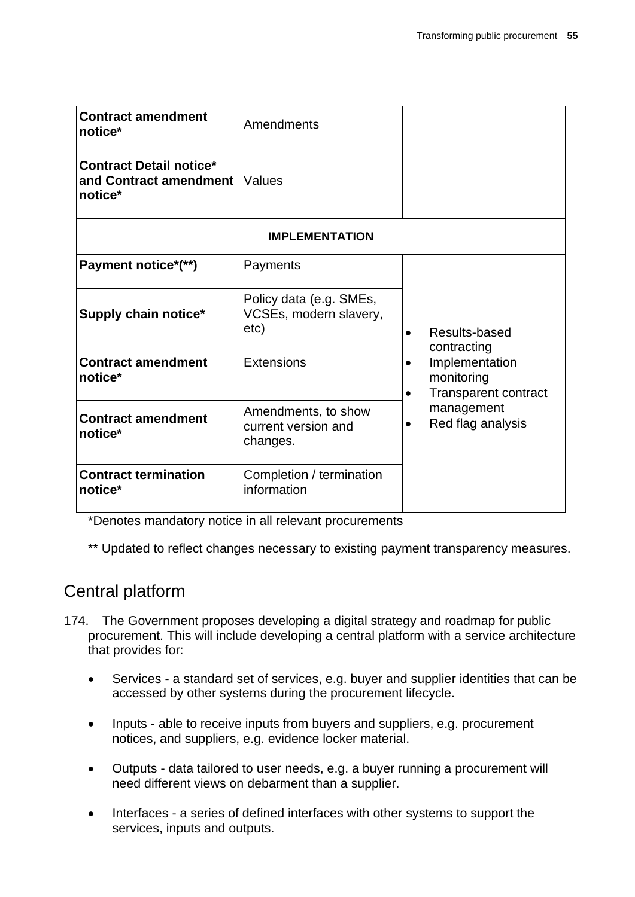| | | |
|---|---|---|
| **Contract amendment notice*** | Amendments | |
| **Contract Detail notice* and Contract amendment notice*** | Values | |
| **IMPLEMENTATION** | | |
| **Payment notice*(**)** | Payments | • Results-based contracting<br>• Implementation monitoring<br>• Transparent contract management<br>• Red flag analysis |
| **Supply chain notice*** | Policy data (e.g. SMEs, VCSEs, modern slavery, etc) | |
| **Contract amendment notice*** | Extensions | |
| **Contract amendment notice*** | Amendments, to show current version and changes. | |
| **Contract termination notice*** | Completion / termination information | |

*Denotes mandatory notice in all relevant procurements

** Updated to reflect changes necessary to existing payment transparency measures.

## Central platform

174. The Government proposes developing a digital strategy and roadmap for public procurement. This will include developing a central platform with a service architecture that provides for:

- Services - a standard set of services, e.g. buyer and supplier identities that can be accessed by other systems during the procurement lifecycle.
- Inputs - able to receive inputs from buyers and suppliers, e.g. procurement notices, and suppliers, e.g. evidence locker material.
- Outputs - data tailored to user needs, e.g. a buyer running a procurement will need different views on debarment than a supplier.
- Interfaces - a series of defined interfaces with other systems to support the services, inputs and outputs.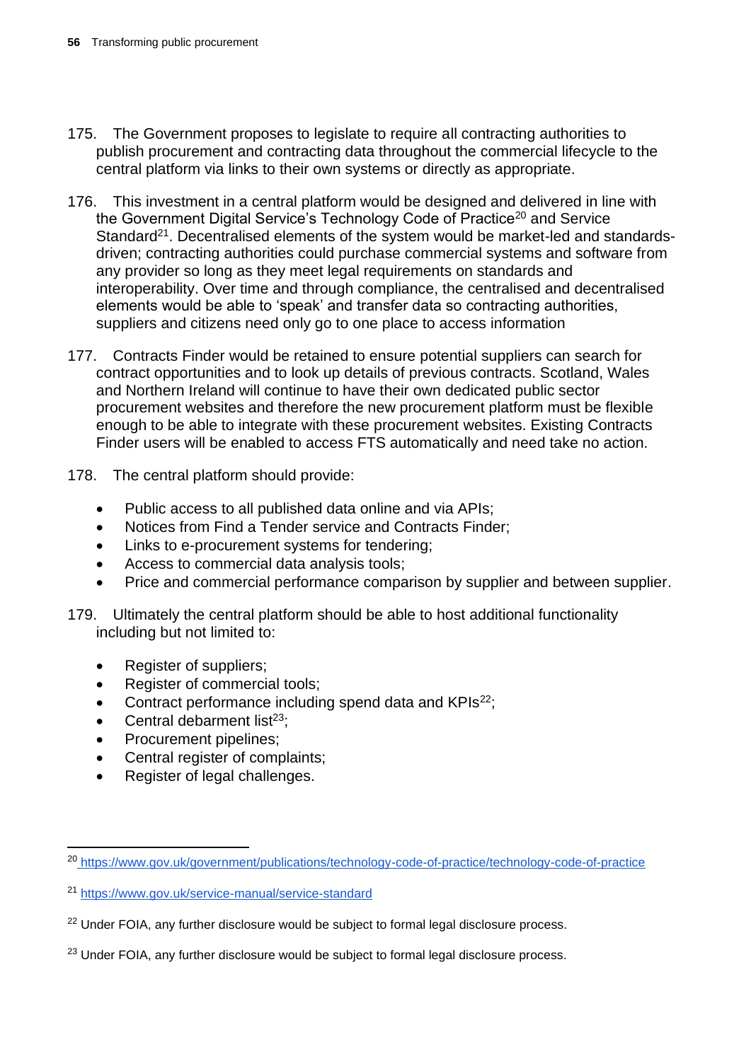175. The Government proposes to legislate to require all contracting authorities to publish procurement and contracting data throughout the commercial lifecycle to the central platform via links to their own systems or directly as appropriate.

176. This investment in a central platform would be designed and delivered in line with the Government Digital Service's Technology Code of Practice[20] and Service Standard[21]. Decentralised elements of the system would be market-led and standards-driven; contracting authorities could purchase commercial systems and software from any provider so long as they meet legal requirements on standards and interoperability. Over time and through compliance, the centralised and decentralised elements would be able to 'speak' and transfer data so contracting authorities, suppliers and citizens need only go to one place to access information

177. Contracts Finder would be retained to ensure potential suppliers can search for contract opportunities and to look up details of previous contracts. Scotland, Wales and Northern Ireland will continue to have their own dedicated public sector procurement websites and therefore the new procurement platform must be flexible enough to be able to integrate with these procurement websites. Existing Contracts Finder users will be enabled to access FTS automatically and need take no action.

178. The central platform should provide:

- Public access to all published data online and via APIs;
- Notices from Find a Tender service and Contracts Finder;
- Links to e-procurement systems for tendering;
- Access to commercial data analysis tools;
- Price and commercial performance comparison by supplier and between supplier.

179. Ultimately the central platform should be able to host additional functionality including but not limited to:

- Register of suppliers;
- Register of commercial tools;
- Contract performance including spend data and KPIs[22];
- Central debarment list[23];
- Procurement pipelines;
- Central register of complaints;
- Register of legal challenges.

---

[20] https://www.gov.uk/government/publications/technology-code-of-practice/technology-code-of-practice

[21] https://www.gov.uk/service-manual/service-standard

[22] Under FOIA, any further disclosure would be subject to formal legal disclosure process.

[23] Under FOIA, any further disclosure would be subject to formal legal disclosure process.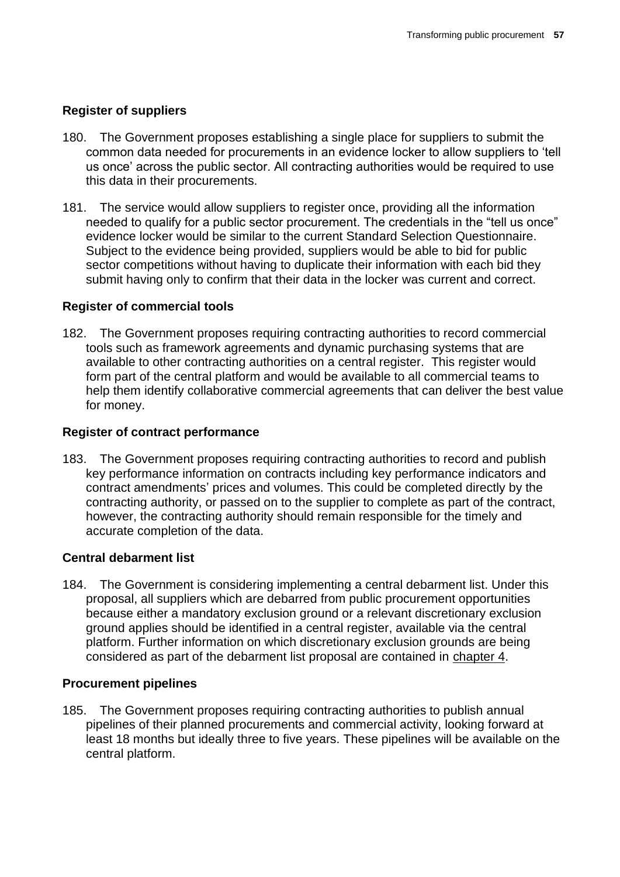### Register of suppliers

180. The Government proposes establishing a single place for suppliers to submit the common data needed for procurements in an evidence locker to allow suppliers to 'tell us once' across the public sector. All contracting authorities would be required to use this data in their procurements.

181. The service would allow suppliers to register once, providing all the information needed to qualify for a public sector procurement. The credentials in the "tell us once" evidence locker would be similar to the current Standard Selection Questionnaire. Subject to the evidence being provided, suppliers would be able to bid for public sector competitions without having to duplicate their information with each bid they submit having only to confirm that their data in the locker was current and correct.

### Register of commercial tools

182. The Government proposes requiring contracting authorities to record commercial tools such as framework agreements and dynamic purchasing systems that are available to other contracting authorities on a central register. This register would form part of the central platform and would be available to all commercial teams to help them identify collaborative commercial agreements that can deliver the best value for money.

### Register of contract performance

183. The Government proposes requiring contracting authorities to record and publish key performance information on contracts including key performance indicators and contract amendments' prices and volumes. This could be completed directly by the contracting authority, or passed on to the supplier to complete as part of the contract, however, the contracting authority should remain responsible for the timely and accurate completion of the data.

### Central debarment list

184. The Government is considering implementing a central debarment list. Under this proposal, all suppliers which are debarred from public procurement opportunities because either a mandatory exclusion ground or a relevant discretionary exclusion ground applies should be identified in a central register, available via the central platform. Further information on which discretionary exclusion grounds are being considered as part of the debarment list proposal are contained in chapter 4.

### Procurement pipelines

185. The Government proposes requiring contracting authorities to publish annual pipelines of their planned procurements and commercial activity, looking forward at least 18 months but ideally three to five years. These pipelines will be available on the central platform.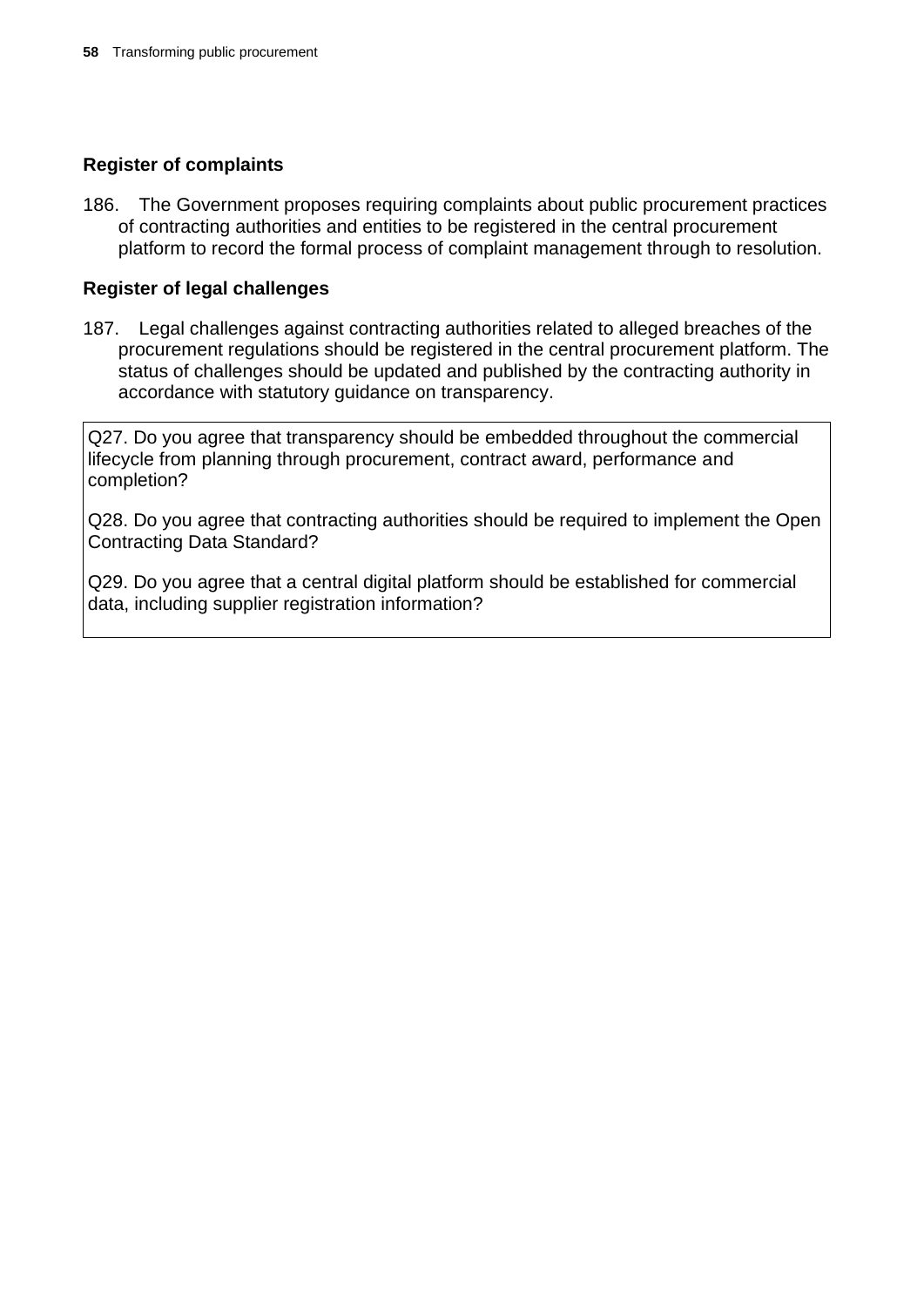### Register of complaints

186. The Government proposes requiring complaints about public procurement practices of contracting authorities and entities to be registered in the central procurement platform to record the formal process of complaint management through to resolution.

### Register of legal challenges

187. Legal challenges against contracting authorities related to alleged breaches of the procurement regulations should be registered in the central procurement platform. The status of challenges should be updated and published by the contracting authority in accordance with statutory guidance on transparency.

Q27. Do you agree that transparency should be embedded throughout the commercial lifecycle from planning through procurement, contract award, performance and completion?

Q28. Do you agree that contracting authorities should be required to implement the Open Contracting Data Standard?

Q29. Do you agree that a central digital platform should be established for commercial data, including supplier registration information?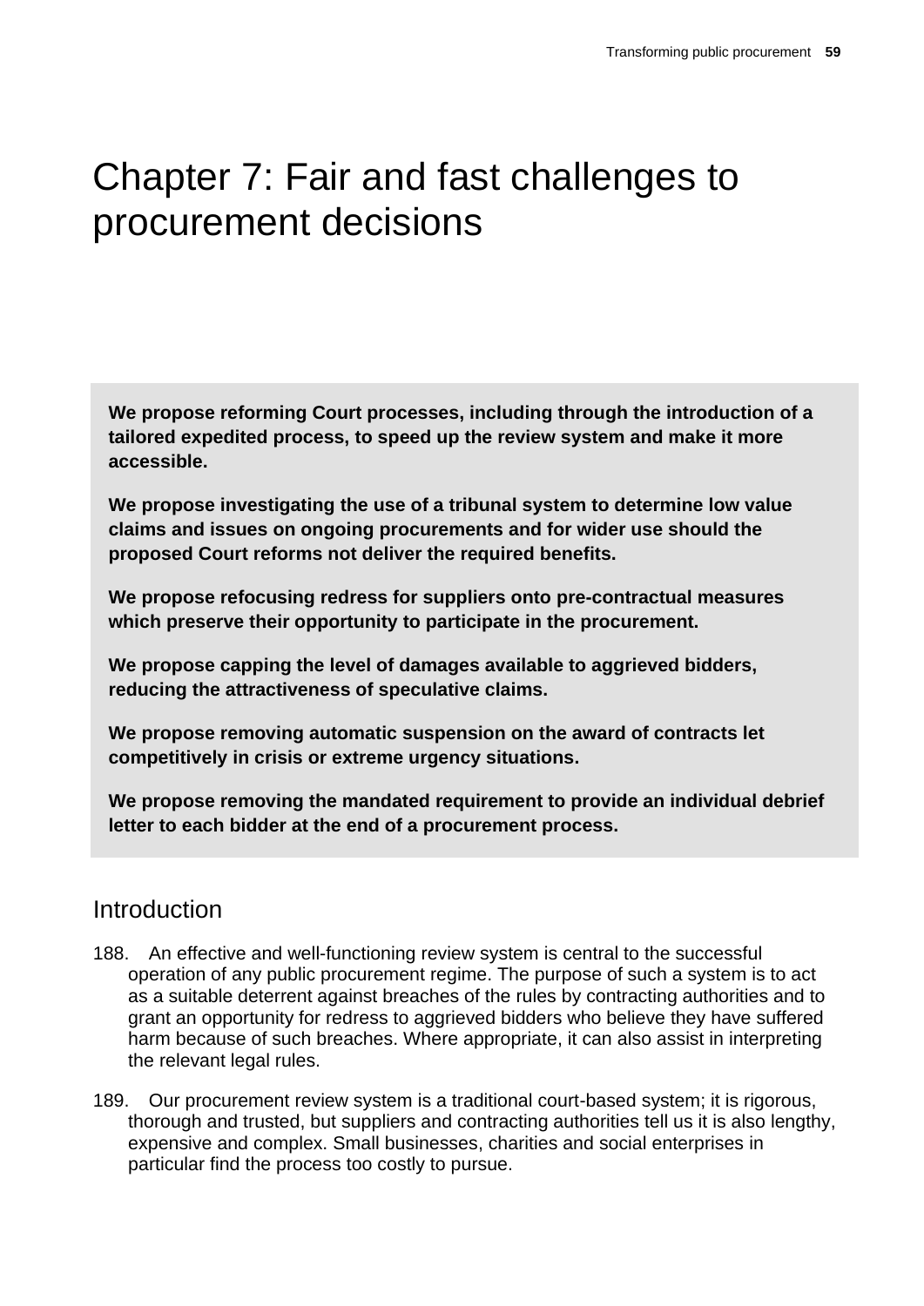# Chapter 7: Fair and fast challenges to procurement decisions

**We propose reforming Court processes, including through the introduction of a tailored expedited process, to speed up the review system and make it more accessible.**

**We propose investigating the use of a tribunal system to determine low value claims and issues on ongoing procurements and for wider use should the proposed Court reforms not deliver the required benefits.**

**We propose refocusing redress for suppliers onto pre-contractual measures which preserve their opportunity to participate in the procurement.**

**We propose capping the level of damages available to aggrieved bidders, reducing the attractiveness of speculative claims.**

**We propose removing automatic suspension on the award of contracts let competitively in crisis or extreme urgency situations.**

**We propose removing the mandated requirement to provide an individual debrief letter to each bidder at the end of a procurement process.**

## Introduction

188. An effective and well-functioning review system is central to the successful operation of any public procurement regime. The purpose of such a system is to act as a suitable deterrent against breaches of the rules by contracting authorities and to grant an opportunity for redress to aggrieved bidders who believe they have suffered harm because of such breaches. Where appropriate, it can also assist in interpreting the relevant legal rules.

189. Our procurement review system is a traditional court-based system; it is rigorous, thorough and trusted, but suppliers and contracting authorities tell us it is also lengthy, expensive and complex. Small businesses, charities and social enterprises in particular find the process too costly to pursue.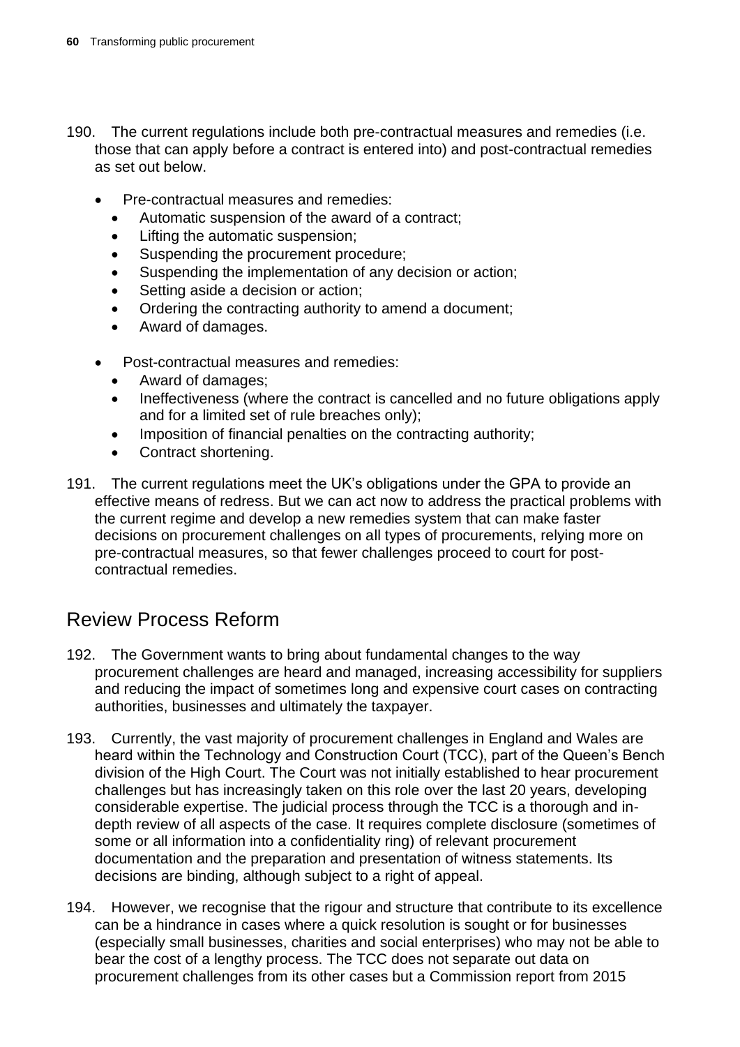190. The current regulations include both pre-contractual measures and remedies (i.e. those that can apply before a contract is entered into) and post-contractual remedies as set out below.

- Pre-contractual measures and remedies:
  - Automatic suspension of the award of a contract;
  - Lifting the automatic suspension;
  - Suspending the procurement procedure;
  - Suspending the implementation of any decision or action;
  - Setting aside a decision or action;
  - Ordering the contracting authority to amend a document;
  - Award of damages.
- Post-contractual measures and remedies:
  - Award of damages;
  - Ineffectiveness (where the contract is cancelled and no future obligations apply and for a limited set of rule breaches only);
  - Imposition of financial penalties on the contracting authority;
  - Contract shortening.

191. The current regulations meet the UK's obligations under the GPA to provide an effective means of redress. But we can act now to address the practical problems with the current regime and develop a new remedies system that can make faster decisions on procurement challenges on all types of procurements, relying more on pre-contractual measures, so that fewer challenges proceed to court for post-contractual remedies.

## Review Process Reform

192. The Government wants to bring about fundamental changes to the way procurement challenges are heard and managed, increasing accessibility for suppliers and reducing the impact of sometimes long and expensive court cases on contracting authorities, businesses and ultimately the taxpayer.

193. Currently, the vast majority of procurement challenges in England and Wales are heard within the Technology and Construction Court (TCC), part of the Queen's Bench division of the High Court. The Court was not initially established to hear procurement challenges but has increasingly taken on this role over the last 20 years, developing considerable expertise. The judicial process through the TCC is a thorough and in-depth review of all aspects of the case. It requires complete disclosure (sometimes of some or all information into a confidentiality ring) of relevant procurement documentation and the preparation and presentation of witness statements. Its decisions are binding, although subject to a right of appeal.

194. However, we recognise that the rigour and structure that contribute to its excellence can be a hindrance in cases where a quick resolution is sought or for businesses (especially small businesses, charities and social enterprises) who may not be able to bear the cost of a lengthy process. The TCC does not separate out data on procurement challenges from its other cases but a Commission report from 2015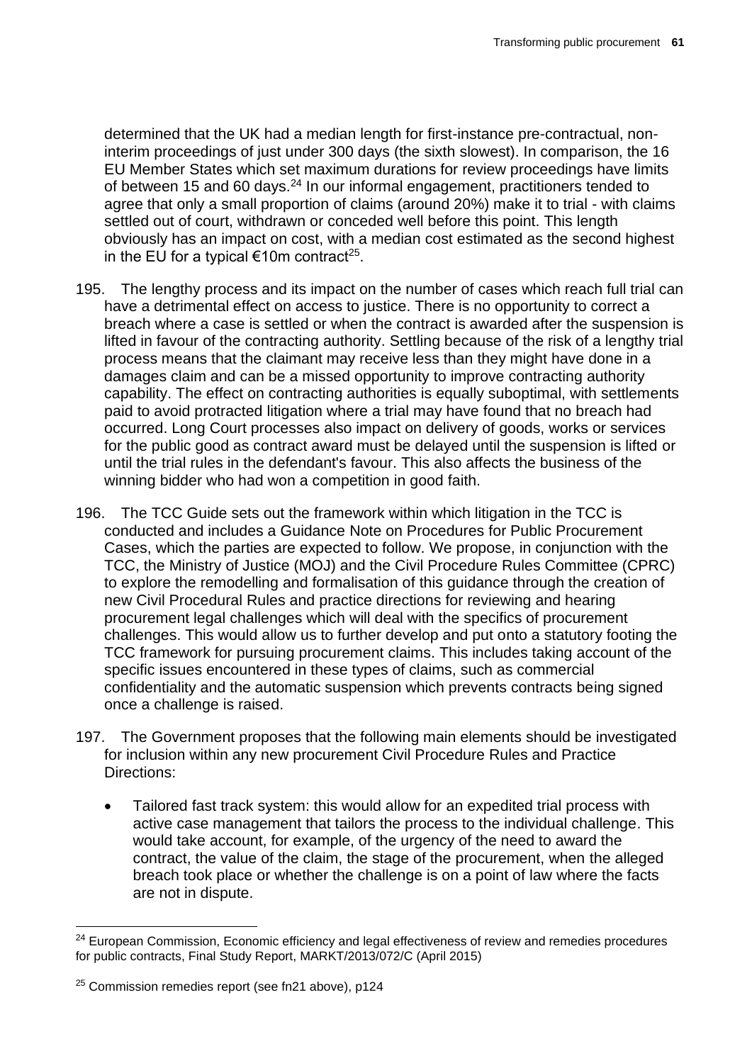determined that the UK had a median length for first-instance pre-contractual, non-interim proceedings of just under 300 days (the sixth slowest). In comparison, the 16 EU Member States which set maximum durations for review proceedings have limits of between 15 and 60 days.[24] In our informal engagement, practitioners tended to agree that only a small proportion of claims (around 20%) make it to trial - with claims settled out of court, withdrawn or conceded well before this point. This length obviously has an impact on cost, with a median cost estimated as the second highest in the EU for a typical €10m contract[25].

195. The lengthy process and its impact on the number of cases which reach full trial can have a detrimental effect on access to justice. There is no opportunity to correct a breach where a case is settled or when the contract is awarded after the suspension is lifted in favour of the contracting authority. Settling because of the risk of a lengthy trial process means that the claimant may receive less than they might have done in a damages claim and can be a missed opportunity to improve contracting authority capability. The effect on contracting authorities is equally suboptimal, with settlements paid to avoid protracted litigation where a trial may have found that no breach had occurred. Long Court processes also impact on delivery of goods, works or services for the public good as contract award must be delayed until the suspension is lifted or until the trial rules in the defendant's favour. This also affects the business of the winning bidder who had won a competition in good faith.

196. The TCC Guide sets out the framework within which litigation in the TCC is conducted and includes a Guidance Note on Procedures for Public Procurement Cases, which the parties are expected to follow. We propose, in conjunction with the TCC, the Ministry of Justice (MOJ) and the Civil Procedure Rules Committee (CPRC) to explore the remodelling and formalisation of this guidance through the creation of new Civil Procedural Rules and practice directions for reviewing and hearing procurement legal challenges which will deal with the specifics of procurement challenges. This would allow us to further develop and put onto a statutory footing the TCC framework for pursuing procurement claims. This includes taking account of the specific issues encountered in these types of claims, such as commercial confidentiality and the automatic suspension which prevents contracts being signed once a challenge is raised.

197. The Government proposes that the following main elements should be investigated for inclusion within any new procurement Civil Procedure Rules and Practice Directions:

- Tailored fast track system: this would allow for an expedited trial process with active case management that tailors the process to the individual challenge. This would take account, for example, of the urgency of the need to award the contract, the value of the claim, the stage of the procurement, when the alleged breach took place or whether the challenge is on a point of law where the facts are not in dispute.

---

[24] European Commission, Economic efficiency and legal effectiveness of review and remedies procedures for public contracts, Final Study Report, MARKT/2013/072/C (April 2015)

[25] Commission remedies report (see fn21 above), p124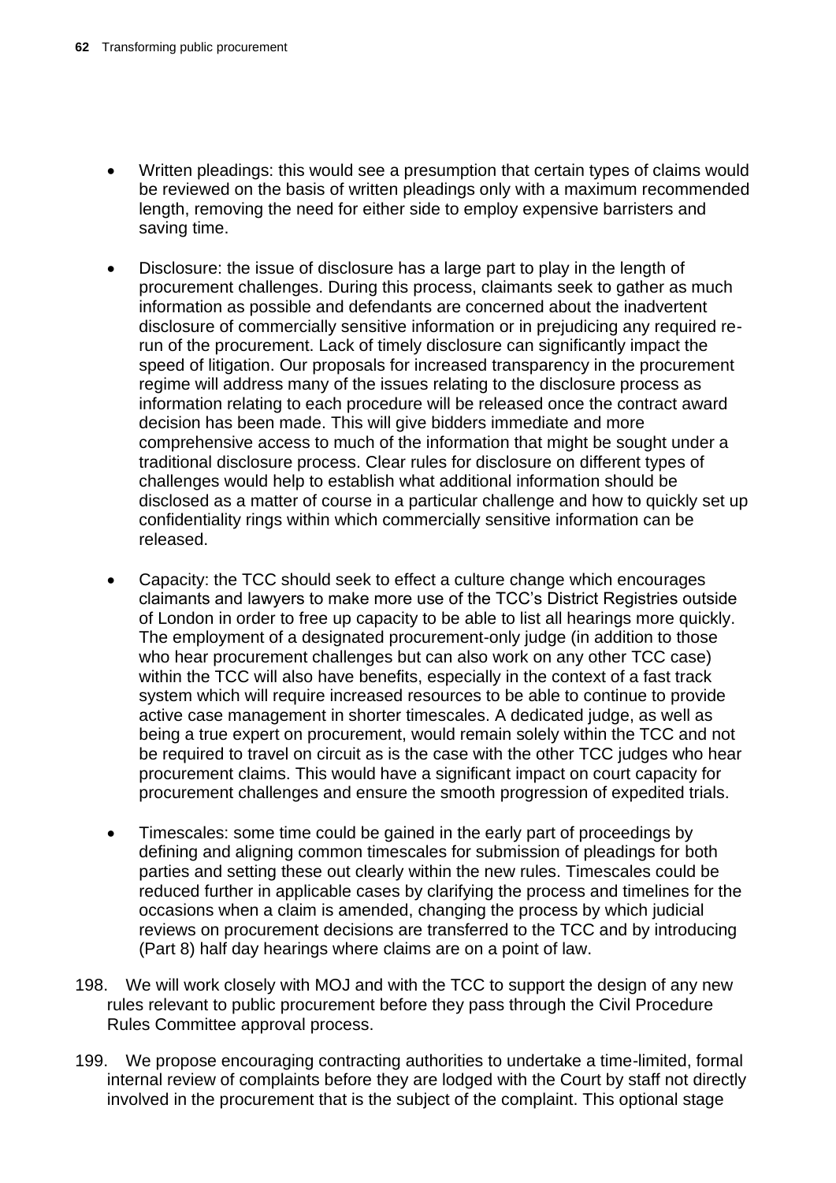- Written pleadings: this would see a presumption that certain types of claims would be reviewed on the basis of written pleadings only with a maximum recommended length, removing the need for either side to employ expensive barristers and saving time.

- Disclosure: the issue of disclosure has a large part to play in the length of procurement challenges. During this process, claimants seek to gather as much information as possible and defendants are concerned about the inadvertent disclosure of commercially sensitive information or in prejudicing any required re-run of the procurement. Lack of timely disclosure can significantly impact the speed of litigation. Our proposals for increased transparency in the procurement regime will address many of the issues relating to the disclosure process as information relating to each procedure will be released once the contract award decision has been made. This will give bidders immediate and more comprehensive access to much of the information that might be sought under a traditional disclosure process. Clear rules for disclosure on different types of challenges would help to establish what additional information should be disclosed as a matter of course in a particular challenge and how to quickly set up confidentiality rings within which commercially sensitive information can be released.

- Capacity: the TCC should seek to effect a culture change which encourages claimants and lawyers to make more use of the TCC's District Registries outside of London in order to free up capacity to be able to list all hearings more quickly. The employment of a designated procurement-only judge (in addition to those who hear procurement challenges but can also work on any other TCC case) within the TCC will also have benefits, especially in the context of a fast track system which will require increased resources to be able to continue to provide active case management in shorter timescales. A dedicated judge, as well as being a true expert on procurement, would remain solely within the TCC and not be required to travel on circuit as is the case with the other TCC judges who hear procurement claims. This would have a significant impact on court capacity for procurement challenges and ensure the smooth progression of expedited trials.

- Timescales: some time could be gained in the early part of proceedings by defining and aligning common timescales for submission of pleadings for both parties and setting these out clearly within the new rules. Timescales could be reduced further in applicable cases by clarifying the process and timelines for the occasions when a claim is amended, changing the process by which judicial reviews on procurement decisions are transferred to the TCC and by introducing (Part 8) half day hearings where claims are on a point of law.

198. We will work closely with MOJ and with the TCC to support the design of any new rules relevant to public procurement before they pass through the Civil Procedure Rules Committee approval process.

199. We propose encouraging contracting authorities to undertake a time-limited, formal internal review of complaints before they are lodged with the Court by staff not directly involved in the procurement that is the subject of the complaint. This optional stage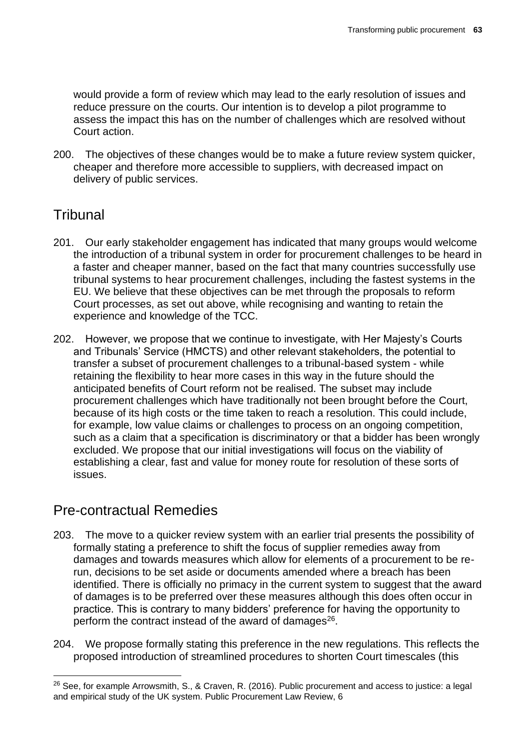would provide a form of review which may lead to the early resolution of issues and reduce pressure on the courts. Our intention is to develop a pilot programme to assess the impact this has on the number of challenges which are resolved without Court action.

200. The objectives of these changes would be to make a future review system quicker, cheaper and therefore more accessible to suppliers, with decreased impact on delivery of public services.

## Tribunal

201. Our early stakeholder engagement has indicated that many groups would welcome the introduction of a tribunal system in order for procurement challenges to be heard in a faster and cheaper manner, based on the fact that many countries successfully use tribunal systems to hear procurement challenges, including the fastest systems in the EU. We believe that these objectives can be met through the proposals to reform Court processes, as set out above, while recognising and wanting to retain the experience and knowledge of the TCC.

202. However, we propose that we continue to investigate, with Her Majesty's Courts and Tribunals' Service (HMCTS) and other relevant stakeholders, the potential to transfer a subset of procurement challenges to a tribunal-based system - while retaining the flexibility to hear more cases in this way in the future should the anticipated benefits of Court reform not be realised. The subset may include procurement challenges which have traditionally not been brought before the Court, because of its high costs or the time taken to reach a resolution. This could include, for example, low value claims or challenges to process on an ongoing competition, such as a claim that a specification is discriminatory or that a bidder has been wrongly excluded. We propose that our initial investigations will focus on the viability of establishing a clear, fast and value for money route for resolution of these sorts of issues.

## Pre-contractual Remedies

203. The move to a quicker review system with an earlier trial presents the possibility of formally stating a preference to shift the focus of supplier remedies away from damages and towards measures which allow for elements of a procurement to be re-run, decisions to be set aside or documents amended where a breach has been identified. There is officially no primacy in the current system to suggest that the award of damages is to be preferred over these measures although this does often occur in practice. This is contrary to many bidders' preference for having the opportunity to perform the contract instead of the award of damages[26].

204. We propose formally stating this preference in the new regulations. This reflects the proposed introduction of streamlined procedures to shorten Court timescales (this

[26] See, for example Arrowsmith, S., & Craven, R. (2016). Public procurement and access to justice: a legal and empirical study of the UK system. Public Procurement Law Review, 6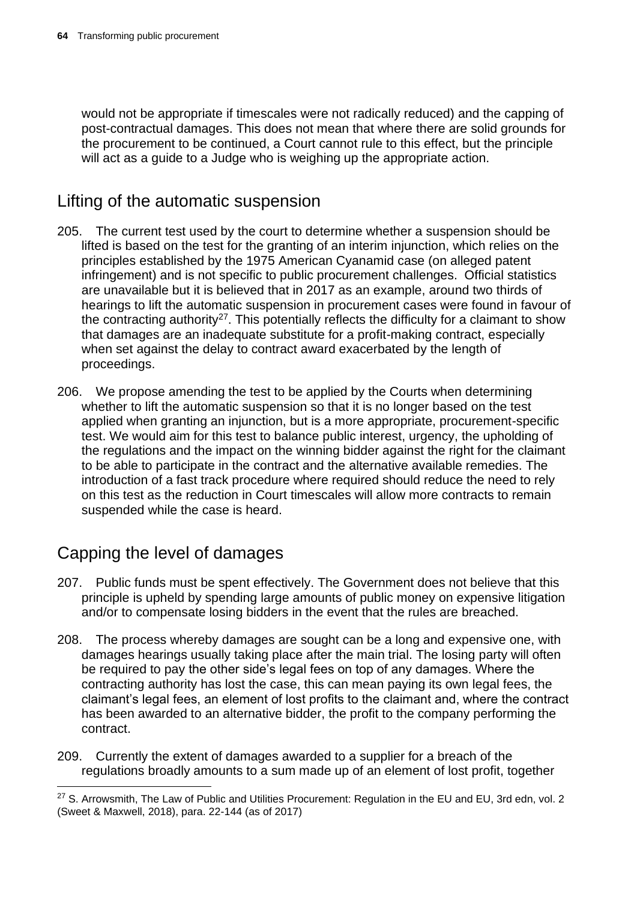would not be appropriate if timescales were not radically reduced) and the capping of post-contractual damages. This does not mean that where there are solid grounds for the procurement to be continued, a Court cannot rule to this effect, but the principle will act as a guide to a Judge who is weighing up the appropriate action.

## Lifting of the automatic suspension

205. The current test used by the court to determine whether a suspension should be lifted is based on the test for the granting of an interim injunction, which relies on the principles established by the 1975 American Cyanamid case (on alleged patent infringement) and is not specific to public procurement challenges. Official statistics are unavailable but it is believed that in 2017 as an example, around two thirds of hearings to lift the automatic suspension in procurement cases were found in favour of the contracting authority[27]. This potentially reflects the difficulty for a claimant to show that damages are an inadequate substitute for a profit-making contract, especially when set against the delay to contract award exacerbated by the length of proceedings.

206. We propose amending the test to be applied by the Courts when determining whether to lift the automatic suspension so that it is no longer based on the test applied when granting an injunction, but is a more appropriate, procurement-specific test. We would aim for this test to balance public interest, urgency, the upholding of the regulations and the impact on the winning bidder against the right for the claimant to be able to participate in the contract and the alternative available remedies. The introduction of a fast track procedure where required should reduce the need to rely on this test as the reduction in Court timescales will allow more contracts to remain suspended while the case is heard.

## Capping the level of damages

207. Public funds must be spent effectively. The Government does not believe that this principle is upheld by spending large amounts of public money on expensive litigation and/or to compensate losing bidders in the event that the rules are breached.

208. The process whereby damages are sought can be a long and expensive one, with damages hearings usually taking place after the main trial. The losing party will often be required to pay the other side's legal fees on top of any damages. Where the contracting authority has lost the case, this can mean paying its own legal fees, the claimant's legal fees, an element of lost profits to the claimant and, where the contract has been awarded to an alternative bidder, the profit to the company performing the contract.

209. Currently the extent of damages awarded to a supplier for a breach of the regulations broadly amounts to a sum made up of an element of lost profit, together

[27] S. Arrowsmith, The Law of Public and Utilities Procurement: Regulation in the EU and EU, 3rd edn, vol. 2 (Sweet & Maxwell, 2018), para. 22-144 (as of 2017)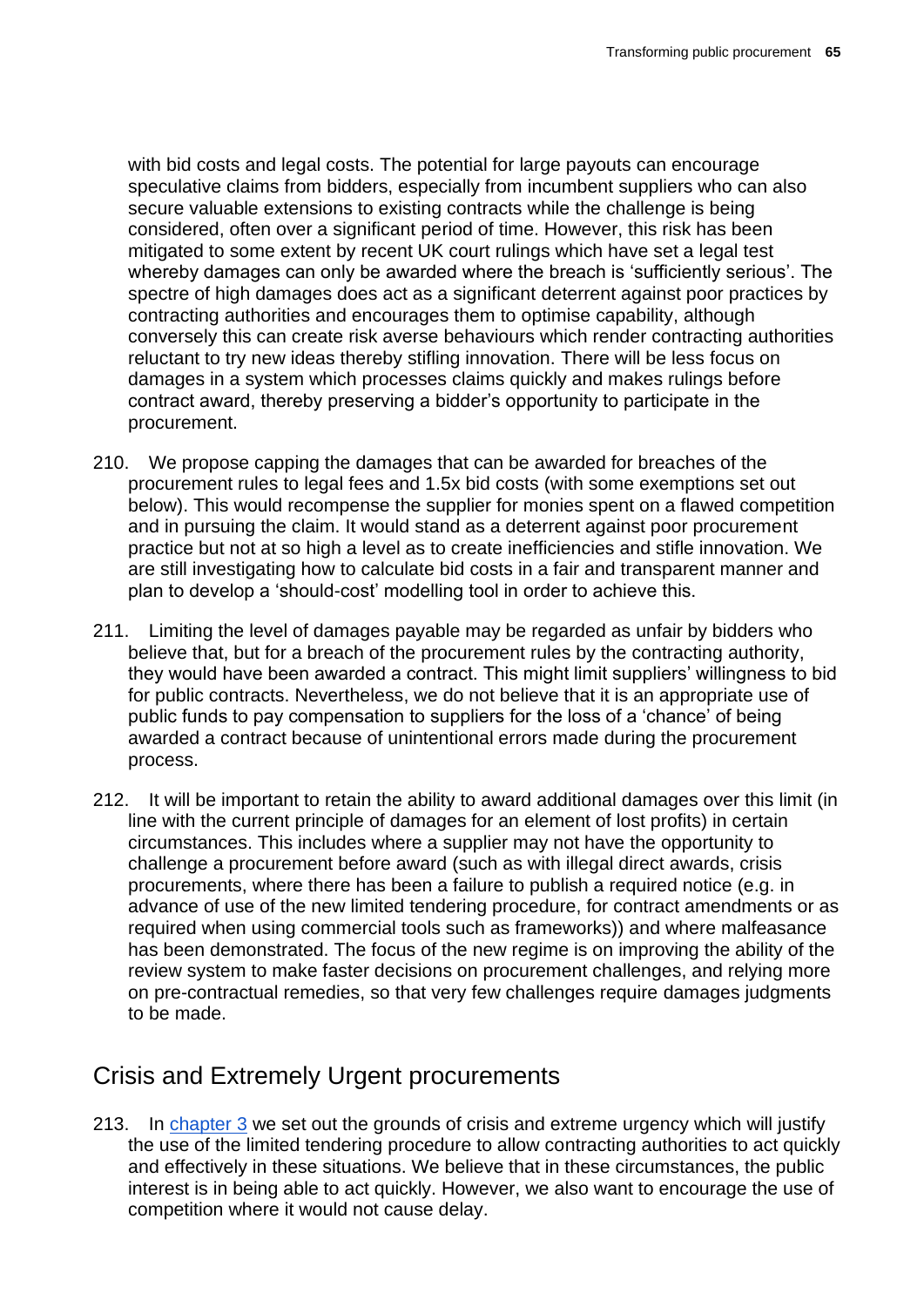with bid costs and legal costs. The potential for large payouts can encourage speculative claims from bidders, especially from incumbent suppliers who can also secure valuable extensions to existing contracts while the challenge is being considered, often over a significant period of time. However, this risk has been mitigated to some extent by recent UK court rulings which have set a legal test whereby damages can only be awarded where the breach is 'sufficiently serious'. The spectre of high damages does act as a significant deterrent against poor practices by contracting authorities and encourages them to optimise capability, although conversely this can create risk averse behaviours which render contracting authorities reluctant to try new ideas thereby stifling innovation. There will be less focus on damages in a system which processes claims quickly and makes rulings before contract award, thereby preserving a bidder's opportunity to participate in the procurement.

210. We propose capping the damages that can be awarded for breaches of the procurement rules to legal fees and 1.5x bid costs (with some exemptions set out below). This would recompense the supplier for monies spent on a flawed competition and in pursuing the claim. It would stand as a deterrent against poor procurement practice but not at so high a level as to create inefficiencies and stifle innovation. We are still investigating how to calculate bid costs in a fair and transparent manner and plan to develop a 'should-cost' modelling tool in order to achieve this.

211. Limiting the level of damages payable may be regarded as unfair by bidders who believe that, but for a breach of the procurement rules by the contracting authority, they would have been awarded a contract. This might limit suppliers' willingness to bid for public contracts. Nevertheless, we do not believe that it is an appropriate use of public funds to pay compensation to suppliers for the loss of a 'chance' of being awarded a contract because of unintentional errors made during the procurement process.

212. It will be important to retain the ability to award additional damages over this limit (in line with the current principle of damages for an element of lost profits) in certain circumstances. This includes where a supplier may not have the opportunity to challenge a procurement before award (such as with illegal direct awards, crisis procurements, where there has been a failure to publish a required notice (e.g. in advance of use of the new limited tendering procedure, for contract amendments or as required when using commercial tools such as frameworks)) and where malfeasance has been demonstrated. The focus of the new regime is on improving the ability of the review system to make faster decisions on procurement challenges, and relying more on pre-contractual remedies, so that very few challenges require damages judgments to be made.

## Crisis and Extremely Urgent procurements

213. In chapter 3 we set out the grounds of crisis and extreme urgency which will justify the use of the limited tendering procedure to allow contracting authorities to act quickly and effectively in these situations. We believe that in these circumstances, the public interest is in being able to act quickly. However, we also want to encourage the use of competition where it would not cause delay.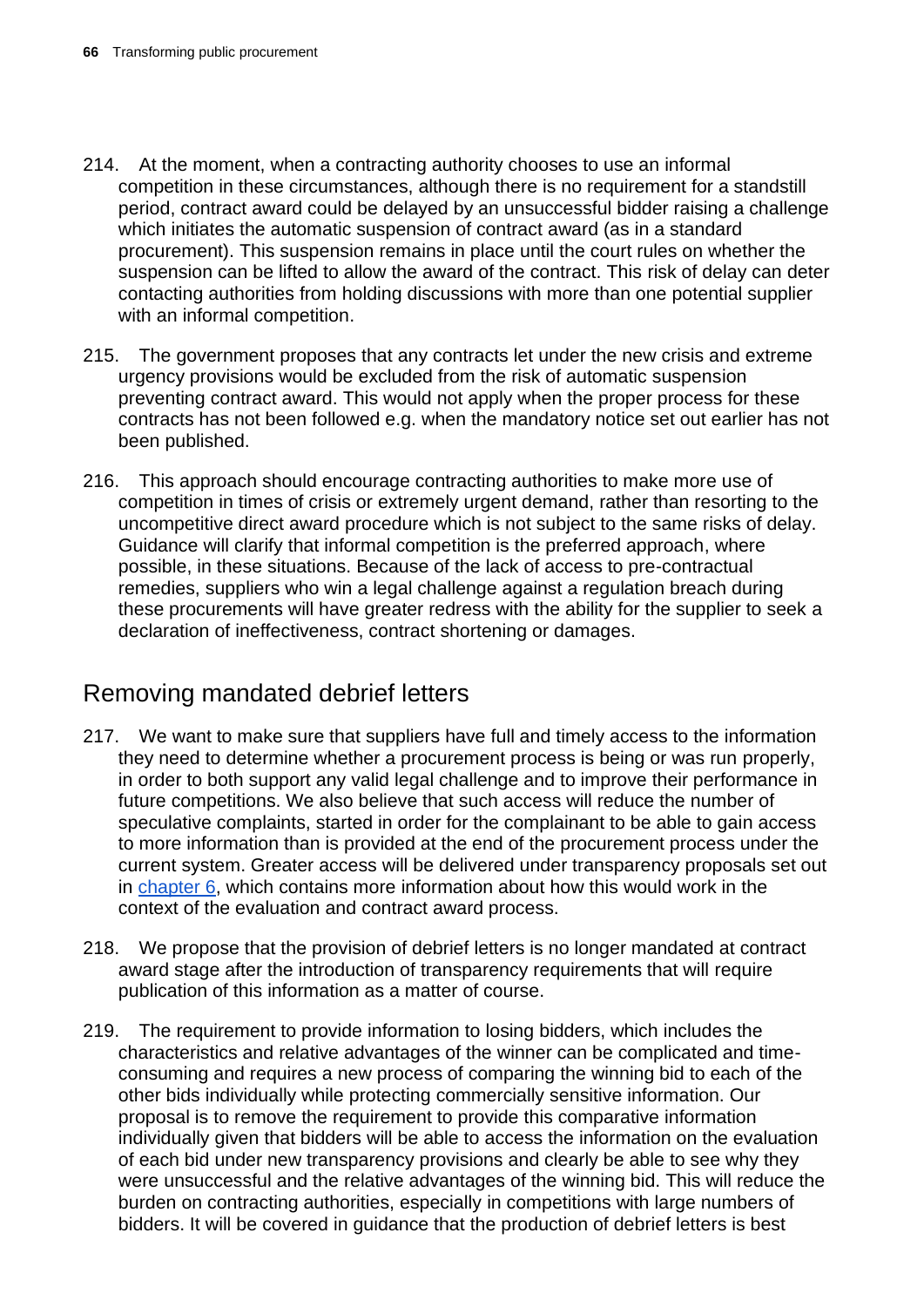214. At the moment, when a contracting authority chooses to use an informal competition in these circumstances, although there is no requirement for a standstill period, contract award could be delayed by an unsuccessful bidder raising a challenge which initiates the automatic suspension of contract award (as in a standard procurement). This suspension remains in place until the court rules on whether the suspension can be lifted to allow the award of the contract. This risk of delay can deter contacting authorities from holding discussions with more than one potential supplier with an informal competition.

215. The government proposes that any contracts let under the new crisis and extreme urgency provisions would be excluded from the risk of automatic suspension preventing contract award. This would not apply when the proper process for these contracts has not been followed e.g. when the mandatory notice set out earlier has not been published.

216. This approach should encourage contracting authorities to make more use of competition in times of crisis or extremely urgent demand, rather than resorting to the uncompetitive direct award procedure which is not subject to the same risks of delay. Guidance will clarify that informal competition is the preferred approach, where possible, in these situations. Because of the lack of access to pre-contractual remedies, suppliers who win a legal challenge against a regulation breach during these procurements will have greater redress with the ability for the supplier to seek a declaration of ineffectiveness, contract shortening or damages.

## Removing mandated debrief letters

217. We want to make sure that suppliers have full and timely access to the information they need to determine whether a procurement process is being or was run properly, in order to both support any valid legal challenge and to improve their performance in future competitions. We also believe that such access will reduce the number of speculative complaints, started in order for the complainant to be able to gain access to more information than is provided at the end of the procurement process under the current system. Greater access will be delivered under transparency proposals set out in chapter 6, which contains more information about how this would work in the context of the evaluation and contract award process.

218. We propose that the provision of debrief letters is no longer mandated at contract award stage after the introduction of transparency requirements that will require publication of this information as a matter of course.

219. The requirement to provide information to losing bidders, which includes the characteristics and relative advantages of the winner can be complicated and time-consuming and requires a new process of comparing the winning bid to each of the other bids individually while protecting commercially sensitive information. Our proposal is to remove the requirement to provide this comparative information individually given that bidders will be able to access the information on the evaluation of each bid under new transparency provisions and clearly be able to see why they were unsuccessful and the relative advantages of the winning bid. This will reduce the burden on contracting authorities, especially in competitions with large numbers of bidders. It will be covered in guidance that the production of debrief letters is best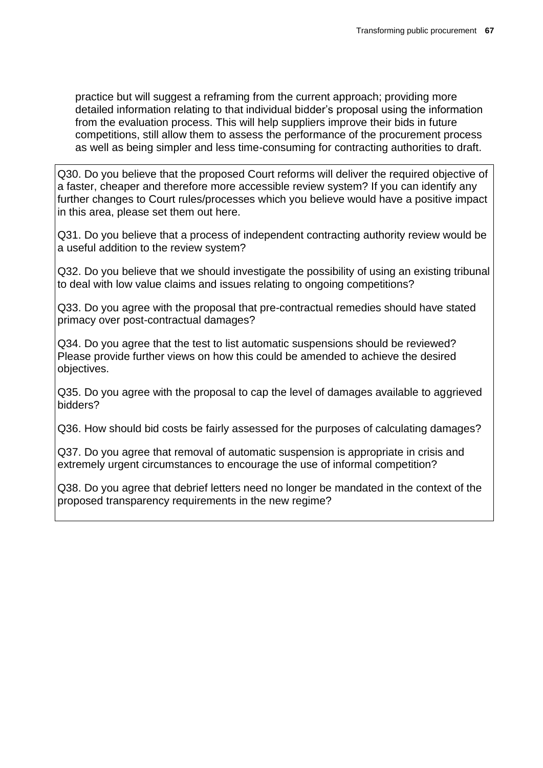practice but will suggest a reframing from the current approach; providing more detailed information relating to that individual bidder's proposal using the information from the evaluation process. This will help suppliers improve their bids in future competitions, still allow them to assess the performance of the procurement process as well as being simpler and less time-consuming for contracting authorities to draft.

Q30. Do you believe that the proposed Court reforms will deliver the required objective of a faster, cheaper and therefore more accessible review system? If you can identify any further changes to Court rules/processes which you believe would have a positive impact in this area, please set them out here.

Q31. Do you believe that a process of independent contracting authority review would be a useful addition to the review system?

Q32. Do you believe that we should investigate the possibility of using an existing tribunal to deal with low value claims and issues relating to ongoing competitions?

Q33. Do you agree with the proposal that pre-contractual remedies should have stated primacy over post-contractual damages?

Q34. Do you agree that the test to list automatic suspensions should be reviewed? Please provide further views on how this could be amended to achieve the desired objectives.

Q35. Do you agree with the proposal to cap the level of damages available to aggrieved bidders?

Q36. How should bid costs be fairly assessed for the purposes of calculating damages?

Q37. Do you agree that removal of automatic suspension is appropriate in crisis and extremely urgent circumstances to encourage the use of informal competition?

Q38. Do you agree that debrief letters need no longer be mandated in the context of the proposed transparency requirements in the new regime?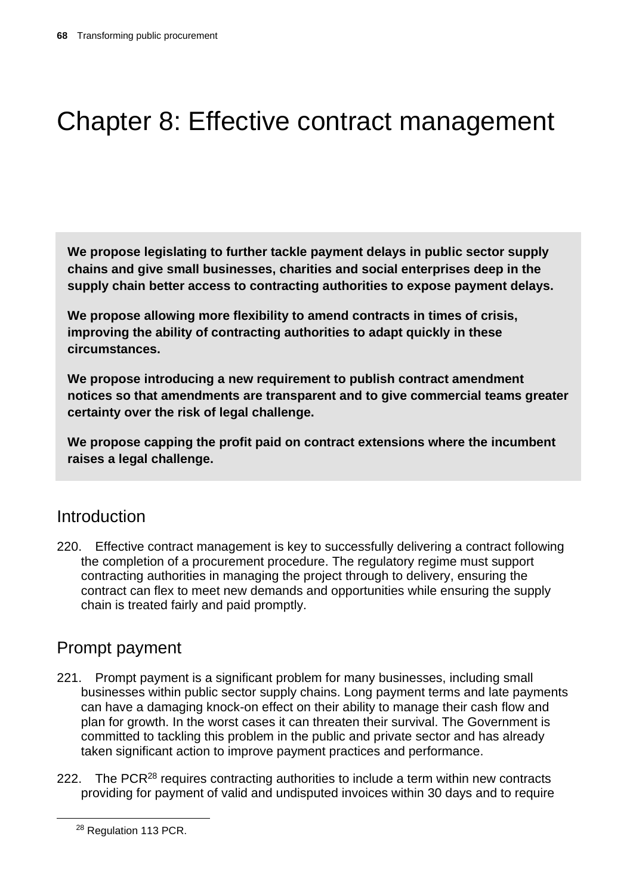# Chapter 8: Effective contract management

**We propose legislating to further tackle payment delays in public sector supply chains and give small businesses, charities and social enterprises deep in the supply chain better access to contracting authorities to expose payment delays.**

**We propose allowing more flexibility to amend contracts in times of crisis, improving the ability of contracting authorities to adapt quickly in these circumstances.**

**We propose introducing a new requirement to publish contract amendment notices so that amendments are transparent and to give commercial teams greater certainty over the risk of legal challenge.**

**We propose capping the profit paid on contract extensions where the incumbent raises a legal challenge.**

## Introduction

220. Effective contract management is key to successfully delivering a contract following the completion of a procurement procedure. The regulatory regime must support contracting authorities in managing the project through to delivery, ensuring the contract can flex to meet new demands and opportunities while ensuring the supply chain is treated fairly and paid promptly.

## Prompt payment

221. Prompt payment is a significant problem for many businesses, including small businesses within public sector supply chains. Long payment terms and late payments can have a damaging knock-on effect on their ability to manage their cash flow and plan for growth. In the worst cases it can threaten their survival. The Government is committed to tackling this problem in the public and private sector and has already taken significant action to improve payment practices and performance.

222. The PCR[28] requires contracting authorities to include a term within new contracts providing for payment of valid and undisputed invoices within 30 days and to require

[28] Regulation 113 PCR.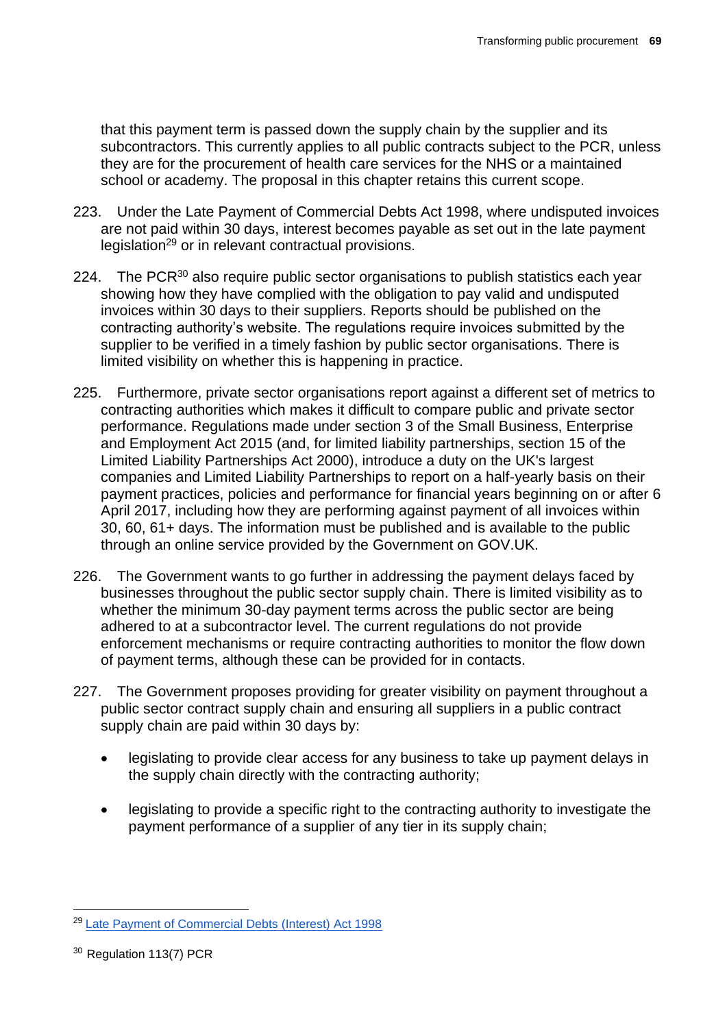that this payment term is passed down the supply chain by the supplier and its subcontractors. This currently applies to all public contracts subject to the PCR, unless they are for the procurement of health care services for the NHS or a maintained school or academy. The proposal in this chapter retains this current scope.

223. Under the Late Payment of Commercial Debts Act 1998, where undisputed invoices are not paid within 30 days, interest becomes payable as set out in the late payment legislation[29] or in relevant contractual provisions.

224. The PCR[30] also require public sector organisations to publish statistics each year showing how they have complied with the obligation to pay valid and undisputed invoices within 30 days to their suppliers. Reports should be published on the contracting authority's website. The regulations require invoices submitted by the supplier to be verified in a timely fashion by public sector organisations. There is limited visibility on whether this is happening in practice.

225. Furthermore, private sector organisations report against a different set of metrics to contracting authorities which makes it difficult to compare public and private sector performance. Regulations made under section 3 of the Small Business, Enterprise and Employment Act 2015 (and, for limited liability partnerships, section 15 of the Limited Liability Partnerships Act 2000), introduce a duty on the UK's largest companies and Limited Liability Partnerships to report on a half-yearly basis on their payment practices, policies and performance for financial years beginning on or after 6 April 2017, including how they are performing against payment of all invoices within 30, 60, 61+ days. The information must be published and is available to the public through an online service provided by the Government on GOV.UK.

226. The Government wants to go further in addressing the payment delays faced by businesses throughout the public sector supply chain. There is limited visibility as to whether the minimum 30-day payment terms across the public sector are being adhered to at a subcontractor level. The current regulations do not provide enforcement mechanisms or require contracting authorities to monitor the flow down of payment terms, although these can be provided for in contacts.

227. The Government proposes providing for greater visibility on payment throughout a public sector contract supply chain and ensuring all suppliers in a public contract supply chain are paid within 30 days by:

- legislating to provide clear access for any business to take up payment delays in the supply chain directly with the contracting authority;
- legislating to provide a specific right to the contracting authority to investigate the payment performance of a supplier of any tier in its supply chain;

---

[29] Late Payment of Commercial Debts (Interest) Act 1998

[30] Regulation 113(7) PCR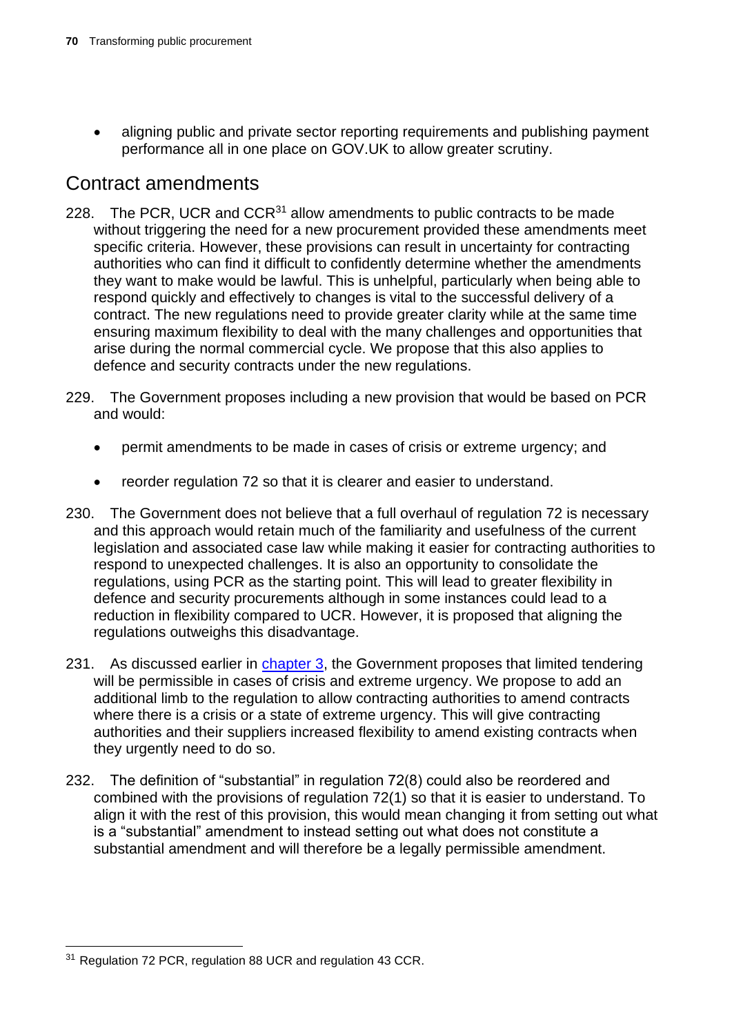- aligning public and private sector reporting requirements and publishing payment performance all in one place on GOV.UK to allow greater scrutiny.

## Contract amendments

228. The PCR, UCR and CCR[31] allow amendments to public contracts to be made without triggering the need for a new procurement provided these amendments meet specific criteria. However, these provisions can result in uncertainty for contracting authorities who can find it difficult to confidently determine whether the amendments they want to make would be lawful. This is unhelpful, particularly when being able to respond quickly and effectively to changes is vital to the successful delivery of a contract. The new regulations need to provide greater clarity while at the same time ensuring maximum flexibility to deal with the many challenges and opportunities that arise during the normal commercial cycle. We propose that this also applies to defence and security contracts under the new regulations.

229. The Government proposes including a new provision that would be based on PCR and would:

- permit amendments to be made in cases of crisis or extreme urgency; and
- reorder regulation 72 so that it is clearer and easier to understand.

230. The Government does not believe that a full overhaul of regulation 72 is necessary and this approach would retain much of the familiarity and usefulness of the current legislation and associated case law while making it easier for contracting authorities to respond to unexpected challenges. It is also an opportunity to consolidate the regulations, using PCR as the starting point. This will lead to greater flexibility in defence and security procurements although in some instances could lead to a reduction in flexibility compared to UCR. However, it is proposed that aligning the regulations outweighs this disadvantage.

231. As discussed earlier in chapter 3, the Government proposes that limited tendering will be permissible in cases of crisis and extreme urgency. We propose to add an additional limb to the regulation to allow contracting authorities to amend contracts where there is a crisis or a state of extreme urgency. This will give contracting authorities and their suppliers increased flexibility to amend existing contracts when they urgently need to do so.

232. The definition of "substantial" in regulation 72(8) could also be reordered and combined with the provisions of regulation 72(1) so that it is easier to understand. To align it with the rest of this provision, this would mean changing it from setting out what is a "substantial" amendment to instead setting out what does not constitute a substantial amendment and will therefore be a legally permissible amendment.

[31] Regulation 72 PCR, regulation 88 UCR and regulation 43 CCR.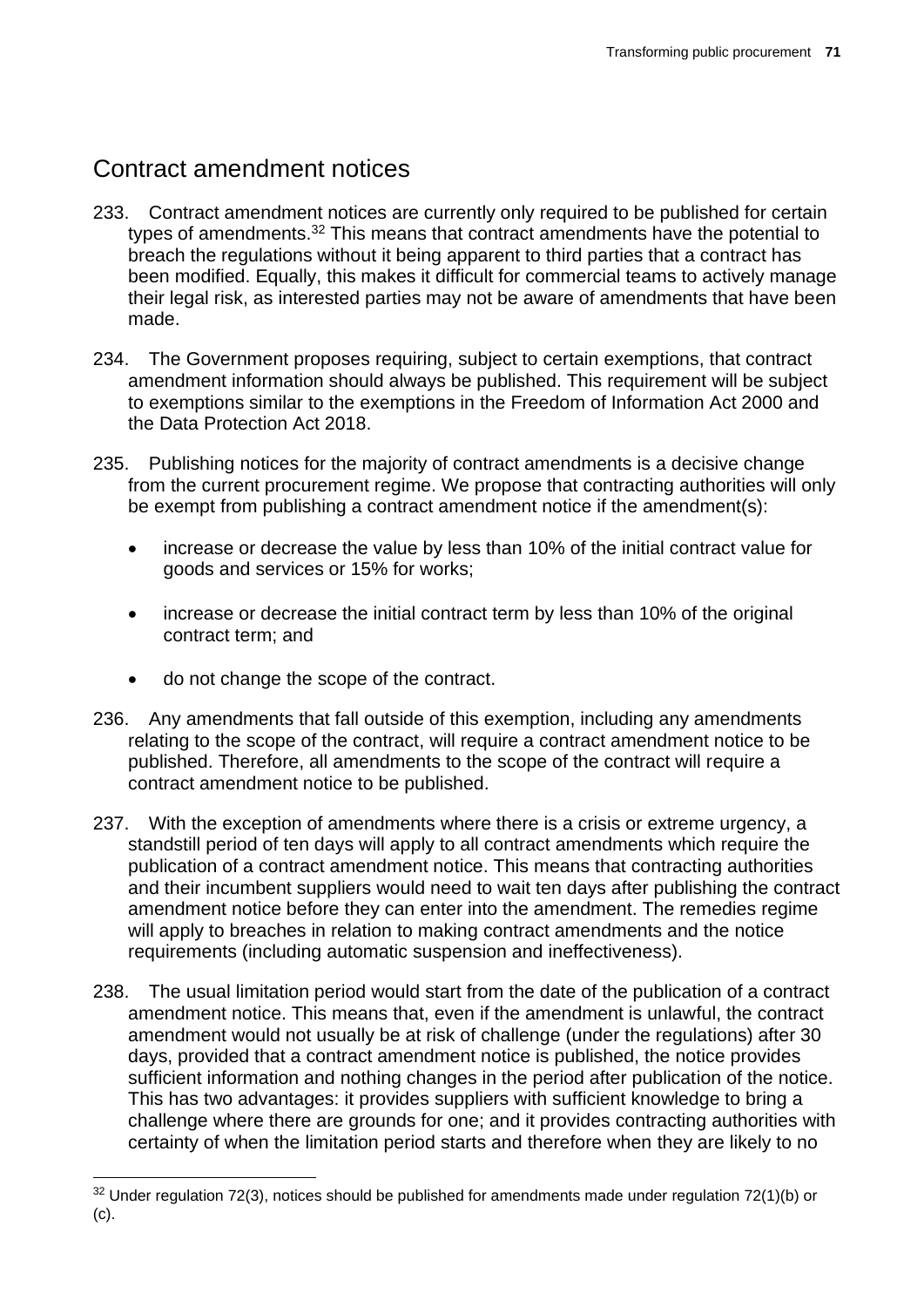## Contract amendment notices

233. Contract amendment notices are currently only required to be published for certain types of amendments.[32] This means that contract amendments have the potential to breach the regulations without it being apparent to third parties that a contract has been modified. Equally, this makes it difficult for commercial teams to actively manage their legal risk, as interested parties may not be aware of amendments that have been made.

234. The Government proposes requiring, subject to certain exemptions, that contract amendment information should always be published. This requirement will be subject to exemptions similar to the exemptions in the Freedom of Information Act 2000 and the Data Protection Act 2018.

235. Publishing notices for the majority of contract amendments is a decisive change from the current procurement regime. We propose that contracting authorities will only be exempt from publishing a contract amendment notice if the amendment(s):

- increase or decrease the value by less than 10% of the initial contract value for goods and services or 15% for works;
- increase or decrease the initial contract term by less than 10% of the original contract term; and
- do not change the scope of the contract.

236. Any amendments that fall outside of this exemption, including any amendments relating to the scope of the contract, will require a contract amendment notice to be published. Therefore, all amendments to the scope of the contract will require a contract amendment notice to be published.

237. With the exception of amendments where there is a crisis or extreme urgency, a standstill period of ten days will apply to all contract amendments which require the publication of a contract amendment notice. This means that contracting authorities and their incumbent suppliers would need to wait ten days after publishing the contract amendment notice before they can enter into the amendment. The remedies regime will apply to breaches in relation to making contract amendments and the notice requirements (including automatic suspension and ineffectiveness).

238. The usual limitation period would start from the date of the publication of a contract amendment notice. This means that, even if the amendment is unlawful, the contract amendment would not usually be at risk of challenge (under the regulations) after 30 days, provided that a contract amendment notice is published, the notice provides sufficient information and nothing changes in the period after publication of the notice. This has two advantages: it provides suppliers with sufficient knowledge to bring a challenge where there are grounds for one; and it provides contracting authorities with certainty of when the limitation period starts and therefore when they are likely to no

[32] Under regulation 72(3), notices should be published for amendments made under regulation 72(1)(b) or (c).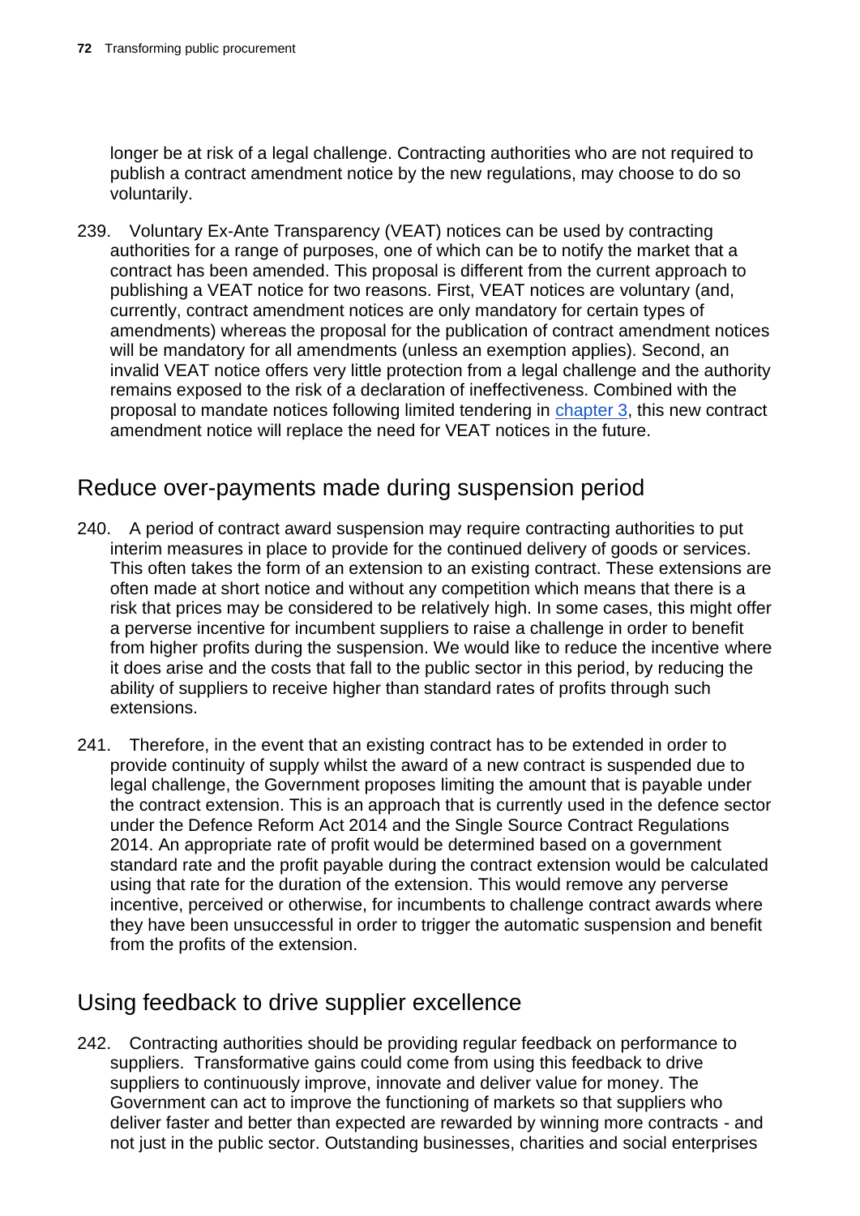longer be at risk of a legal challenge. Contracting authorities who are not required to publish a contract amendment notice by the new regulations, may choose to do so voluntarily.

239. Voluntary Ex-Ante Transparency (VEAT) notices can be used by contracting authorities for a range of purposes, one of which can be to notify the market that a contract has been amended. This proposal is different from the current approach to publishing a VEAT notice for two reasons. First, VEAT notices are voluntary (and, currently, contract amendment notices are only mandatory for certain types of amendments) whereas the proposal for the publication of contract amendment notices will be mandatory for all amendments (unless an exemption applies). Second, an invalid VEAT notice offers very little protection from a legal challenge and the authority remains exposed to the risk of a declaration of ineffectiveness. Combined with the proposal to mandate notices following limited tendering in chapter 3, this new contract amendment notice will replace the need for VEAT notices in the future.

## Reduce over-payments made during suspension period

240. A period of contract award suspension may require contracting authorities to put interim measures in place to provide for the continued delivery of goods or services. This often takes the form of an extension to an existing contract. These extensions are often made at short notice and without any competition which means that there is a risk that prices may be considered to be relatively high. In some cases, this might offer a perverse incentive for incumbent suppliers to raise a challenge in order to benefit from higher profits during the suspension. We would like to reduce the incentive where it does arise and the costs that fall to the public sector in this period, by reducing the ability of suppliers to receive higher than standard rates of profits through such extensions.

241. Therefore, in the event that an existing contract has to be extended in order to provide continuity of supply whilst the award of a new contract is suspended due to legal challenge, the Government proposes limiting the amount that is payable under the contract extension. This is an approach that is currently used in the defence sector under the Defence Reform Act 2014 and the Single Source Contract Regulations 2014. An appropriate rate of profit would be determined based on a government standard rate and the profit payable during the contract extension would be calculated using that rate for the duration of the extension. This would remove any perverse incentive, perceived or otherwise, for incumbents to challenge contract awards where they have been unsuccessful in order to trigger the automatic suspension and benefit from the profits of the extension.

## Using feedback to drive supplier excellence

242. Contracting authorities should be providing regular feedback on performance to suppliers. Transformative gains could come from using this feedback to drive suppliers to continuously improve, innovate and deliver value for money. The Government can act to improve the functioning of markets so that suppliers who deliver faster and better than expected are rewarded by winning more contracts - and not just in the public sector. Outstanding businesses, charities and social enterprises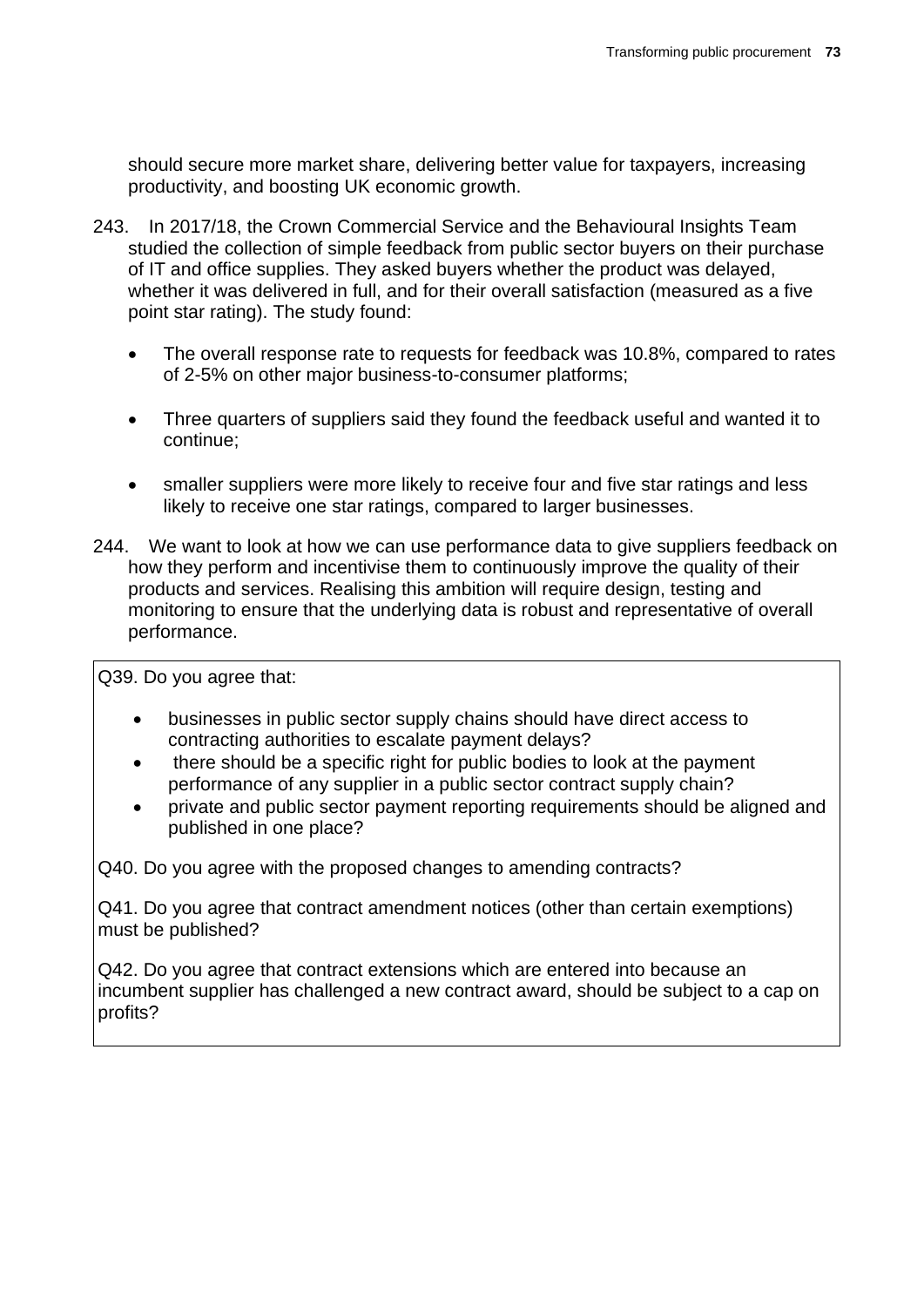should secure more market share, delivering better value for taxpayers, increasing productivity, and boosting UK economic growth.

243. In 2017/18, the Crown Commercial Service and the Behavioural Insights Team studied the collection of simple feedback from public sector buyers on their purchase of IT and office supplies. They asked buyers whether the product was delayed, whether it was delivered in full, and for their overall satisfaction (measured as a five point star rating). The study found:

- The overall response rate to requests for feedback was 10.8%, compared to rates of 2-5% on other major business-to-consumer platforms;
- Three quarters of suppliers said they found the feedback useful and wanted it to continue;
- smaller suppliers were more likely to receive four and five star ratings and less likely to receive one star ratings, compared to larger businesses.

244. We want to look at how we can use performance data to give suppliers feedback on how they perform and incentivise them to continuously improve the quality of their products and services. Realising this ambition will require design, testing and monitoring to ensure that the underlying data is robust and representative of overall performance.

Q39. Do you agree that:

- businesses in public sector supply chains should have direct access to contracting authorities to escalate payment delays?
- there should be a specific right for public bodies to look at the payment performance of any supplier in a public sector contract supply chain?
- private and public sector payment reporting requirements should be aligned and published in one place?

Q40. Do you agree with the proposed changes to amending contracts?

Q41. Do you agree that contract amendment notices (other than certain exemptions) must be published?

Q42. Do you agree that contract extensions which are entered into because an incumbent supplier has challenged a new contract award, should be subject to a cap on profits?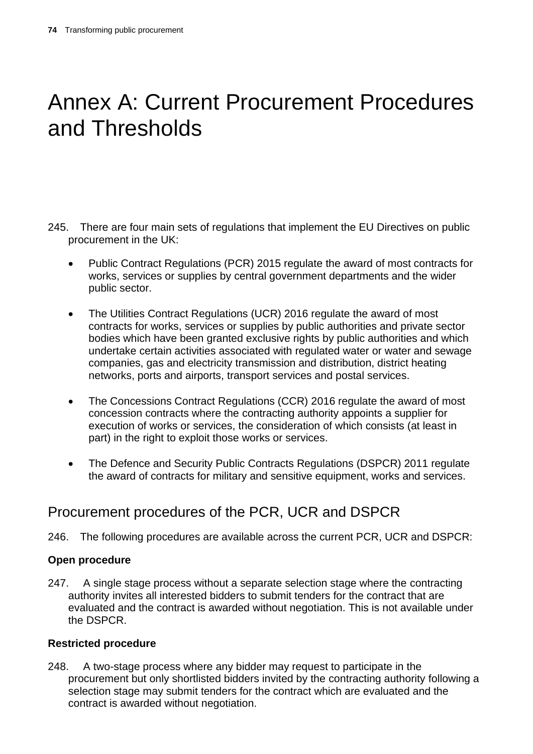# Annex A: Current Procurement Procedures and Thresholds

245. There are four main sets of regulations that implement the EU Directives on public procurement in the UK:

- Public Contract Regulations (PCR) 2015 regulate the award of most contracts for works, services or supplies by central government departments and the wider public sector.

- The Utilities Contract Regulations (UCR) 2016 regulate the award of most contracts for works, services or supplies by public authorities and private sector bodies which have been granted exclusive rights by public authorities and which undertake certain activities associated with regulated water or water and sewage companies, gas and electricity transmission and distribution, district heating networks, ports and airports, transport services and postal services.

- The Concessions Contract Regulations (CCR) 2016 regulate the award of most concession contracts where the contracting authority appoints a supplier for execution of works or services, the consideration of which consists (at least in part) in the right to exploit those works or services.

- The Defence and Security Public Contracts Regulations (DSPCR) 2011 regulate the award of contracts for military and sensitive equipment, works and services.

## Procurement procedures of the PCR, UCR and DSPCR

246. The following procedures are available across the current PCR, UCR and DSPCR:

### Open procedure

247. A single stage process without a separate selection stage where the contracting authority invites all interested bidders to submit tenders for the contract that are evaluated and the contract is awarded without negotiation. This is not available under the DSPCR.

### Restricted procedure

248. A two-stage process where any bidder may request to participate in the procurement but only shortlisted bidders invited by the contracting authority following a selection stage may submit tenders for the contract which are evaluated and the contract is awarded without negotiation.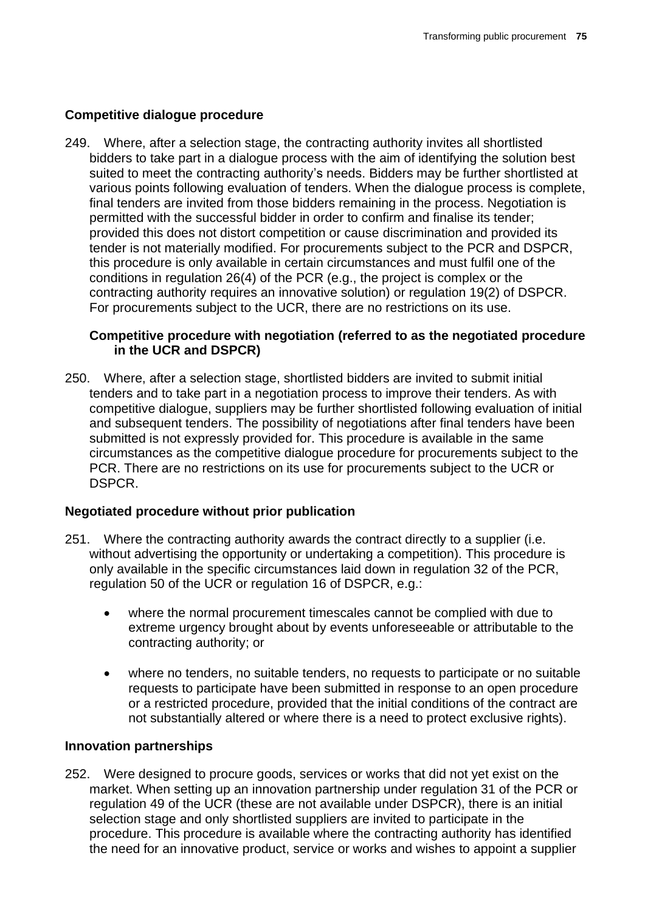### Competitive dialogue procedure

249. Where, after a selection stage, the contracting authority invites all shortlisted bidders to take part in a dialogue process with the aim of identifying the solution best suited to meet the contracting authority's needs. Bidders may be further shortlisted at various points following evaluation of tenders. When the dialogue process is complete, final tenders are invited from those bidders remaining in the process. Negotiation is permitted with the successful bidder in order to confirm and finalise its tender; provided this does not distort competition or cause discrimination and provided its tender is not materially modified. For procurements subject to the PCR and DSPCR, this procedure is only available in certain circumstances and must fulfil one of the conditions in regulation 26(4) of the PCR (e.g., the project is complex or the contracting authority requires an innovative solution) or regulation 19(2) of DSPCR. For procurements subject to the UCR, there are no restrictions on its use.

### Competitive procedure with negotiation (referred to as the negotiated procedure in the UCR and DSPCR)

250. Where, after a selection stage, shortlisted bidders are invited to submit initial tenders and to take part in a negotiation process to improve their tenders. As with competitive dialogue, suppliers may be further shortlisted following evaluation of initial and subsequent tenders. The possibility of negotiations after final tenders have been submitted is not expressly provided for. This procedure is available in the same circumstances as the competitive dialogue procedure for procurements subject to the PCR. There are no restrictions on its use for procurements subject to the UCR or DSPCR.

### Negotiated procedure without prior publication

251. Where the contracting authority awards the contract directly to a supplier (i.e. without advertising the opportunity or undertaking a competition). This procedure is only available in the specific circumstances laid down in regulation 32 of the PCR, regulation 50 of the UCR or regulation 16 of DSPCR, e.g.:

- where the normal procurement timescales cannot be complied with due to extreme urgency brought about by events unforeseeable or attributable to the contracting authority; or
- where no tenders, no suitable tenders, no requests to participate or no suitable requests to participate have been submitted in response to an open procedure or a restricted procedure, provided that the initial conditions of the contract are not substantially altered or where there is a need to protect exclusive rights).

### Innovation partnerships

252. Were designed to procure goods, services or works that did not yet exist on the market. When setting up an innovation partnership under regulation 31 of the PCR or regulation 49 of the UCR (these are not available under DSPCR), there is an initial selection stage and only shortlisted suppliers are invited to participate in the procedure. This procedure is available where the contracting authority has identified the need for an innovative product, service or works and wishes to appoint a supplier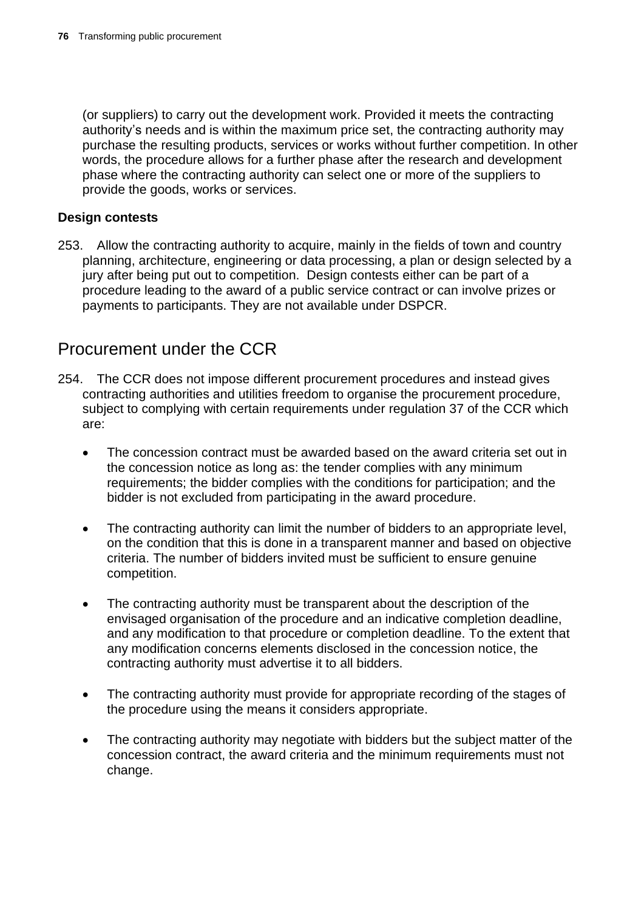(or suppliers) to carry out the development work. Provided it meets the contracting authority's needs and is within the maximum price set, the contracting authority may purchase the resulting products, services or works without further competition. In other words, the procedure allows for a further phase after the research and development phase where the contracting authority can select one or more of the suppliers to provide the goods, works or services.

**Design contests**

253. Allow the contracting authority to acquire, mainly in the fields of town and country planning, architecture, engineering or data processing, a plan or design selected by a jury after being put out to competition. Design contests either can be part of a procedure leading to the award of a public service contract or can involve prizes or payments to participants. They are not available under DSPCR.

## Procurement under the CCR

254. The CCR does not impose different procurement procedures and instead gives contracting authorities and utilities freedom to organise the procurement procedure, subject to complying with certain requirements under regulation 37 of the CCR which are:

- The concession contract must be awarded based on the award criteria set out in the concession notice as long as: the tender complies with any minimum requirements; the bidder complies with the conditions for participation; and the bidder is not excluded from participating in the award procedure.
- The contracting authority can limit the number of bidders to an appropriate level, on the condition that this is done in a transparent manner and based on objective criteria. The number of bidders invited must be sufficient to ensure genuine competition.
- The contracting authority must be transparent about the description of the envisaged organisation of the procedure and an indicative completion deadline, and any modification to that procedure or completion deadline. To the extent that any modification concerns elements disclosed in the concession notice, the contracting authority must advertise it to all bidders.
- The contracting authority must provide for appropriate recording of the stages of the procedure using the means it considers appropriate.
- The contracting authority may negotiate with bidders but the subject matter of the concession contract, the award criteria and the minimum requirements must not change.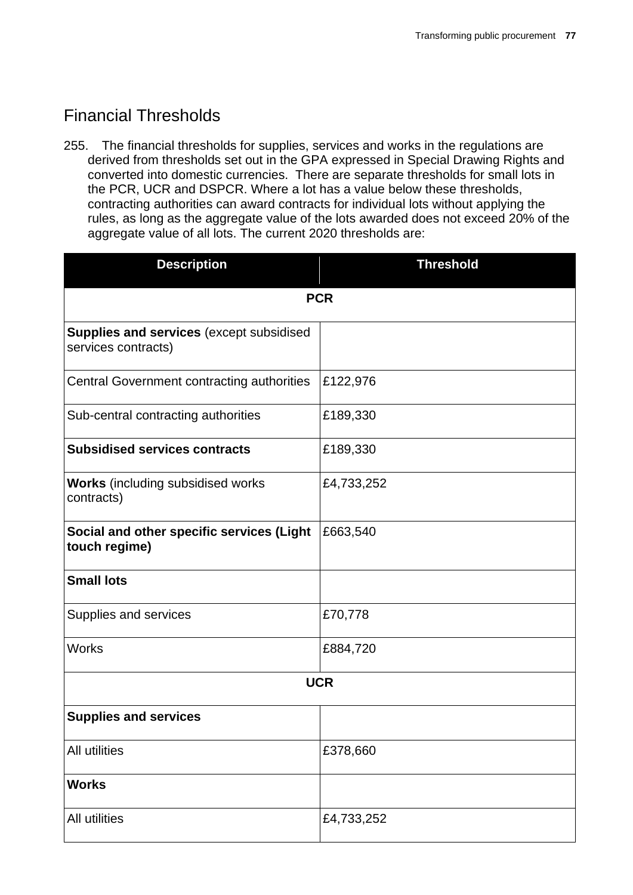## Financial Thresholds

255. The financial thresholds for supplies, services and works in the regulations are derived from thresholds set out in the GPA expressed in Special Drawing Rights and converted into domestic currencies. There are separate thresholds for small lots in the PCR, UCR and DSPCR. Where a lot has a value below these thresholds, contracting authorities can award contracts for individual lots without applying the rules, as long as the aggregate value of the lots awarded does not exceed 20% of the aggregate value of all lots. The current 2020 thresholds are:

| Description | Threshold |
|---|---|
| **PCR** | |
| **Supplies and services** (except subsidised services contracts) | |
| Central Government contracting authorities | £122,976 |
| Sub-central contracting authorities | £189,330 |
| **Subsidised services contracts** | £189,330 |
| **Works** (including subsidised works contracts) | £4,733,252 |
| **Social and other specific services (Light touch regime)** | £663,540 |
| **Small lots** | |
| Supplies and services | £70,778 |
| Works | £884,720 |
| **UCR** | |
| **Supplies and services** | |
| All utilities | £378,660 |
| **Works** | |
| All utilities | £4,733,252 |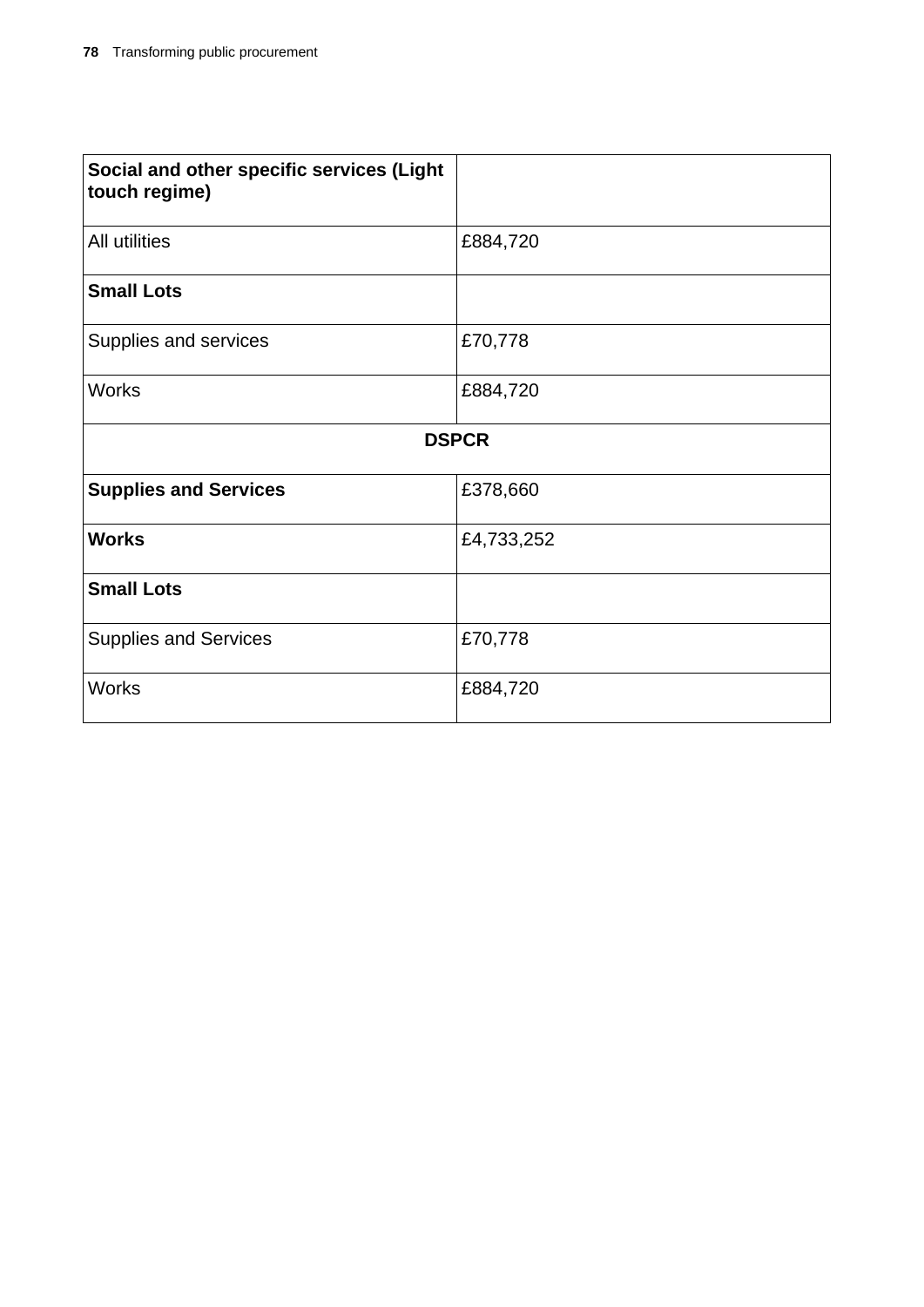| **Social and other specific services (Light touch regime)** | |
|---|---|
| All utilities | £884,720 |
| **Small Lots** | |
| Supplies and services | £70,778 |
| Works | £884,720 |
| **DSPCR** | |
| **Supplies and Services** | £378,660 |
| **Works** | £4,733,252 |
| **Small Lots** | |
| Supplies and Services | £70,778 |
| Works | £884,720 |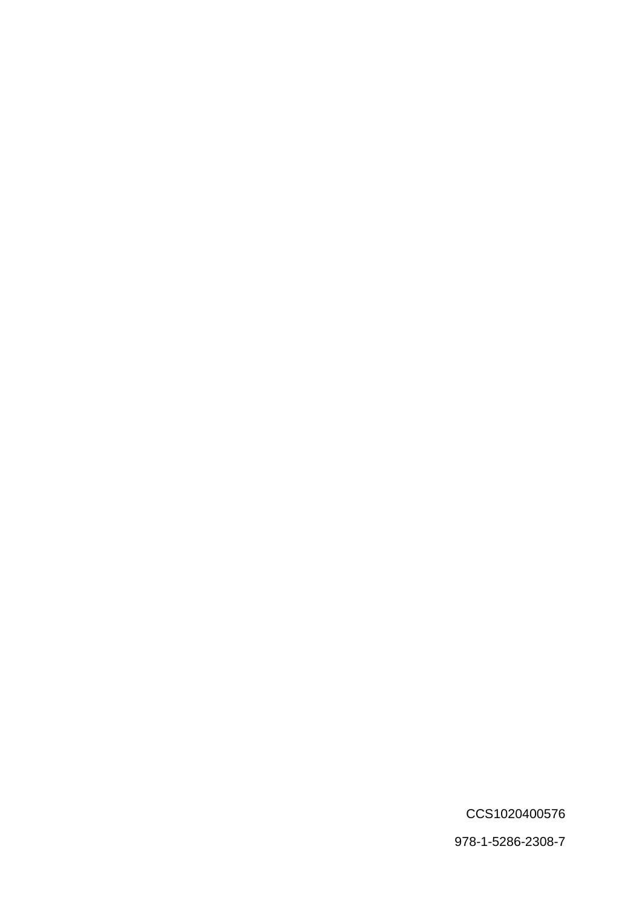CCS1020400576

978-1-5286-2308-7